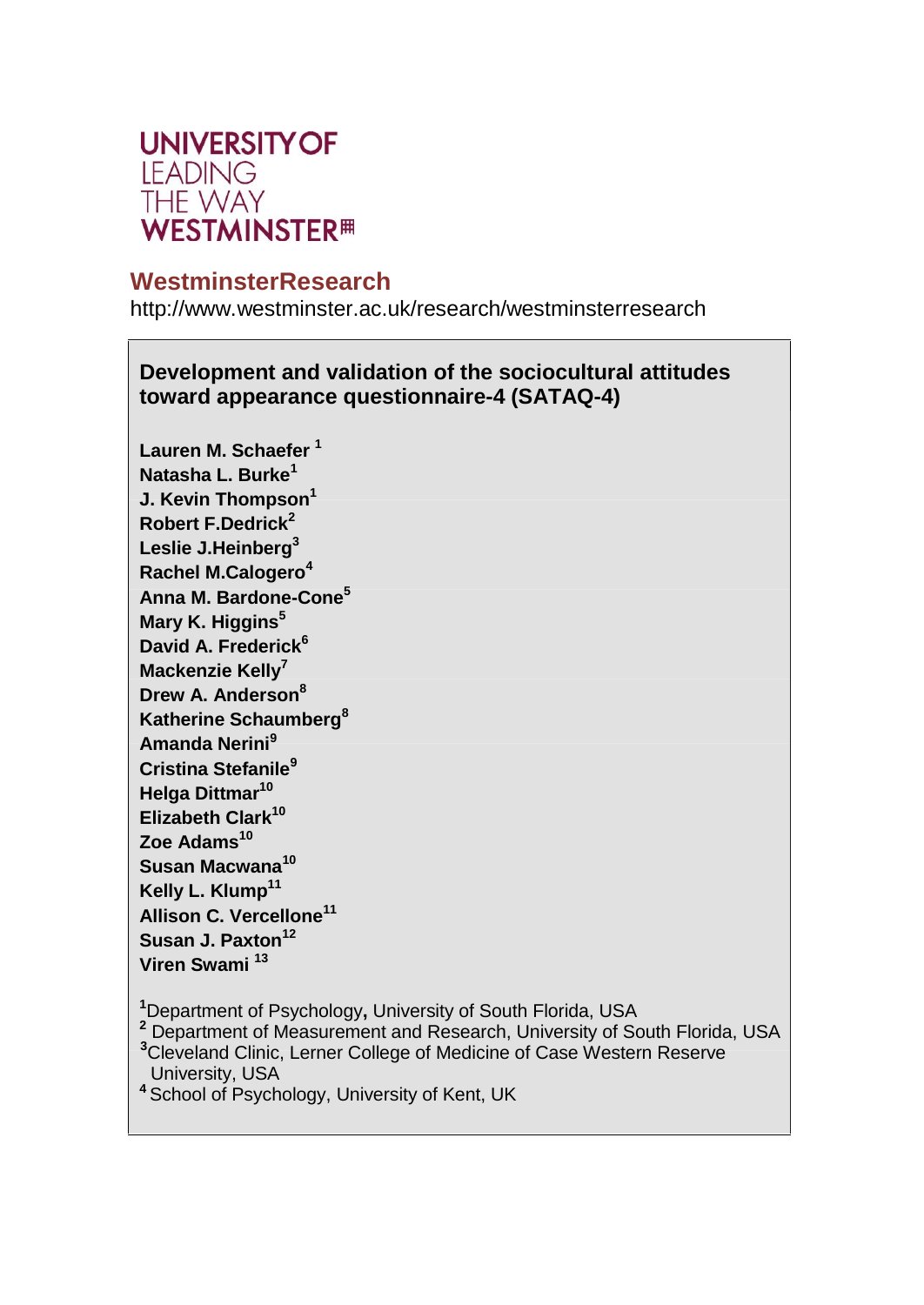UNIVERSITY OF
LEADING
THE WAY
WESTMINSTER

**WestminsterResearch**

http://www.westminster.ac.uk/research/westminsterresearch

# Development and validation of the sociocultural attitudes toward appearance questionnaire-4 (SATAQ-4)

**Lauren M. Schaefer** [1]
**Natasha L. Burke**[1]
**J. Kevin Thompson**[1]
**Robert F.Dedrick**[2]
**Leslie J.Heinberg**[3]
**Rachel M.Calogero**[4]
**Anna M. Bardone-Cone**[5]
**Mary K. Higgins**[5]
**David A. Frederick**[6]
**Mackenzie Kelly**[7]
**Drew A. Anderson**[8]
**Katherine Schaumberg**[8]
**Amanda Nerini**[9]
**Cristina Stefanile**[9]
**Helga Dittmar**[10]
**Elizabeth Clark**[10]
**Zoe Adams**[10]
**Susan Macwana**[10]
**Kelly L. Klump**[11]
**Allison C. Vercellone**[11]
**Susan J. Paxton**[12]
**Viren Swami** [13]

[1]Department of Psychology**,** University of South Florida, USA
[2] Department of Measurement and Research, University of South Florida, USA
[3]Cleveland Clinic, Lerner College of Medicine of Case Western Reserve University, USA
[4] School of Psychology, University of Kent, UK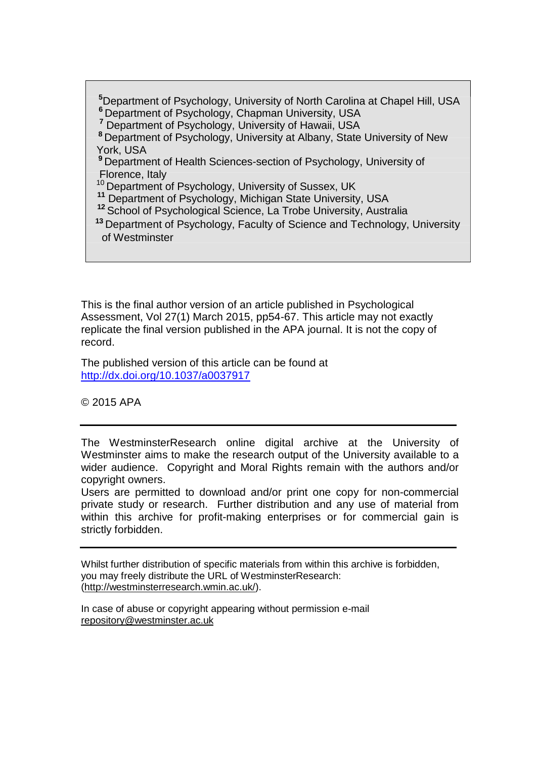[5]Department of Psychology, University of North Carolina at Chapel Hill, USA
[6]Department of Psychology, Chapman University, USA
[7]Department of Psychology, University of Hawaii, USA
[8]Department of Psychology, University at Albany, State University of New York, USA
[9]Department of Health Sciences-section of Psychology, University of Florence, Italy
[10]Department of Psychology, University of Sussex, UK
[11]Department of Psychology, Michigan State University, USA
[12]School of Psychological Science, La Trobe University, Australia
[13]Department of Psychology, Faculty of Science and Technology, University of Westminster

This is the final author version of an article published in Psychological Assessment, Vol 27(1) March 2015, pp54-67. This article may not exactly replicate the final version published in the APA journal. It is not the copy of record.

The published version of this article can be found at [http://dx.doi.org/10.1037/a0037917](http://dx.doi.org/10.1037/a0037917)

© 2015 APA

---

The WestminsterResearch online digital archive at the University of Westminster aims to make the research output of the University available to a wider audience. Copyright and Moral Rights remain with the authors and/or copyright owners.

Users are permitted to download and/or print one copy for non-commercial private study or research. Further distribution and any use of material from within this archive for profit-making enterprises or for commercial gain is strictly forbidden.

---

Whilst further distribution of specific materials from within this archive is forbidden, you may freely distribute the URL of WestminsterResearch: ([http://westminsterresearch.wmin.ac.uk/](http://westminsterresearch.wmin.ac.uk/)).

In case of abuse or copyright appearing without permission e-mail [repository@westminster.ac.uk](mailto:repository@westminster.ac.uk)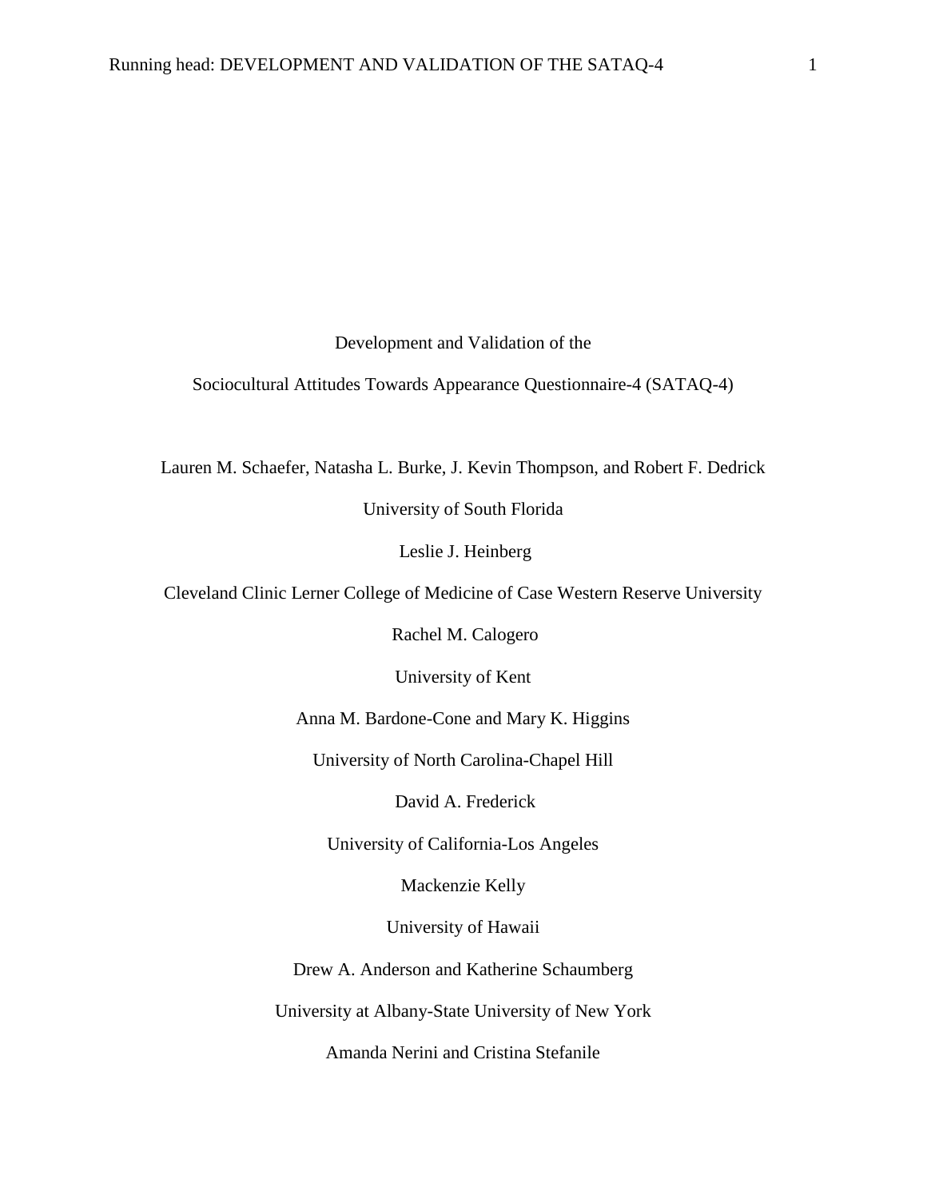Development and Validation of the

Sociocultural Attitudes Towards Appearance Questionnaire-4 (SATAQ-4)

Lauren M. Schaefer, Natasha L. Burke, J. Kevin Thompson, and Robert F. Dedrick

University of South Florida

Leslie J. Heinberg

Cleveland Clinic Lerner College of Medicine of Case Western Reserve University

Rachel M. Calogero

University of Kent

Anna M. Bardone-Cone and Mary K. Higgins

University of North Carolina-Chapel Hill

David A. Frederick

University of California-Los Angeles

Mackenzie Kelly

University of Hawaii

Drew A. Anderson and Katherine Schaumberg

University at Albany-State University of New York

Amanda Nerini and Cristina Stefanile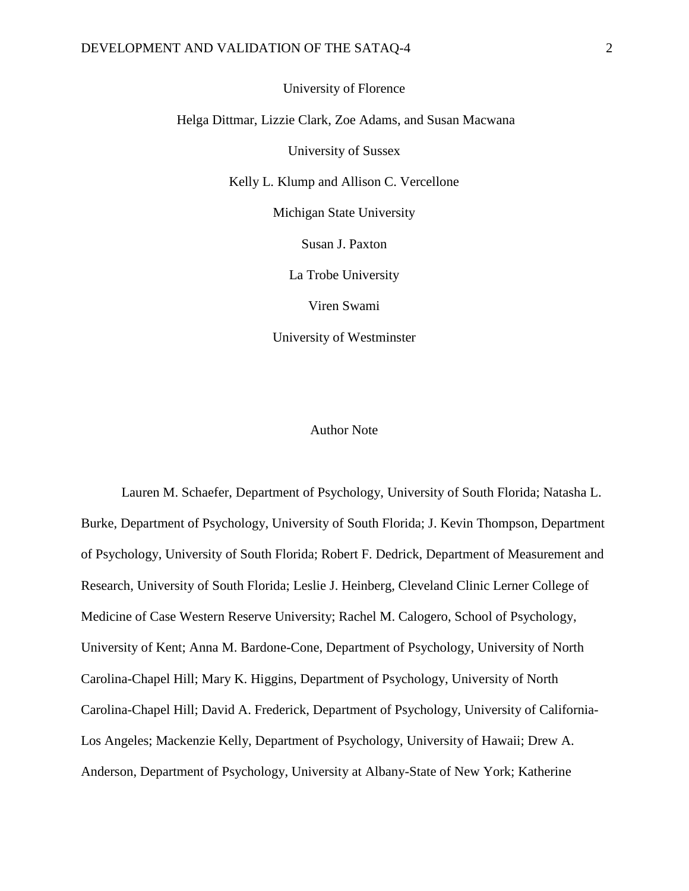University of Florence

Helga Dittmar, Lizzie Clark, Zoe Adams, and Susan Macwana

University of Sussex

Kelly L. Klump and Allison C. Vercellone

Michigan State University

Susan J. Paxton

La Trobe University

Viren Swami

University of Westminster

Author Note

Lauren M. Schaefer, Department of Psychology, University of South Florida; Natasha L. Burke, Department of Psychology, University of South Florida; J. Kevin Thompson, Department of Psychology, University of South Florida; Robert F. Dedrick, Department of Measurement and Research, University of South Florida; Leslie J. Heinberg, Cleveland Clinic Lerner College of Medicine of Case Western Reserve University; Rachel M. Calogero, School of Psychology, University of Kent; Anna M. Bardone-Cone, Department of Psychology, University of North Carolina-Chapel Hill; Mary K. Higgins, Department of Psychology, University of North Carolina-Chapel Hill; David A. Frederick, Department of Psychology, University of California-Los Angeles; Mackenzie Kelly, Department of Psychology, University of Hawaii; Drew A. Anderson, Department of Psychology, University at Albany-State of New York; Katherine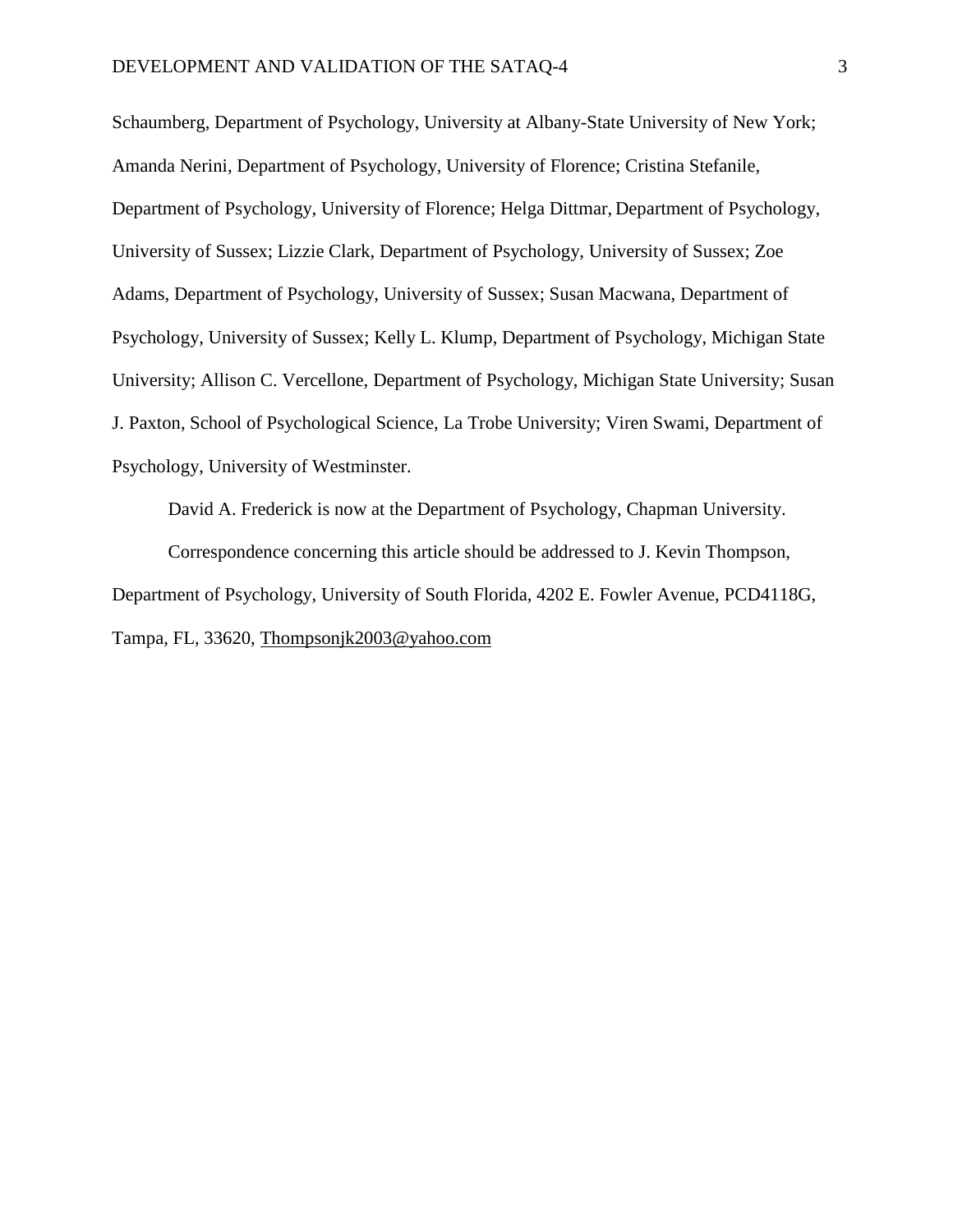Schaumberg, Department of Psychology, University at Albany-State University of New York; Amanda Nerini, Department of Psychology, University of Florence; Cristina Stefanile, Department of Psychology, University of Florence; Helga Dittmar, Department of Psychology, University of Sussex; Lizzie Clark, Department of Psychology, University of Sussex; Zoe Adams, Department of Psychology, University of Sussex; Susan Macwana, Department of Psychology, University of Sussex; Kelly L. Klump, Department of Psychology, Michigan State University; Allison C. Vercellone, Department of Psychology, Michigan State University; Susan J. Paxton, School of Psychological Science, La Trobe University; Viren Swami, Department of Psychology, University of Westminster.

David A. Frederick is now at the Department of Psychology, Chapman University.

Correspondence concerning this article should be addressed to J. Kevin Thompson, Department of Psychology, University of South Florida, 4202 E. Fowler Avenue, PCD4118G, Tampa, FL, 33620, Thompsonjk2003@yahoo.com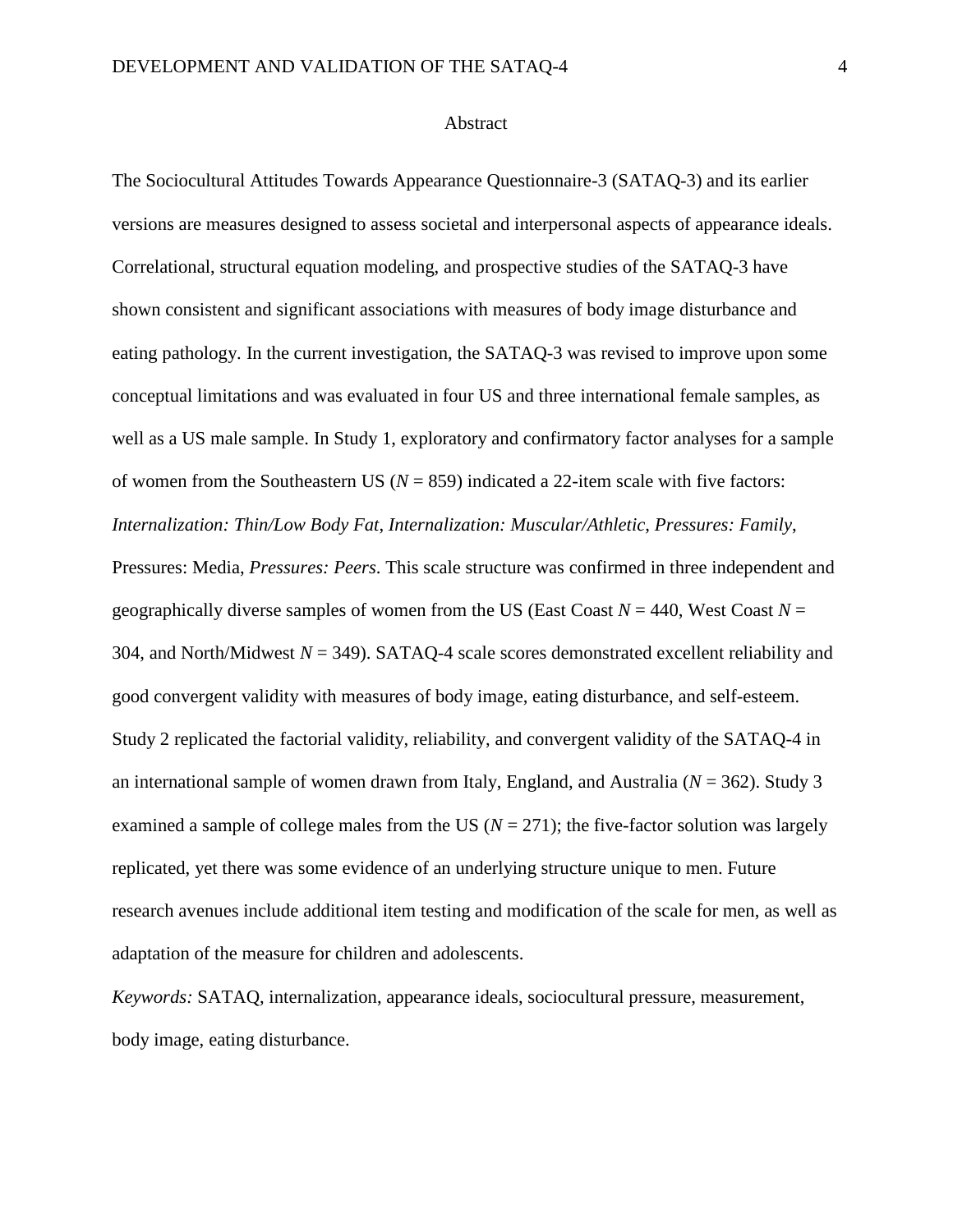## Abstract

The Sociocultural Attitudes Towards Appearance Questionnaire-3 (SATAQ-3) and its earlier versions are measures designed to assess societal and interpersonal aspects of appearance ideals. Correlational, structural equation modeling, and prospective studies of the SATAQ-3 have shown consistent and significant associations with measures of body image disturbance and eating pathology. In the current investigation, the SATAQ-3 was revised to improve upon some conceptual limitations and was evaluated in four US and three international female samples, as well as a US male sample. In Study 1, exploratory and confirmatory factor analyses for a sample of women from the Southeastern US (*N* = 859) indicated a 22-item scale with five factors: *Internalization: Thin/Low Body Fat*, *Internalization: Muscular/Athletic*, *Pressures: Family*, Pressures: Media, *Pressures: Peers*. This scale structure was confirmed in three independent and geographically diverse samples of women from the US (East Coast *N* = 440, West Coast *N* = 304, and North/Midwest *N* = 349). SATAQ-4 scale scores demonstrated excellent reliability and good convergent validity with measures of body image, eating disturbance, and self-esteem. Study 2 replicated the factorial validity, reliability, and convergent validity of the SATAQ-4 in an international sample of women drawn from Italy, England, and Australia (*N* = 362). Study 3 examined a sample of college males from the US (*N* = 271); the five-factor solution was largely replicated, yet there was some evidence of an underlying structure unique to men. Future research avenues include additional item testing and modification of the scale for men, as well as adaptation of the measure for children and adolescents.

*Keywords:* SATAQ, internalization, appearance ideals, sociocultural pressure, measurement, body image, eating disturbance.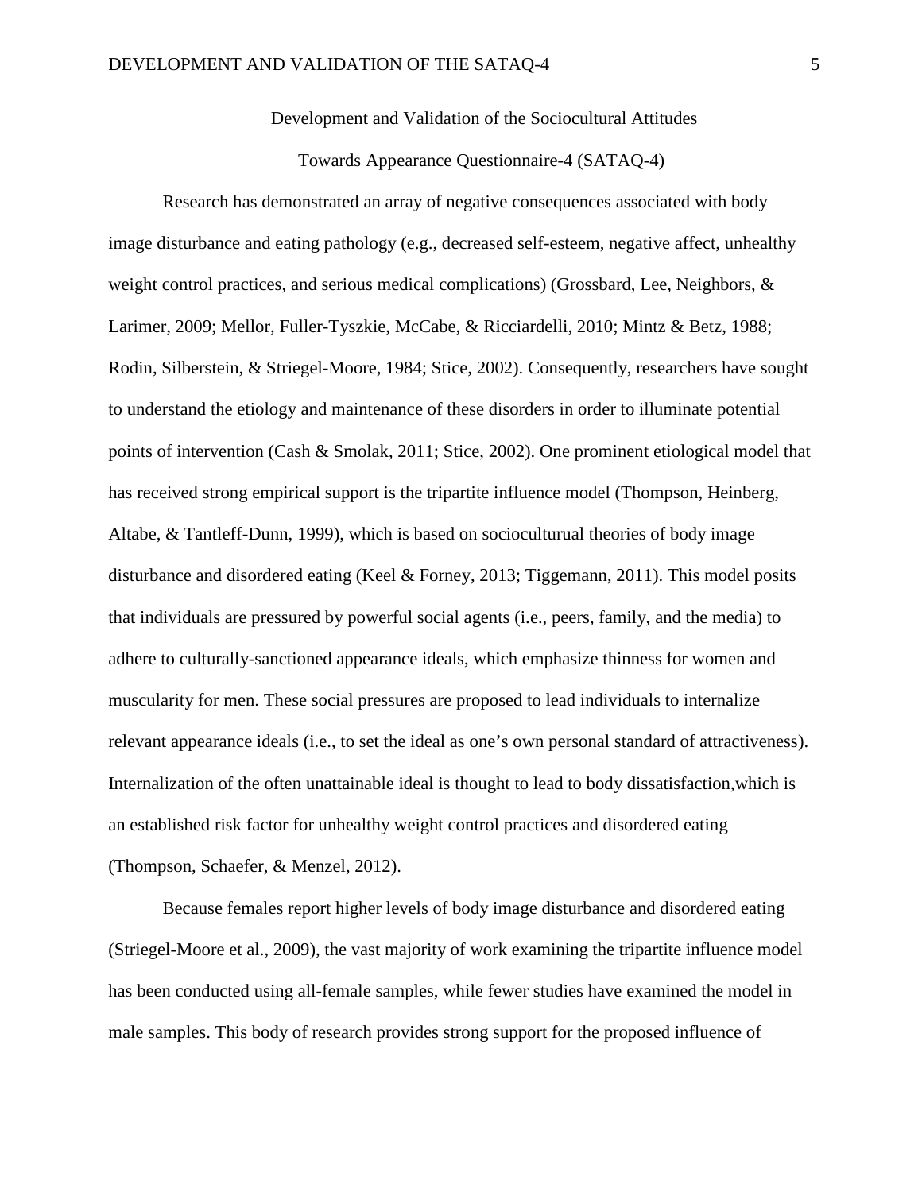# Development and Validation of the Sociocultural Attitudes Towards Appearance Questionnaire-4 (SATAQ-4)

Research has demonstrated an array of negative consequences associated with body image disturbance and eating pathology (e.g., decreased self-esteem, negative affect, unhealthy weight control practices, and serious medical complications) (Grossbard, Lee, Neighbors, & Larimer, 2009; Mellor, Fuller-Tyszkie, McCabe, & Ricciardelli, 2010; Mintz & Betz, 1988; Rodin, Silberstein, & Striegel-Moore, 1984; Stice, 2002). Consequently, researchers have sought to understand the etiology and maintenance of these disorders in order to illuminate potential points of intervention (Cash & Smolak, 2011; Stice, 2002). One prominent etiological model that has received strong empirical support is the tripartite influence model (Thompson, Heinberg, Altabe, & Tantleff-Dunn, 1999), which is based on socioculturual theories of body image disturbance and disordered eating (Keel & Forney, 2013; Tiggemann, 2011). This model posits that individuals are pressured by powerful social agents (i.e., peers, family, and the media) to adhere to culturally-sanctioned appearance ideals, which emphasize thinness for women and muscularity for men. These social pressures are proposed to lead individuals to internalize relevant appearance ideals (i.e., to set the ideal as one's own personal standard of attractiveness). Internalization of the often unattainable ideal is thought to lead to body dissatisfaction,which is an established risk factor for unhealthy weight control practices and disordered eating (Thompson, Schaefer, & Menzel, 2012).

Because females report higher levels of body image disturbance and disordered eating (Striegel-Moore et al., 2009), the vast majority of work examining the tripartite influence model has been conducted using all-female samples, while fewer studies have examined the model in male samples. This body of research provides strong support for the proposed influence of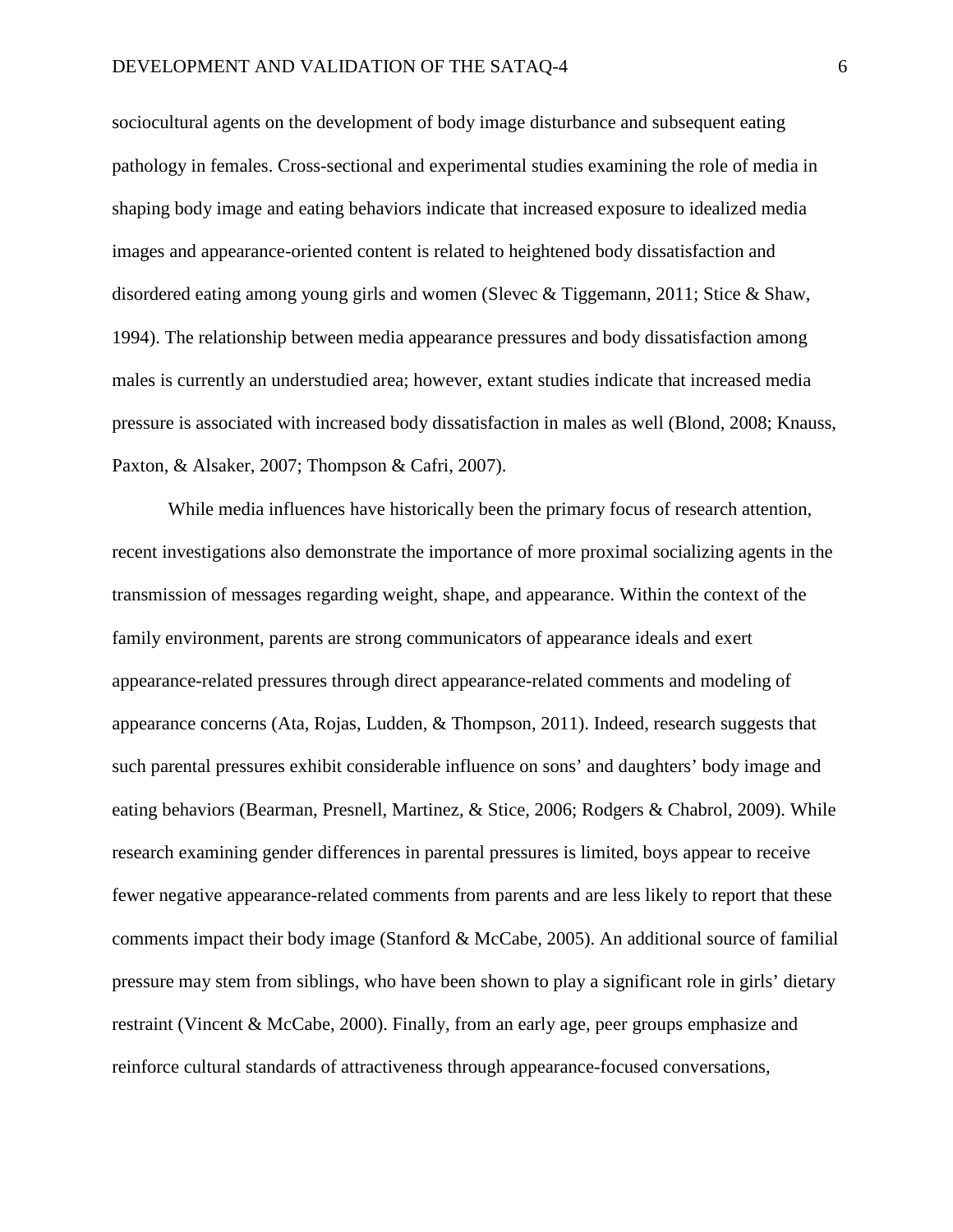sociocultural agents on the development of body image disturbance and subsequent eating pathology in females. Cross-sectional and experimental studies examining the role of media in shaping body image and eating behaviors indicate that increased exposure to idealized media images and appearance-oriented content is related to heightened body dissatisfaction and disordered eating among young girls and women (Slevec & Tiggemann, 2011; Stice & Shaw, 1994). The relationship between media appearance pressures and body dissatisfaction among males is currently an understudied area; however, extant studies indicate that increased media pressure is associated with increased body dissatisfaction in males as well (Blond, 2008; Knauss, Paxton, & Alsaker, 2007; Thompson & Cafri, 2007).

While media influences have historically been the primary focus of research attention, recent investigations also demonstrate the importance of more proximal socializing agents in the transmission of messages regarding weight, shape, and appearance. Within the context of the family environment, parents are strong communicators of appearance ideals and exert appearance-related pressures through direct appearance-related comments and modeling of appearance concerns (Ata, Rojas, Ludden, & Thompson, 2011). Indeed, research suggests that such parental pressures exhibit considerable influence on sons' and daughters' body image and eating behaviors (Bearman, Presnell, Martinez, & Stice, 2006; Rodgers & Chabrol, 2009). While research examining gender differences in parental pressures is limited, boys appear to receive fewer negative appearance-related comments from parents and are less likely to report that these comments impact their body image (Stanford & McCabe, 2005). An additional source of familial pressure may stem from siblings, who have been shown to play a significant role in girls' dietary restraint (Vincent & McCabe, 2000). Finally, from an early age, peer groups emphasize and reinforce cultural standards of attractiveness through appearance-focused conversations,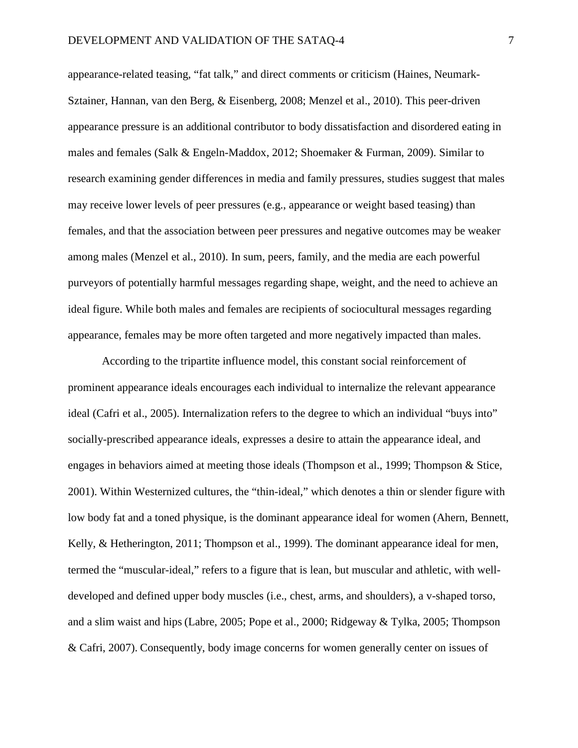appearance-related teasing, "fat talk," and direct comments or criticism (Haines, Neumark-Sztainer, Hannan, van den Berg, & Eisenberg, 2008; Menzel et al., 2010). This peer-driven appearance pressure is an additional contributor to body dissatisfaction and disordered eating in males and females (Salk & Engeln-Maddox, 2012; Shoemaker & Furman, 2009). Similar to research examining gender differences in media and family pressures, studies suggest that males may receive lower levels of peer pressures (e.g., appearance or weight based teasing) than females, and that the association between peer pressures and negative outcomes may be weaker among males (Menzel et al., 2010). In sum, peers, family, and the media are each powerful purveyors of potentially harmful messages regarding shape, weight, and the need to achieve an ideal figure. While both males and females are recipients of sociocultural messages regarding appearance, females may be more often targeted and more negatively impacted than males.

According to the tripartite influence model, this constant social reinforcement of prominent appearance ideals encourages each individual to internalize the relevant appearance ideal (Cafri et al., 2005). Internalization refers to the degree to which an individual "buys into" socially-prescribed appearance ideals, expresses a desire to attain the appearance ideal, and engages in behaviors aimed at meeting those ideals (Thompson et al., 1999; Thompson & Stice, 2001). Within Westernized cultures, the "thin-ideal," which denotes a thin or slender figure with low body fat and a toned physique, is the dominant appearance ideal for women (Ahern, Bennett, Kelly, & Hetherington, 2011; Thompson et al., 1999). The dominant appearance ideal for men, termed the "muscular-ideal," refers to a figure that is lean, but muscular and athletic, with well-developed and defined upper body muscles (i.e., chest, arms, and shoulders), a v-shaped torso, and a slim waist and hips (Labre, 2005; Pope et al., 2000; Ridgeway & Tylka, 2005; Thompson & Cafri, 2007). Consequently, body image concerns for women generally center on issues of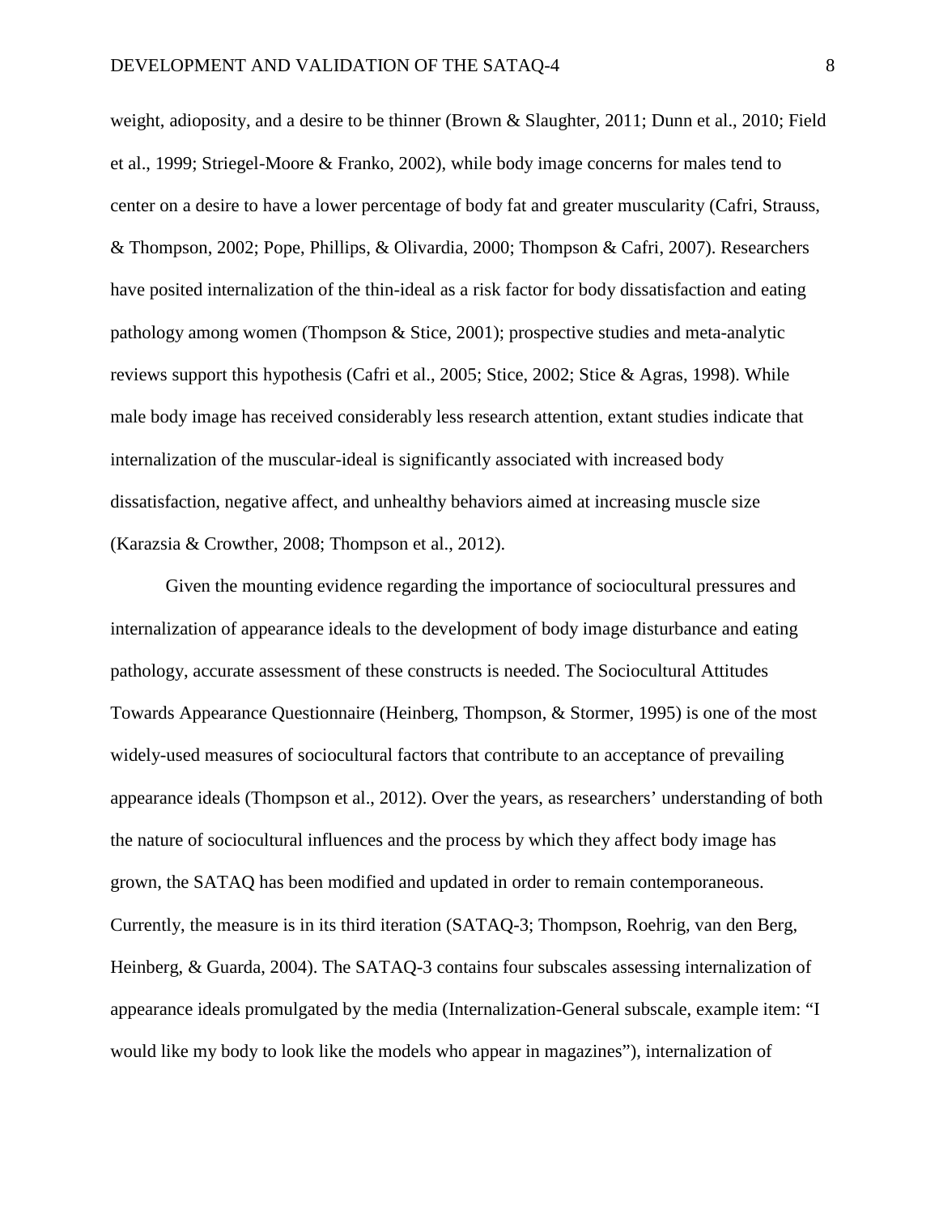weight, adioposity, and a desire to be thinner (Brown & Slaughter, 2011; Dunn et al., 2010; Field et al., 1999; Striegel-Moore & Franko, 2002), while body image concerns for males tend to center on a desire to have a lower percentage of body fat and greater muscularity (Cafri, Strauss, & Thompson, 2002; Pope, Phillips, & Olivardia, 2000; Thompson & Cafri, 2007). Researchers have posited internalization of the thin-ideal as a risk factor for body dissatisfaction and eating pathology among women (Thompson & Stice, 2001); prospective studies and meta-analytic reviews support this hypothesis (Cafri et al., 2005; Stice, 2002; Stice & Agras, 1998). While male body image has received considerably less research attention, extant studies indicate that internalization of the muscular-ideal is significantly associated with increased body dissatisfaction, negative affect, and unhealthy behaviors aimed at increasing muscle size (Karazsia & Crowther, 2008; Thompson et al., 2012).

Given the mounting evidence regarding the importance of sociocultural pressures and internalization of appearance ideals to the development of body image disturbance and eating pathology, accurate assessment of these constructs is needed. The Sociocultural Attitudes Towards Appearance Questionnaire (Heinberg, Thompson, & Stormer, 1995) is one of the most widely-used measures of sociocultural factors that contribute to an acceptance of prevailing appearance ideals (Thompson et al., 2012). Over the years, as researchers' understanding of both the nature of sociocultural influences and the process by which they affect body image has grown, the SATAQ has been modified and updated in order to remain contemporaneous. Currently, the measure is in its third iteration (SATAQ-3; Thompson, Roehrig, van den Berg, Heinberg, & Guarda, 2004). The SATAQ-3 contains four subscales assessing internalization of appearance ideals promulgated by the media (Internalization-General subscale, example item: "I would like my body to look like the models who appear in magazines"), internalization of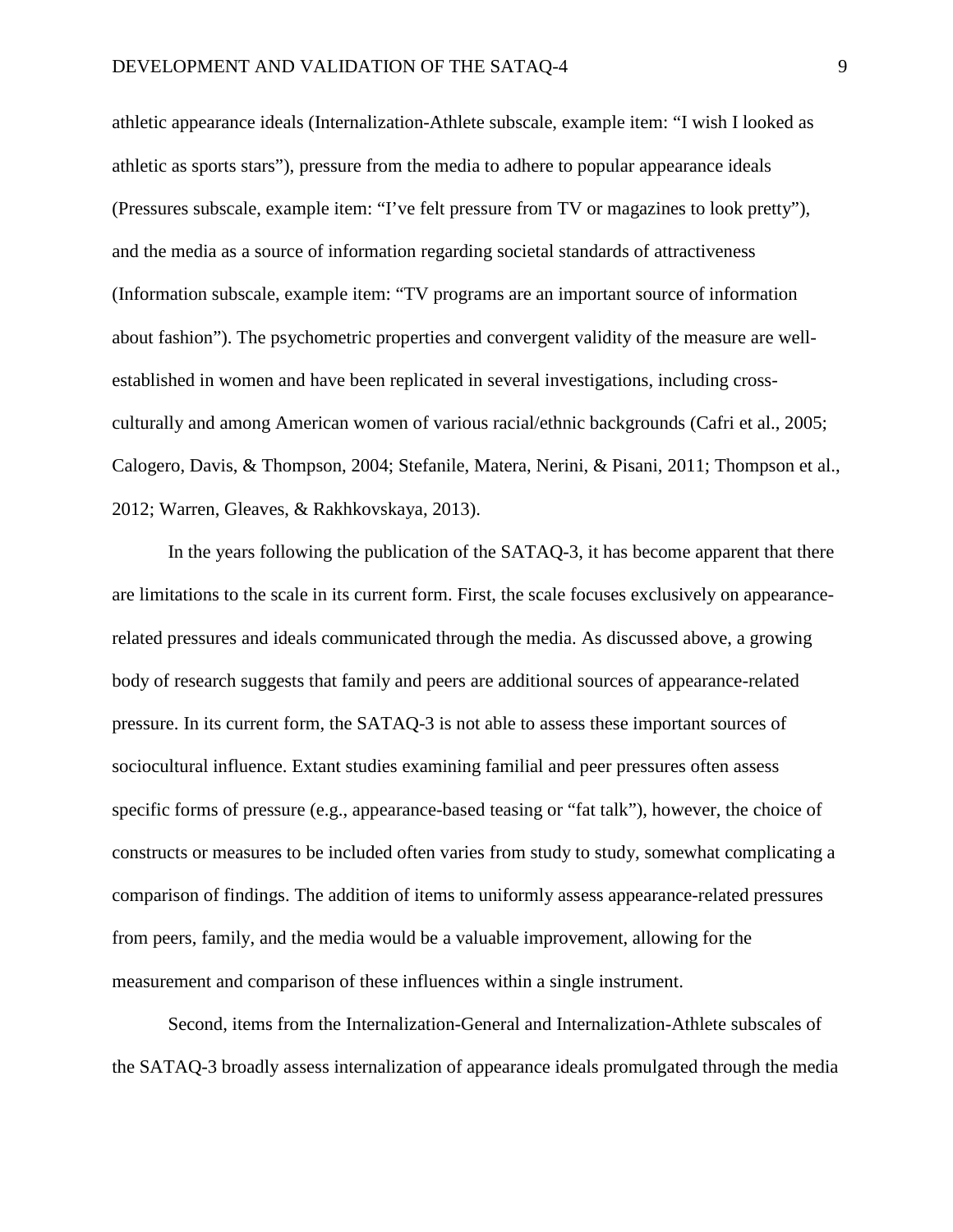athletic appearance ideals (Internalization-Athlete subscale, example item: "I wish I looked as athletic as sports stars"), pressure from the media to adhere to popular appearance ideals (Pressures subscale, example item: "I've felt pressure from TV or magazines to look pretty"), and the media as a source of information regarding societal standards of attractiveness (Information subscale, example item: "TV programs are an important source of information about fashion"). The psychometric properties and convergent validity of the measure are well-established in women and have been replicated in several investigations, including cross-culturally and among American women of various racial/ethnic backgrounds (Cafri et al., 2005; Calogero, Davis, & Thompson, 2004; Stefanile, Matera, Nerini, & Pisani, 2011; Thompson et al., 2012; Warren, Gleaves, & Rakhkovskaya, 2013).

In the years following the publication of the SATAQ-3, it has become apparent that there are limitations to the scale in its current form. First, the scale focuses exclusively on appearance-related pressures and ideals communicated through the media. As discussed above, a growing body of research suggests that family and peers are additional sources of appearance-related pressure. In its current form, the SATAQ-3 is not able to assess these important sources of sociocultural influence. Extant studies examining familial and peer pressures often assess specific forms of pressure (e.g., appearance-based teasing or "fat talk"), however, the choice of constructs or measures to be included often varies from study to study, somewhat complicating a comparison of findings. The addition of items to uniformly assess appearance-related pressures from peers, family, and the media would be a valuable improvement, allowing for the measurement and comparison of these influences within a single instrument.

Second, items from the Internalization-General and Internalization-Athlete subscales of the SATAQ-3 broadly assess internalization of appearance ideals promulgated through the media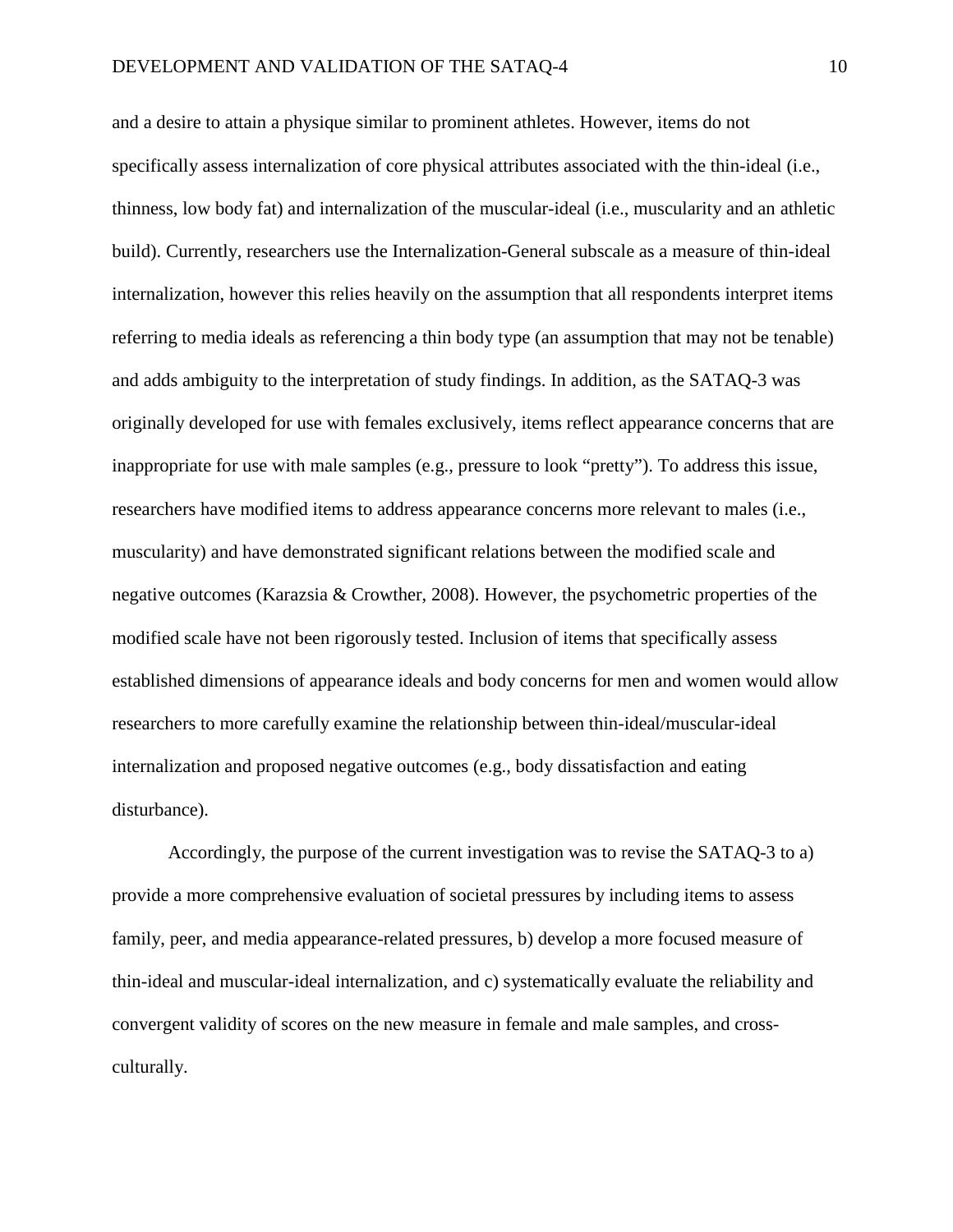and a desire to attain a physique similar to prominent athletes. However, items do not specifically assess internalization of core physical attributes associated with the thin-ideal (i.e., thinness, low body fat) and internalization of the muscular-ideal (i.e., muscularity and an athletic build). Currently, researchers use the Internalization-General subscale as a measure of thin-ideal internalization, however this relies heavily on the assumption that all respondents interpret items referring to media ideals as referencing a thin body type (an assumption that may not be tenable) and adds ambiguity to the interpretation of study findings. In addition, as the SATAQ-3 was originally developed for use with females exclusively, items reflect appearance concerns that are inappropriate for use with male samples (e.g., pressure to look "pretty"). To address this issue, researchers have modified items to address appearance concerns more relevant to males (i.e., muscularity) and have demonstrated significant relations between the modified scale and negative outcomes (Karazsia & Crowther, 2008). However, the psychometric properties of the modified scale have not been rigorously tested. Inclusion of items that specifically assess established dimensions of appearance ideals and body concerns for men and women would allow researchers to more carefully examine the relationship between thin-ideal/muscular-ideal internalization and proposed negative outcomes (e.g., body dissatisfaction and eating disturbance).

Accordingly, the purpose of the current investigation was to revise the SATAQ-3 to a) provide a more comprehensive evaluation of societal pressures by including items to assess family, peer, and media appearance-related pressures, b) develop a more focused measure of thin-ideal and muscular-ideal internalization, and c) systematically evaluate the reliability and convergent validity of scores on the new measure in female and male samples, and cross-culturally.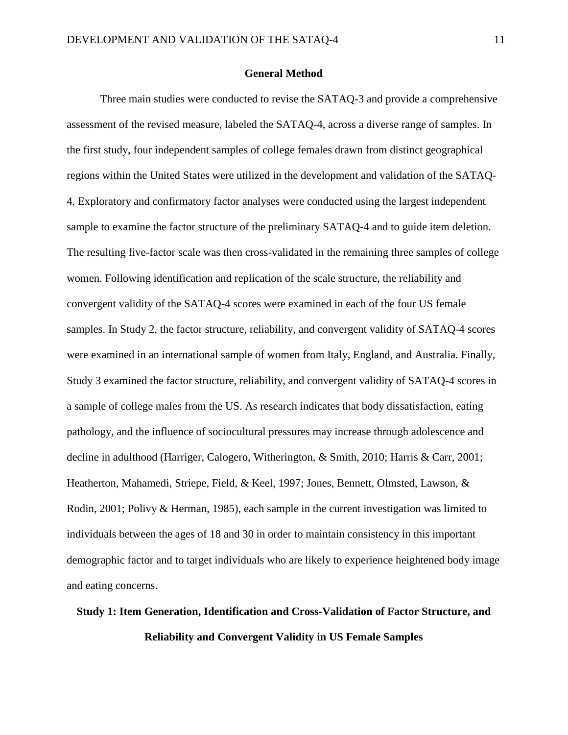## General Method

Three main studies were conducted to revise the SATAQ-3 and provide a comprehensive assessment of the revised measure, labeled the SATAQ-4, across a diverse range of samples. In the first study, four independent samples of college females drawn from distinct geographical regions within the United States were utilized in the development and validation of the SATAQ-4. Exploratory and confirmatory factor analyses were conducted using the largest independent sample to examine the factor structure of the preliminary SATAQ-4 and to guide item deletion. The resulting five-factor scale was then cross-validated in the remaining three samples of college women. Following identification and replication of the scale structure, the reliability and convergent validity of the SATAQ-4 scores were examined in each of the four US female samples. In Study 2, the factor structure, reliability, and convergent validity of SATAQ-4 scores were examined in an international sample of women from Italy, England, and Australia. Finally, Study 3 examined the factor structure, reliability, and convergent validity of SATAQ-4 scores in a sample of college males from the US. As research indicates that body dissatisfaction, eating pathology, and the influence of sociocultural pressures may increase through adolescence and decline in adulthood (Harriger, Calogero, Witherington, & Smith, 2010; Harris & Carr, 2001; Heatherton, Mahamedi, Striepe, Field, & Keel, 1997; Jones, Bennett, Olmsted, Lawson, & Rodin, 2001; Polivy & Herman, 1985), each sample in the current investigation was limited to individuals between the ages of 18 and 30 in order to maintain consistency in this important demographic factor and to target individuals who are likely to experience heightened body image and eating concerns.

## Study 1: Item Generation, Identification and Cross-Validation of Factor Structure, and Reliability and Convergent Validity in US Female Samples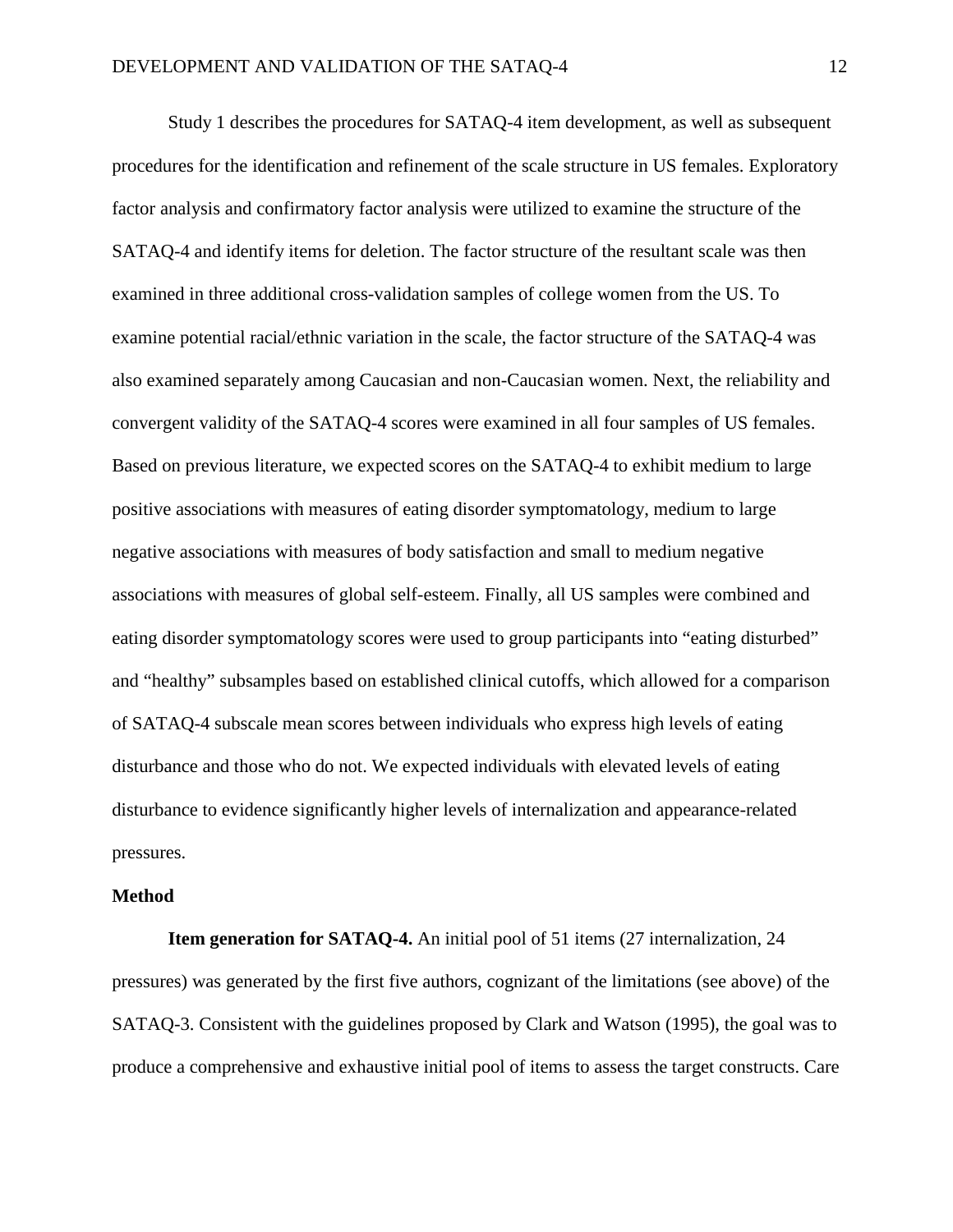Study 1 describes the procedures for SATAQ-4 item development, as well as subsequent procedures for the identification and refinement of the scale structure in US females. Exploratory factor analysis and confirmatory factor analysis were utilized to examine the structure of the SATAQ-4 and identify items for deletion. The factor structure of the resultant scale was then examined in three additional cross-validation samples of college women from the US. To examine potential racial/ethnic variation in the scale, the factor structure of the SATAQ-4 was also examined separately among Caucasian and non-Caucasian women. Next, the reliability and convergent validity of the SATAQ-4 scores were examined in all four samples of US females. Based on previous literature, we expected scores on the SATAQ-4 to exhibit medium to large positive associations with measures of eating disorder symptomatology, medium to large negative associations with measures of body satisfaction and small to medium negative associations with measures of global self-esteem. Finally, all US samples were combined and eating disorder symptomatology scores were used to group participants into "eating disturbed" and "healthy" subsamples based on established clinical cutoffs, which allowed for a comparison of SATAQ-4 subscale mean scores between individuals who express high levels of eating disturbance and those who do not. We expected individuals with elevated levels of eating disturbance to evidence significantly higher levels of internalization and appearance-related pressures.

## Method

**Item generation for SATAQ-4.** An initial pool of 51 items (27 internalization, 24 pressures) was generated by the first five authors, cognizant of the limitations (see above) of the SATAQ-3. Consistent with the guidelines proposed by Clark and Watson (1995), the goal was to produce a comprehensive and exhaustive initial pool of items to assess the target constructs. Care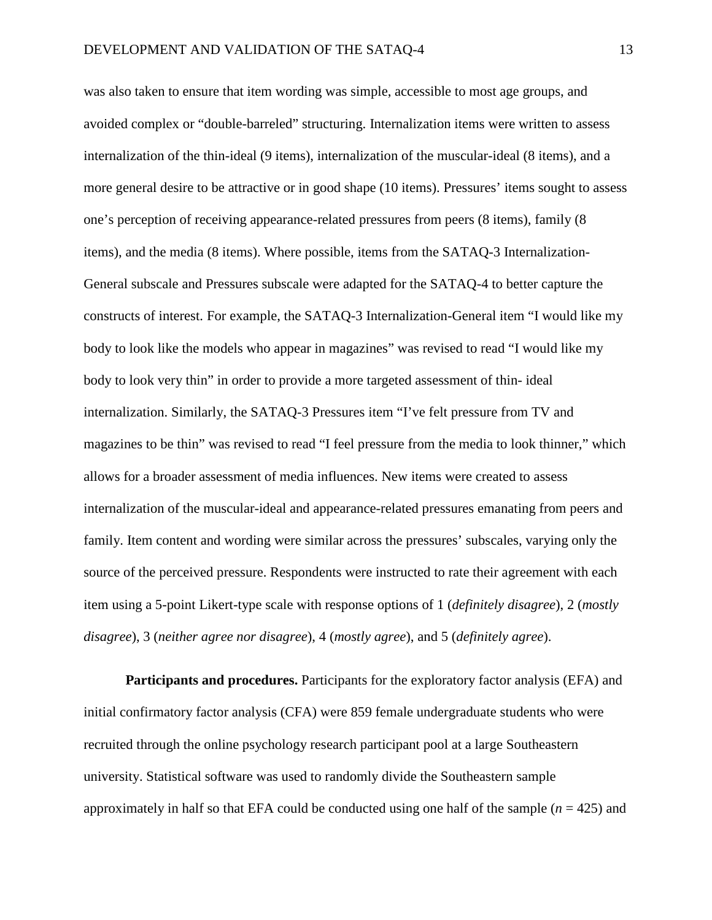was also taken to ensure that item wording was simple, accessible to most age groups, and avoided complex or "double-barreled" structuring. Internalization items were written to assess internalization of the thin-ideal (9 items), internalization of the muscular-ideal (8 items), and a more general desire to be attractive or in good shape (10 items). Pressures' items sought to assess one's perception of receiving appearance-related pressures from peers (8 items), family (8 items), and the media (8 items). Where possible, items from the SATAQ-3 Internalization-General subscale and Pressures subscale were adapted for the SATAQ-4 to better capture the constructs of interest. For example, the SATAQ-3 Internalization-General item "I would like my body to look like the models who appear in magazines" was revised to read "I would like my body to look very thin" in order to provide a more targeted assessment of thin- ideal internalization. Similarly, the SATAQ-3 Pressures item "I've felt pressure from TV and magazines to be thin" was revised to read "I feel pressure from the media to look thinner," which allows for a broader assessment of media influences. New items were created to assess internalization of the muscular-ideal and appearance-related pressures emanating from peers and family. Item content and wording were similar across the pressures' subscales, varying only the source of the perceived pressure. Respondents were instructed to rate their agreement with each item using a 5-point Likert-type scale with response options of 1 (*definitely disagree*), 2 (*mostly disagree*), 3 (*neither agree nor disagree*), 4 (*mostly agree*), and 5 (*definitely agree*).

**Participants and procedures.** Participants for the exploratory factor analysis (EFA) and initial confirmatory factor analysis (CFA) were 859 female undergraduate students who were recruited through the online psychology research participant pool at a large Southeastern university. Statistical software was used to randomly divide the Southeastern sample approximately in half so that EFA could be conducted using one half of the sample ($n$ = 425) and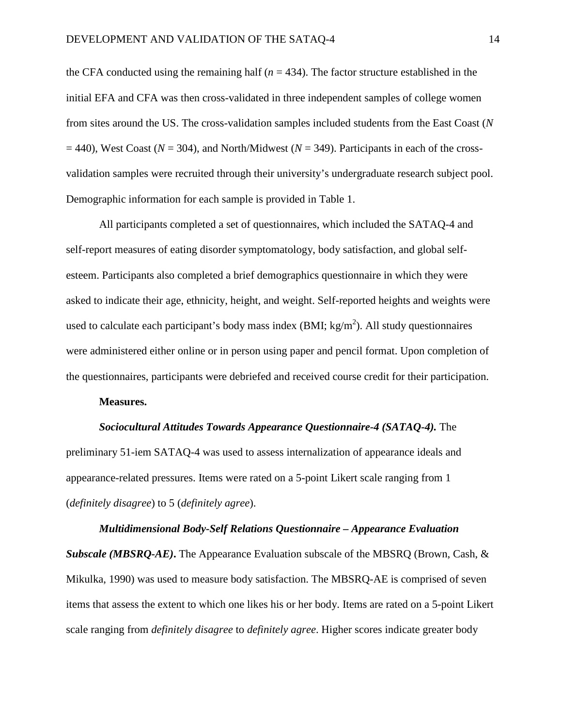the CFA conducted using the remaining half (*n* = 434). The factor structure established in the initial EFA and CFA was then cross-validated in three independent samples of college women from sites around the US. The cross-validation samples included students from the East Coast (*N* = 440), West Coast (*N* = 304), and North/Midwest (*N* = 349). Participants in each of the cross-validation samples were recruited through their university's undergraduate research subject pool. Demographic information for each sample is provided in Table 1.

All participants completed a set of questionnaires, which included the SATAQ-4 and self-report measures of eating disorder symptomatology, body satisfaction, and global self-esteem. Participants also completed a brief demographics questionnaire in which they were asked to indicate their age, ethnicity, height, and weight. Self-reported heights and weights were used to calculate each participant's body mass index (BMI; $kg/m^2$). All study questionnaires were administered either online or in person using paper and pencil format. Upon completion of the questionnaires, participants were debriefed and received course credit for their participation.

**Measures.**

***Sociocultural Attitudes Towards Appearance Questionnaire-4 (SATAQ-4).*** The preliminary 51-iem SATAQ-4 was used to assess internalization of appearance ideals and appearance-related pressures. Items were rated on a 5-point Likert scale ranging from 1 (*definitely disagree*) to 5 (*definitely agree*).

***Multidimensional Body-Self Relations Questionnaire – Appearance Evaluation Subscale (MBSRQ-AE).*** The Appearance Evaluation subscale of the MBSRQ (Brown, Cash, & Mikulka, 1990) was used to measure body satisfaction. The MBSRQ-AE is comprised of seven items that assess the extent to which one likes his or her body. Items are rated on a 5-point Likert scale ranging from *definitely disagree* to *definitely agree*. Higher scores indicate greater body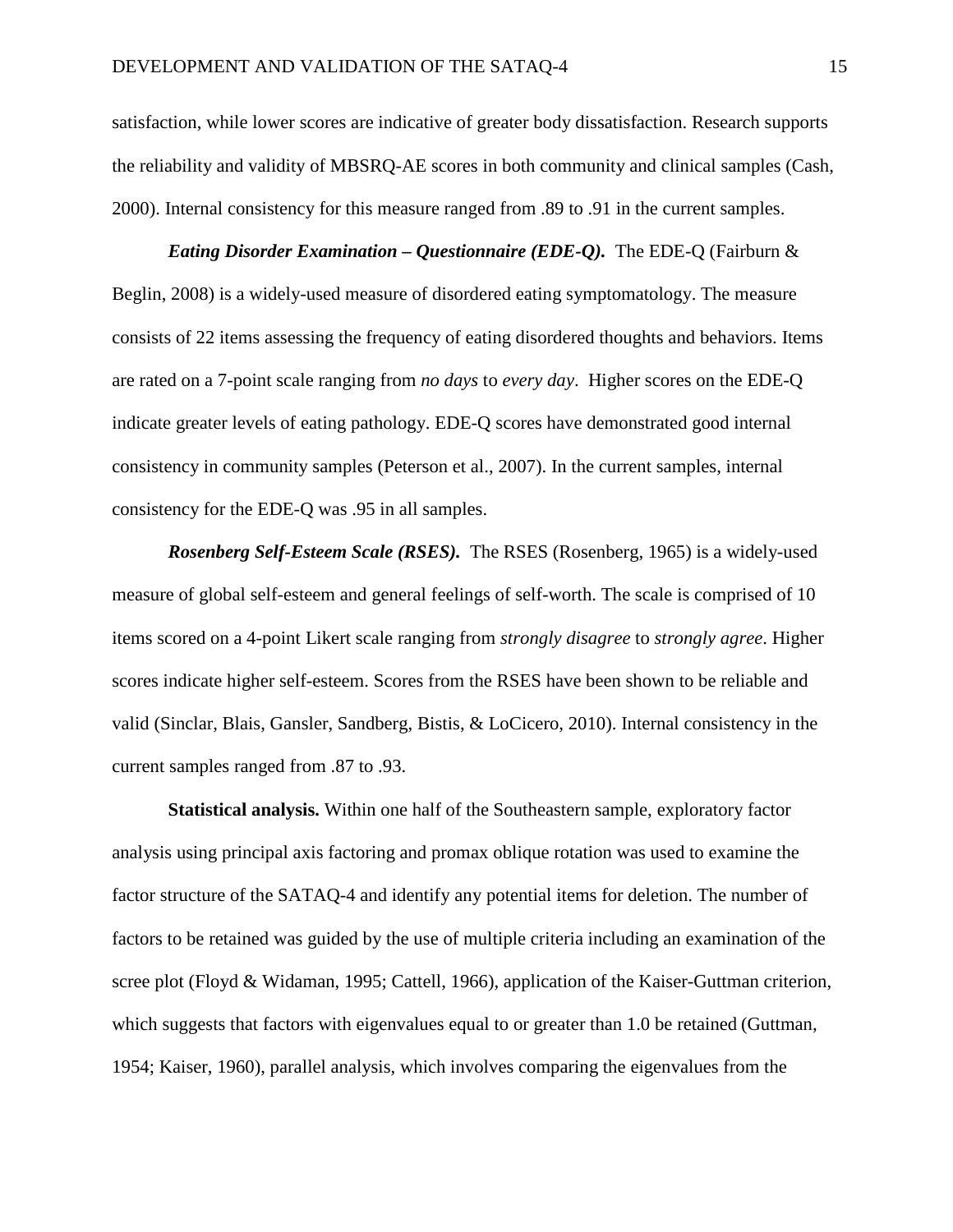satisfaction, while lower scores are indicative of greater body dissatisfaction. Research supports the reliability and validity of MBSRQ-AE scores in both community and clinical samples (Cash, 2000). Internal consistency for this measure ranged from .89 to .91 in the current samples.

***Eating Disorder Examination – Questionnaire (EDE-Q).*** The EDE-Q (Fairburn & Beglin, 2008) is a widely-used measure of disordered eating symptomatology. The measure consists of 22 items assessing the frequency of eating disordered thoughts and behaviors. Items are rated on a 7-point scale ranging from *no days* to *every day*. Higher scores on the EDE-Q indicate greater levels of eating pathology. EDE-Q scores have demonstrated good internal consistency in community samples (Peterson et al., 2007). In the current samples, internal consistency for the EDE-Q was .95 in all samples.

***Rosenberg Self-Esteem Scale (RSES).*** The RSES (Rosenberg, 1965) is a widely-used measure of global self-esteem and general feelings of self-worth. The scale is comprised of 10 items scored on a 4-point Likert scale ranging from *strongly disagree* to *strongly agree*. Higher scores indicate higher self-esteem. Scores from the RSES have been shown to be reliable and valid (Sinclar, Blais, Gansler, Sandberg, Bistis, & LoCicero, 2010). Internal consistency in the current samples ranged from .87 to .93.

**Statistical analysis.** Within one half of the Southeastern sample, exploratory factor analysis using principal axis factoring and promax oblique rotation was used to examine the factor structure of the SATAQ-4 and identify any potential items for deletion. The number of factors to be retained was guided by the use of multiple criteria including an examination of the scree plot (Floyd & Widaman, 1995; Cattell, 1966), application of the Kaiser-Guttman criterion, which suggests that factors with eigenvalues equal to or greater than 1.0 be retained (Guttman, 1954; Kaiser, 1960), parallel analysis, which involves comparing the eigenvalues from the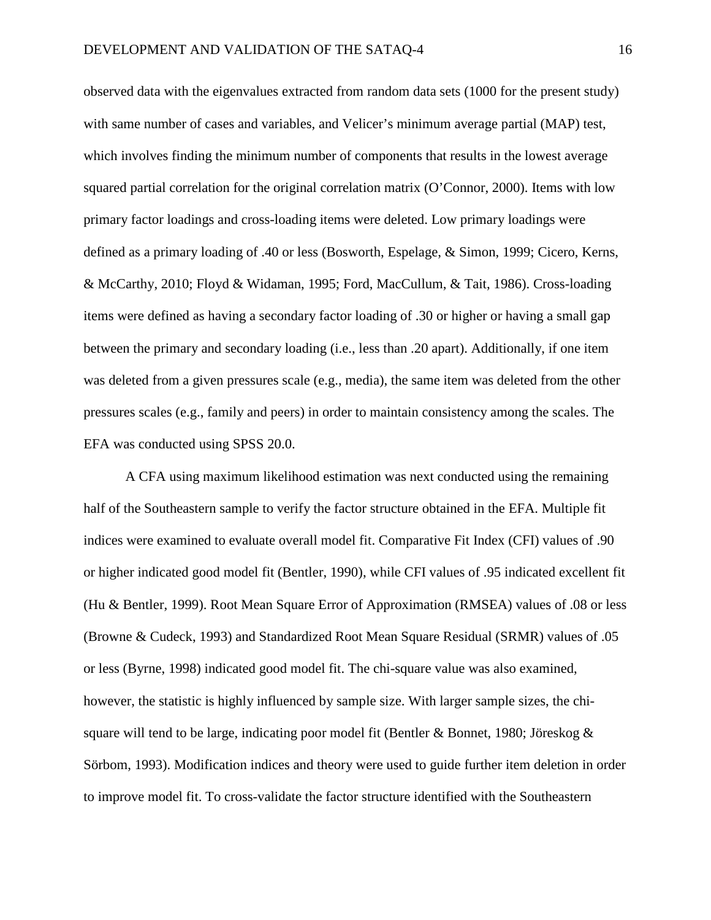observed data with the eigenvalues extracted from random data sets (1000 for the present study) with same number of cases and variables, and Velicer's minimum average partial (MAP) test, which involves finding the minimum number of components that results in the lowest average squared partial correlation for the original correlation matrix (O'Connor, 2000). Items with low primary factor loadings and cross-loading items were deleted. Low primary loadings were defined as a primary loading of .40 or less (Bosworth, Espelage, & Simon, 1999; Cicero, Kerns, & McCarthy, 2010; Floyd & Widaman, 1995; Ford, MacCullum, & Tait, 1986). Cross-loading items were defined as having a secondary factor loading of .30 or higher or having a small gap between the primary and secondary loading (i.e., less than .20 apart). Additionally, if one item was deleted from a given pressures scale (e.g., media), the same item was deleted from the other pressures scales (e.g., family and peers) in order to maintain consistency among the scales. The EFA was conducted using SPSS 20.0.

A CFA using maximum likelihood estimation was next conducted using the remaining half of the Southeastern sample to verify the factor structure obtained in the EFA. Multiple fit indices were examined to evaluate overall model fit. Comparative Fit Index (CFI) values of .90 or higher indicated good model fit (Bentler, 1990), while CFI values of .95 indicated excellent fit (Hu & Bentler, 1999). Root Mean Square Error of Approximation (RMSEA) values of .08 or less (Browne & Cudeck, 1993) and Standardized Root Mean Square Residual (SRMR) values of .05 or less (Byrne, 1998) indicated good model fit. The chi-square value was also examined, however, the statistic is highly influenced by sample size. With larger sample sizes, the chi-square will tend to be large, indicating poor model fit (Bentler & Bonnet, 1980; Jöreskog & Sörbom, 1993). Modification indices and theory were used to guide further item deletion in order to improve model fit. To cross-validate the factor structure identified with the Southeastern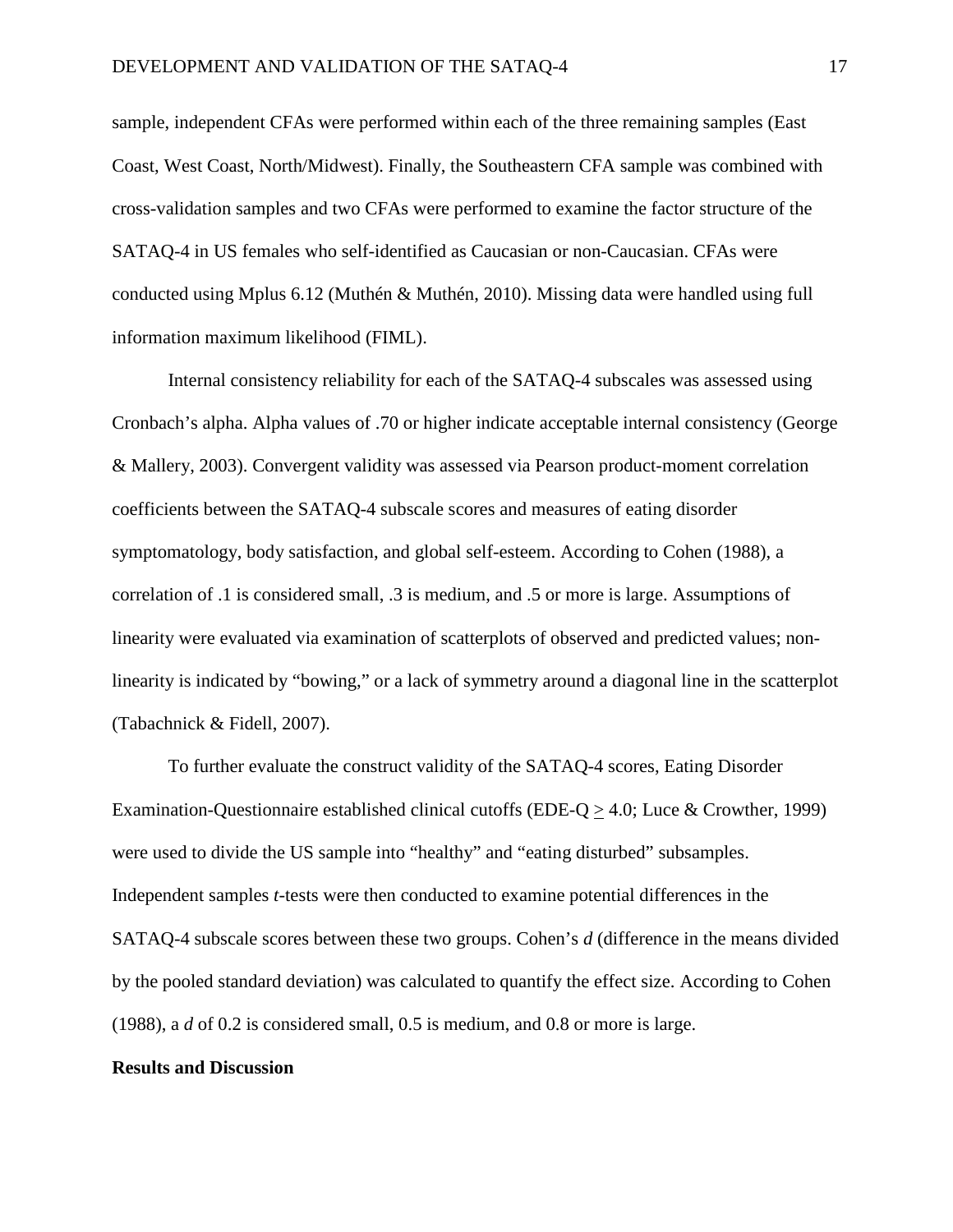sample, independent CFAs were performed within each of the three remaining samples (East Coast, West Coast, North/Midwest). Finally, the Southeastern CFA sample was combined with cross-validation samples and two CFAs were performed to examine the factor structure of the SATAQ-4 in US females who self-identified as Caucasian or non-Caucasian. CFAs were conducted using Mplus 6.12 (Muthén & Muthén, 2010). Missing data were handled using full information maximum likelihood (FIML).

Internal consistency reliability for each of the SATAQ-4 subscales was assessed using Cronbach's alpha. Alpha values of .70 or higher indicate acceptable internal consistency (George & Mallery, 2003). Convergent validity was assessed via Pearson product-moment correlation coefficients between the SATAQ-4 subscale scores and measures of eating disorder symptomatology, body satisfaction, and global self-esteem. According to Cohen (1988), a correlation of .1 is considered small, .3 is medium, and .5 or more is large. Assumptions of linearity were evaluated via examination of scatterplots of observed and predicted values; non-linearity is indicated by "bowing," or a lack of symmetry around a diagonal line in the scatterplot (Tabachnick & Fidell, 2007).

To further evaluate the construct validity of the SATAQ-4 scores, Eating Disorder Examination-Questionnaire established clinical cutoffs (EDE-Q $\geq$ 4.0; Luce & Crowther, 1999) were used to divide the US sample into "healthy" and "eating disturbed" subsamples. Independent samples *t*-tests were then conducted to examine potential differences in the SATAQ-4 subscale scores between these two groups. Cohen's *d* (difference in the means divided by the pooled standard deviation) was calculated to quantify the effect size. According to Cohen (1988), a *d* of 0.2 is considered small, 0.5 is medium, and 0.8 or more is large.

**Results and Discussion**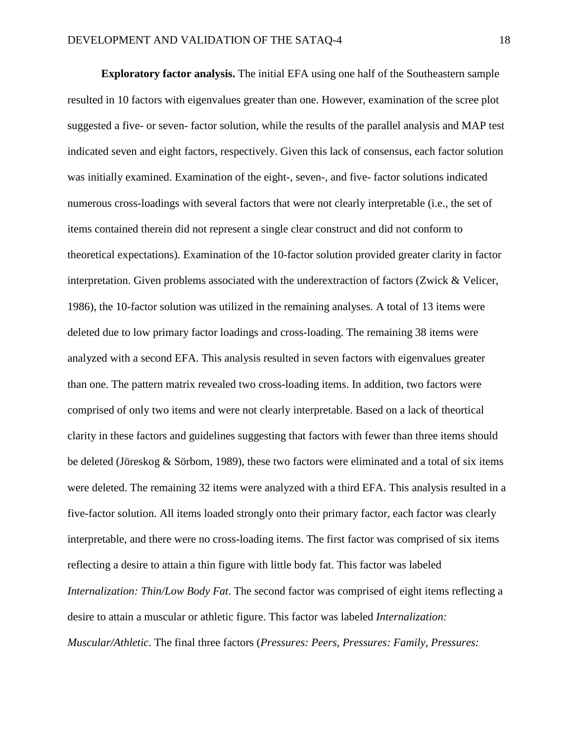**Exploratory factor analysis.** The initial EFA using one half of the Southeastern sample resulted in 10 factors with eigenvalues greater than one. However, examination of the scree plot suggested a five- or seven- factor solution, while the results of the parallel analysis and MAP test indicated seven and eight factors, respectively. Given this lack of consensus, each factor solution was initially examined. Examination of the eight-, seven-, and five- factor solutions indicated numerous cross-loadings with several factors that were not clearly interpretable (i.e., the set of items contained therein did not represent a single clear construct and did not conform to theoretical expectations). Examination of the 10-factor solution provided greater clarity in factor interpretation. Given problems associated with the underextraction of factors (Zwick & Velicer, 1986), the 10-factor solution was utilized in the remaining analyses. A total of 13 items were deleted due to low primary factor loadings and cross-loading. The remaining 38 items were analyzed with a second EFA. This analysis resulted in seven factors with eigenvalues greater than one. The pattern matrix revealed two cross-loading items. In addition, two factors were comprised of only two items and were not clearly interpretable. Based on a lack of theortical clarity in these factors and guidelines suggesting that factors with fewer than three items should be deleted (Jöreskog & Sörbom, 1989), these two factors were eliminated and a total of six items were deleted. The remaining 32 items were analyzed with a third EFA. This analysis resulted in a five-factor solution. All items loaded strongly onto their primary factor, each factor was clearly interpretable, and there were no cross-loading items. The first factor was comprised of six items reflecting a desire to attain a thin figure with little body fat. This factor was labeled *Internalization: Thin/Low Body Fat*. The second factor was comprised of eight items reflecting a desire to attain a muscular or athletic figure. This factor was labeled *Internalization: Muscular/Athletic*. The final three factors (*Pressures: Peers*, *Pressures: Family*, *Pressures:*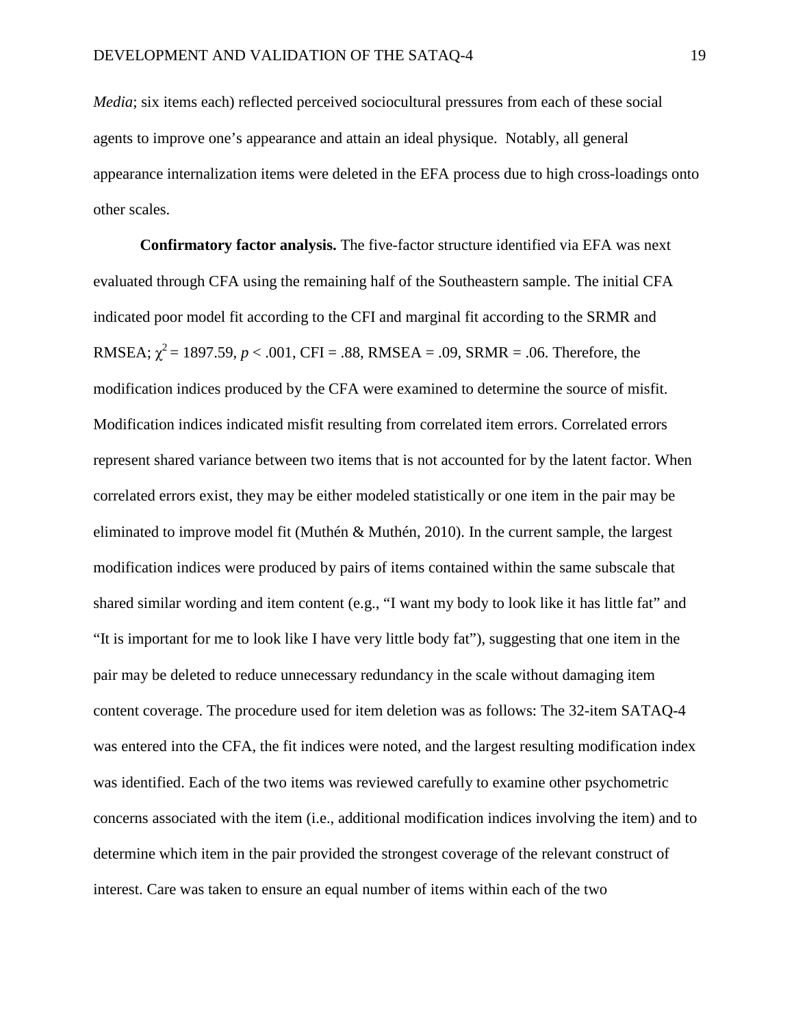*Media*; six items each) reflected perceived sociocultural pressures from each of these social agents to improve one's appearance and attain an ideal physique. Notably, all general appearance internalization items were deleted in the EFA process due to high cross-loadings onto other scales.

**Confirmatory factor analysis.** The five-factor structure identified via EFA was next evaluated through CFA using the remaining half of the Southeastern sample. The initial CFA indicated poor model fit according to the CFI and marginal fit according to the SRMR and RMSEA; $\chi^2 = 1897.59$, $p < .001$, CFI = .88, RMSEA = .09, SRMR = .06. Therefore, the modification indices produced by the CFA were examined to determine the source of misfit. Modification indices indicated misfit resulting from correlated item errors. Correlated errors represent shared variance between two items that is not accounted for by the latent factor. When correlated errors exist, they may be either modeled statistically or one item in the pair may be eliminated to improve model fit (Muthén & Muthén, 2010). In the current sample, the largest modification indices were produced by pairs of items contained within the same subscale that shared similar wording and item content (e.g., "I want my body to look like it has little fat" and "It is important for me to look like I have very little body fat"), suggesting that one item in the pair may be deleted to reduce unnecessary redundancy in the scale without damaging item content coverage. The procedure used for item deletion was as follows: The 32-item SATAQ-4 was entered into the CFA, the fit indices were noted, and the largest resulting modification index was identified. Each of the two items was reviewed carefully to examine other psychometric concerns associated with the item (i.e., additional modification indices involving the item) and to determine which item in the pair provided the strongest coverage of the relevant construct of interest. Care was taken to ensure an equal number of items within each of the two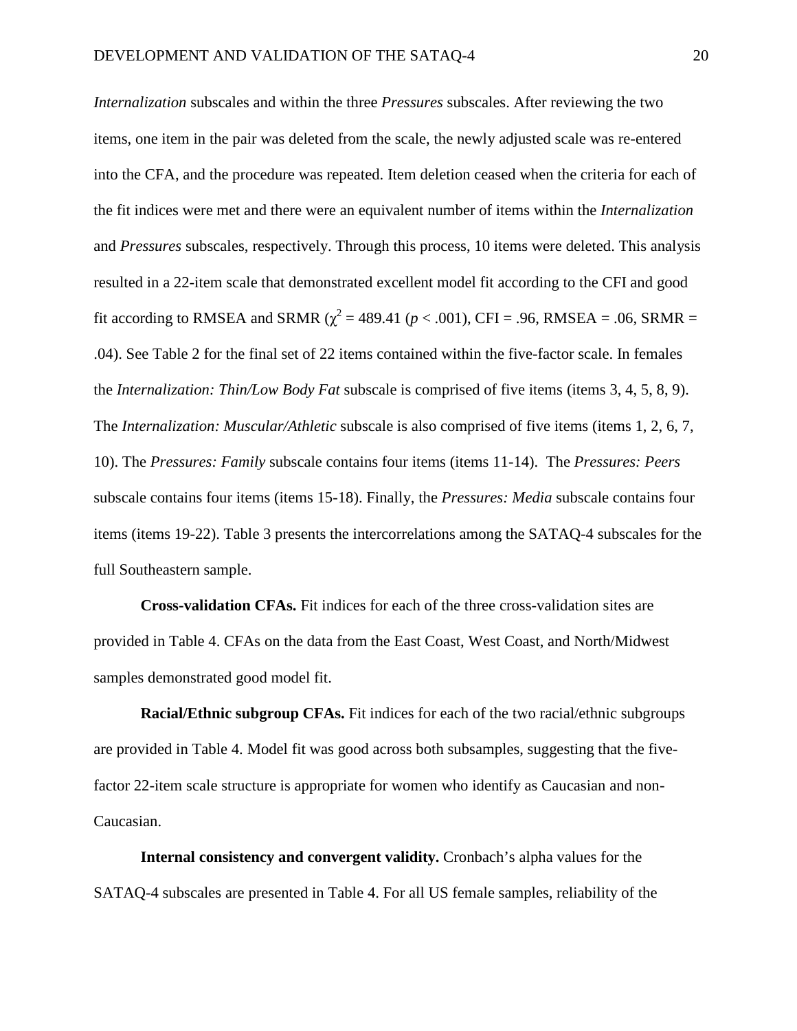*Internalization* subscales and within the three *Pressures* subscales. After reviewing the two items, one item in the pair was deleted from the scale, the newly adjusted scale was re-entered into the CFA, and the procedure was repeated. Item deletion ceased when the criteria for each of the fit indices were met and there were an equivalent number of items within the *Internalization* and *Pressures* subscales, respectively. Through this process, 10 items were deleted. This analysis resulted in a 22-item scale that demonstrated excellent model fit according to the CFI and good fit according to RMSEA and SRMR ($\chi^2 = 489.41$ ($p < .001$), CFI = .96, RMSEA = .06, SRMR = .04). See Table 2 for the final set of 22 items contained within the five-factor scale. In females the *Internalization: Thin/Low Body Fat* subscale is comprised of five items (items 3, 4, 5, 8, 9). The *Internalization: Muscular/Athletic* subscale is also comprised of five items (items 1, 2, 6, 7, 10). The *Pressures: Family* subscale contains four items (items 11-14). The *Pressures: Peers* subscale contains four items (items 15-18). Finally, the *Pressures: Media* subscale contains four items (items 19-22). Table 3 presents the intercorrelations among the SATAQ-4 subscales for the full Southeastern sample.

**Cross-validation CFAs.** Fit indices for each of the three cross-validation sites are provided in Table 4. CFAs on the data from the East Coast, West Coast, and North/Midwest samples demonstrated good model fit.

**Racial/Ethnic subgroup CFAs.** Fit indices for each of the two racial/ethnic subgroups are provided in Table 4. Model fit was good across both subsamples, suggesting that the five-factor 22-item scale structure is appropriate for women who identify as Caucasian and non-Caucasian.

**Internal consistency and convergent validity.** Cronbach's alpha values for the SATAQ-4 subscales are presented in Table 4. For all US female samples, reliability of the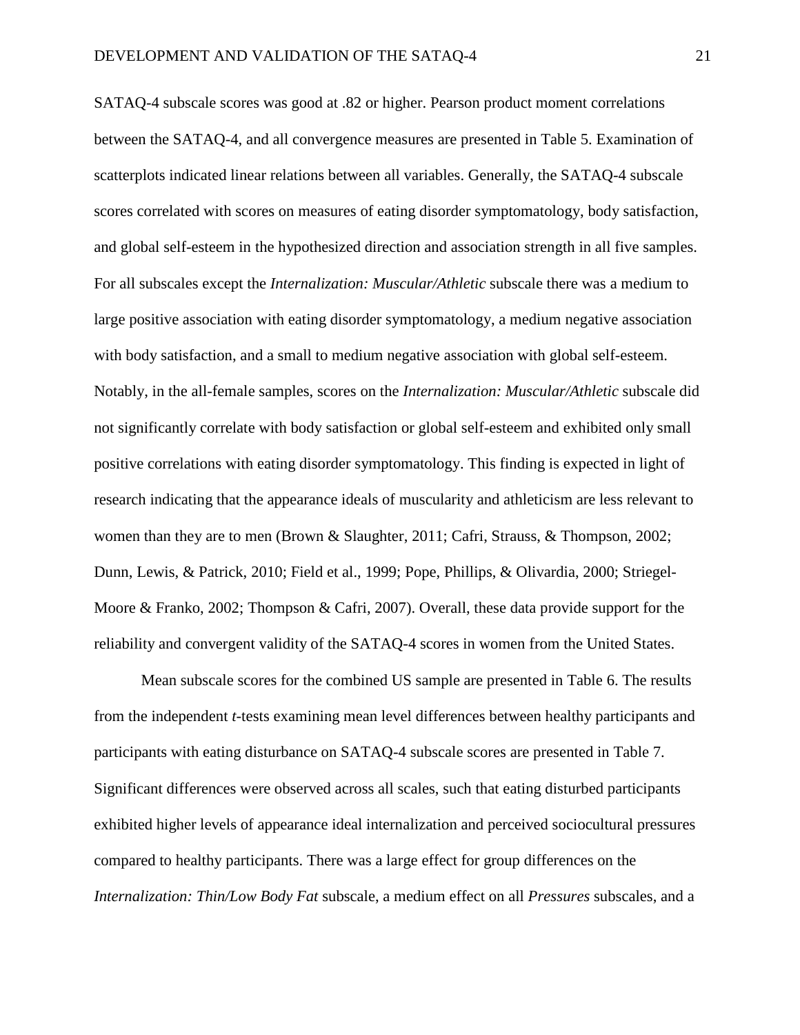SATAQ-4 subscale scores was good at .82 or higher. Pearson product moment correlations between the SATAQ-4, and all convergence measures are presented in Table 5. Examination of scatterplots indicated linear relations between all variables. Generally, the SATAQ-4 subscale scores correlated with scores on measures of eating disorder symptomatology, body satisfaction, and global self-esteem in the hypothesized direction and association strength in all five samples. For all subscales except the *Internalization: Muscular/Athletic* subscale there was a medium to large positive association with eating disorder symptomatology, a medium negative association with body satisfaction, and a small to medium negative association with global self-esteem. Notably, in the all-female samples, scores on the *Internalization: Muscular/Athletic* subscale did not significantly correlate with body satisfaction or global self-esteem and exhibited only small positive correlations with eating disorder symptomatology. This finding is expected in light of research indicating that the appearance ideals of muscularity and athleticism are less relevant to women than they are to men (Brown & Slaughter, 2011; Cafri, Strauss, & Thompson, 2002; Dunn, Lewis, & Patrick, 2010; Field et al., 1999; Pope, Phillips, & Olivardia, 2000; Striegel-Moore & Franko, 2002; Thompson & Cafri, 2007). Overall, these data provide support for the reliability and convergent validity of the SATAQ-4 scores in women from the United States.

Mean subscale scores for the combined US sample are presented in Table 6. The results from the independent *t*-tests examining mean level differences between healthy participants and participants with eating disturbance on SATAQ-4 subscale scores are presented in Table 7. Significant differences were observed across all scales, such that eating disturbed participants exhibited higher levels of appearance ideal internalization and perceived sociocultural pressures compared to healthy participants. There was a large effect for group differences on the *Internalization: Thin/Low Body Fat* subscale, a medium effect on all *Pressures* subscales, and a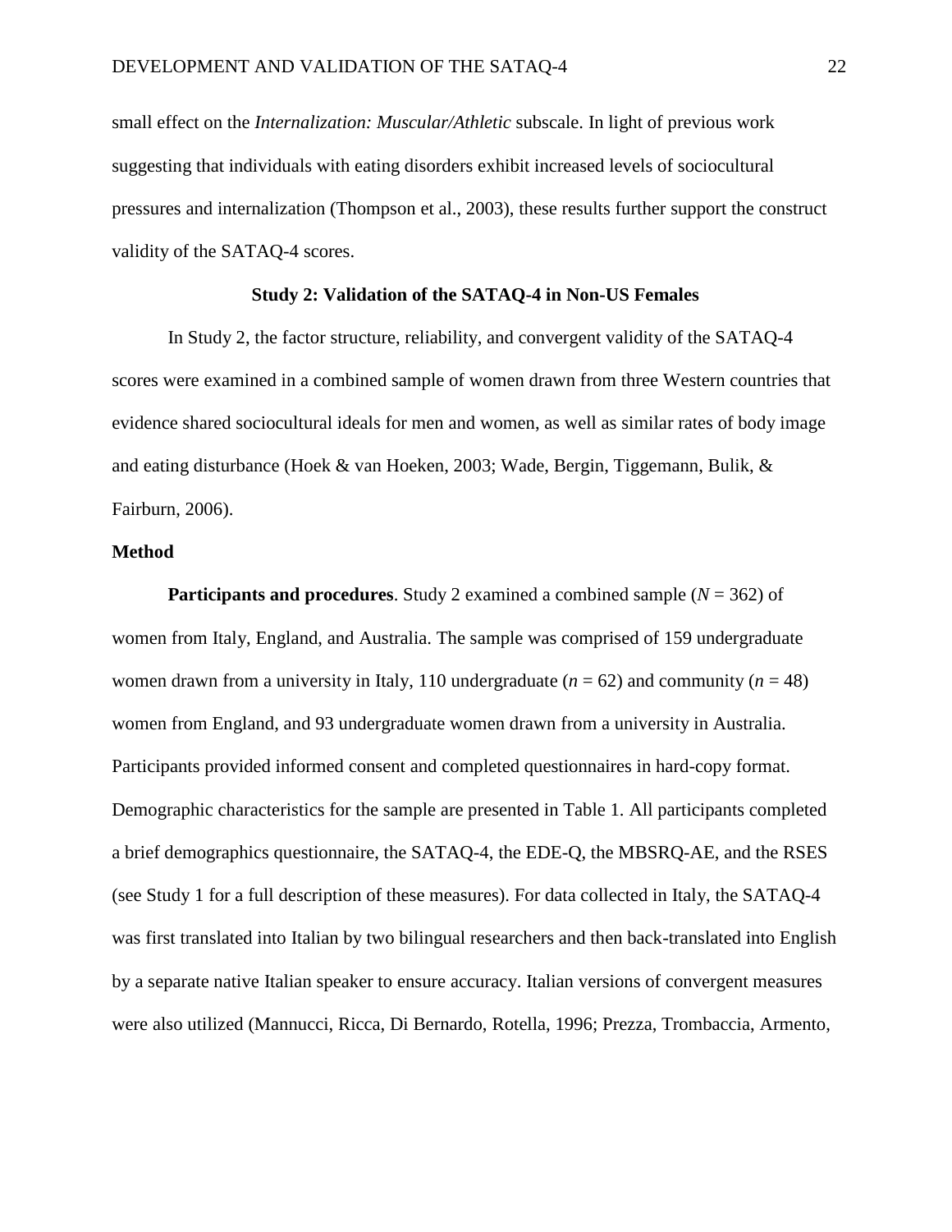small effect on the *Internalization: Muscular/Athletic* subscale. In light of previous work suggesting that individuals with eating disorders exhibit increased levels of sociocultural pressures and internalization (Thompson et al., 2003), these results further support the construct validity of the SATAQ-4 scores.

## Study 2: Validation of the SATAQ-4 in Non-US Females

In Study 2, the factor structure, reliability, and convergent validity of the SATAQ-4 scores were examined in a combined sample of women drawn from three Western countries that evidence shared sociocultural ideals for men and women, as well as similar rates of body image and eating disturbance (Hoek & van Hoeken, 2003; Wade, Bergin, Tiggemann, Bulik, & Fairburn, 2006).

### Method

**Participants and procedures**. Study 2 examined a combined sample ($N$ = 362) of women from Italy, England, and Australia. The sample was comprised of 159 undergraduate women drawn from a university in Italy, 110 undergraduate ($n$ = 62) and community ($n$ = 48) women from England, and 93 undergraduate women drawn from a university in Australia. Participants provided informed consent and completed questionnaires in hard-copy format. Demographic characteristics for the sample are presented in Table 1. All participants completed a brief demographics questionnaire, the SATAQ-4, the EDE-Q, the MBSRQ-AE, and the RSES (see Study 1 for a full description of these measures). For data collected in Italy, the SATAQ-4 was first translated into Italian by two bilingual researchers and then back-translated into English by a separate native Italian speaker to ensure accuracy. Italian versions of convergent measures were also utilized (Mannucci, Ricca, Di Bernardo, Rotella, 1996; Prezza, Trombaccia, Armento,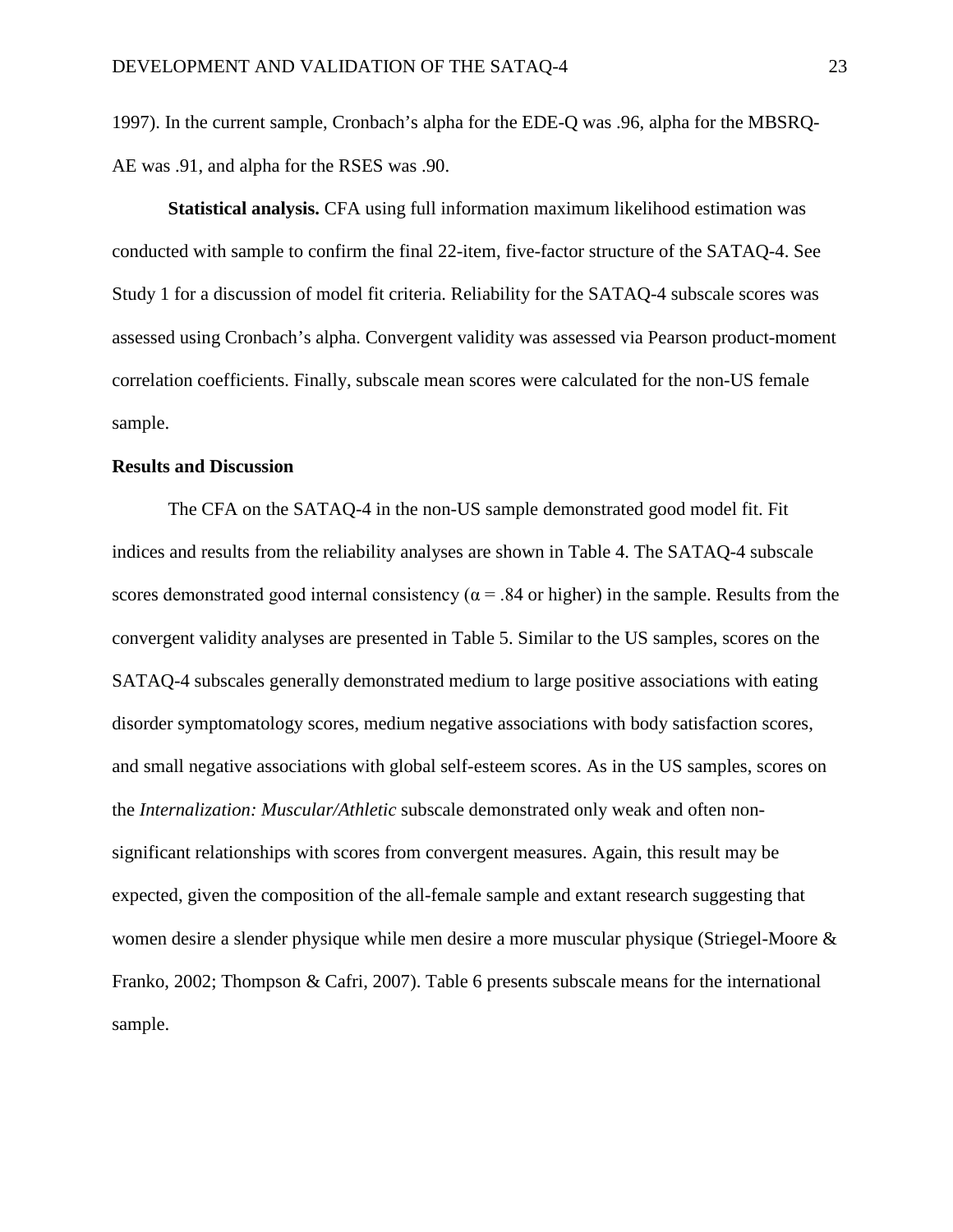1997). In the current sample, Cronbach's alpha for the EDE-Q was .96, alpha for the MBSRQ-AE was .91, and alpha for the RSES was .90.

**Statistical analysis.** CFA using full information maximum likelihood estimation was conducted with sample to confirm the final 22-item, five-factor structure of the SATAQ-4. See Study 1 for a discussion of model fit criteria. Reliability for the SATAQ-4 subscale scores was assessed using Cronbach's alpha. Convergent validity was assessed via Pearson product-moment correlation coefficients. Finally, subscale mean scores were calculated for the non-US female sample.

### Results and Discussion

The CFA on the SATAQ-4 in the non-US sample demonstrated good model fit. Fit indices and results from the reliability analyses are shown in Table 4. The SATAQ-4 subscale scores demonstrated good internal consistency ($\alpha = .84$ or higher) in the sample. Results from the convergent validity analyses are presented in Table 5. Similar to the US samples, scores on the SATAQ-4 subscales generally demonstrated medium to large positive associations with eating disorder symptomatology scores, medium negative associations with body satisfaction scores, and small negative associations with global self-esteem scores. As in the US samples, scores on the *Internalization: Muscular/Athletic* subscale demonstrated only weak and often non-significant relationships with scores from convergent measures. Again, this result may be expected, given the composition of the all-female sample and extant research suggesting that women desire a slender physique while men desire a more muscular physique (Striegel-Moore & Franko, 2002; Thompson & Cafri, 2007). Table 6 presents subscale means for the international sample.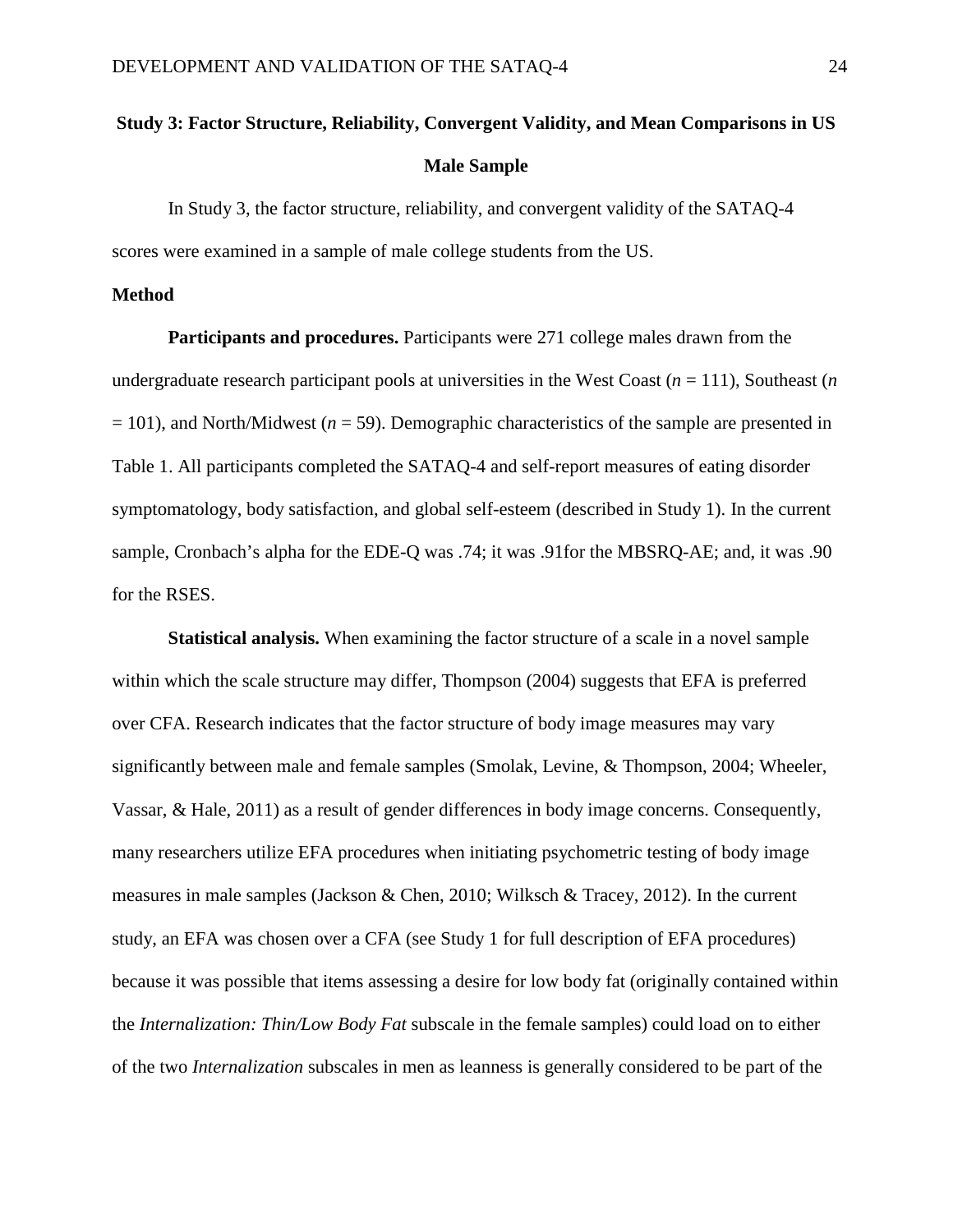## Study 3: Factor Structure, Reliability, Convergent Validity, and Mean Comparisons in US Male Sample

In Study 3, the factor structure, reliability, and convergent validity of the SATAQ-4 scores were examined in a sample of male college students from the US.

### Method

**Participants and procedures.** Participants were 271 college males drawn from the undergraduate research participant pools at universities in the West Coast (*n* = 111), Southeast (*n* = 101), and North/Midwest (*n* = 59). Demographic characteristics of the sample are presented in Table 1. All participants completed the SATAQ-4 and self-report measures of eating disorder symptomatology, body satisfaction, and global self-esteem (described in Study 1). In the current sample, Cronbach's alpha for the EDE-Q was .74; it was .91for the MBSRQ-AE; and, it was .90 for the RSES.

**Statistical analysis.** When examining the factor structure of a scale in a novel sample within which the scale structure may differ, Thompson (2004) suggests that EFA is preferred over CFA. Research indicates that the factor structure of body image measures may vary significantly between male and female samples (Smolak, Levine, & Thompson, 2004; Wheeler, Vassar, & Hale, 2011) as a result of gender differences in body image concerns. Consequently, many researchers utilize EFA procedures when initiating psychometric testing of body image measures in male samples (Jackson & Chen, 2010; Wilksch & Tracey, 2012). In the current study, an EFA was chosen over a CFA (see Study 1 for full description of EFA procedures) because it was possible that items assessing a desire for low body fat (originally contained within the *Internalization: Thin/Low Body Fat* subscale in the female samples) could load on to either of the two *Internalization* subscales in men as leanness is generally considered to be part of the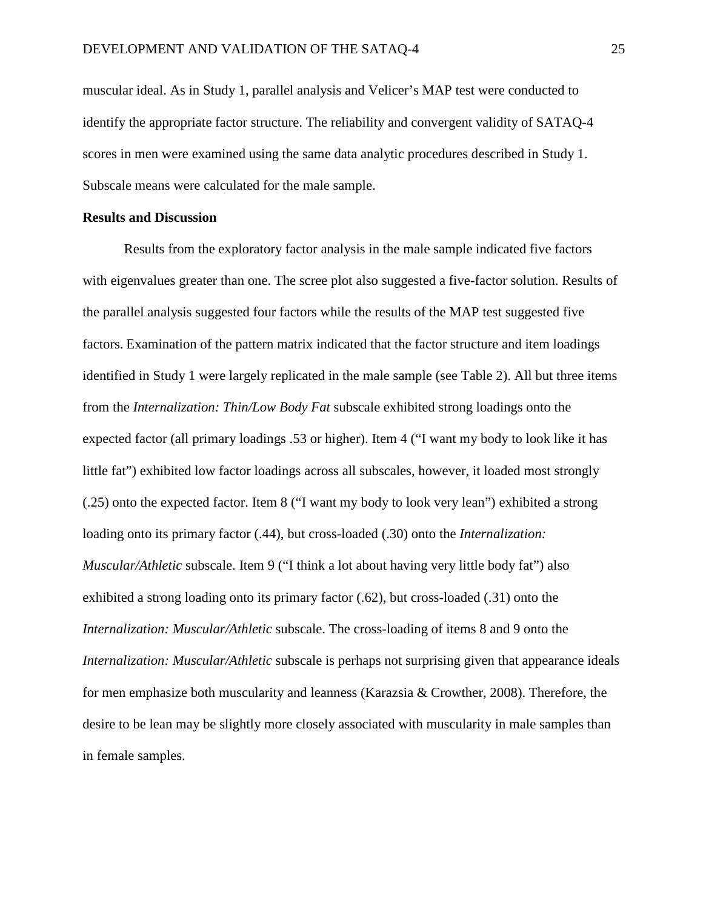muscular ideal. As in Study 1, parallel analysis and Velicer's MAP test were conducted to identify the appropriate factor structure. The reliability and convergent validity of SATAQ-4 scores in men were examined using the same data analytic procedures described in Study 1. Subscale means were calculated for the male sample.

**Results and Discussion**

Results from the exploratory factor analysis in the male sample indicated five factors with eigenvalues greater than one. The scree plot also suggested a five-factor solution. Results of the parallel analysis suggested four factors while the results of the MAP test suggested five factors. Examination of the pattern matrix indicated that the factor structure and item loadings identified in Study 1 were largely replicated in the male sample (see Table 2). All but three items from the *Internalization: Thin/Low Body Fat* subscale exhibited strong loadings onto the expected factor (all primary loadings .53 or higher). Item 4 ("I want my body to look like it has little fat") exhibited low factor loadings across all subscales, however, it loaded most strongly (.25) onto the expected factor. Item 8 ("I want my body to look very lean") exhibited a strong loading onto its primary factor (.44), but cross-loaded (.30) onto the *Internalization: Muscular/Athletic* subscale. Item 9 ("I think a lot about having very little body fat") also exhibited a strong loading onto its primary factor (.62), but cross-loaded (.31) onto the *Internalization: Muscular/Athletic* subscale. The cross-loading of items 8 and 9 onto the *Internalization: Muscular/Athletic* subscale is perhaps not surprising given that appearance ideals for men emphasize both muscularity and leanness (Karazsia & Crowther, 2008). Therefore, the desire to be lean may be slightly more closely associated with muscularity in male samples than in female samples.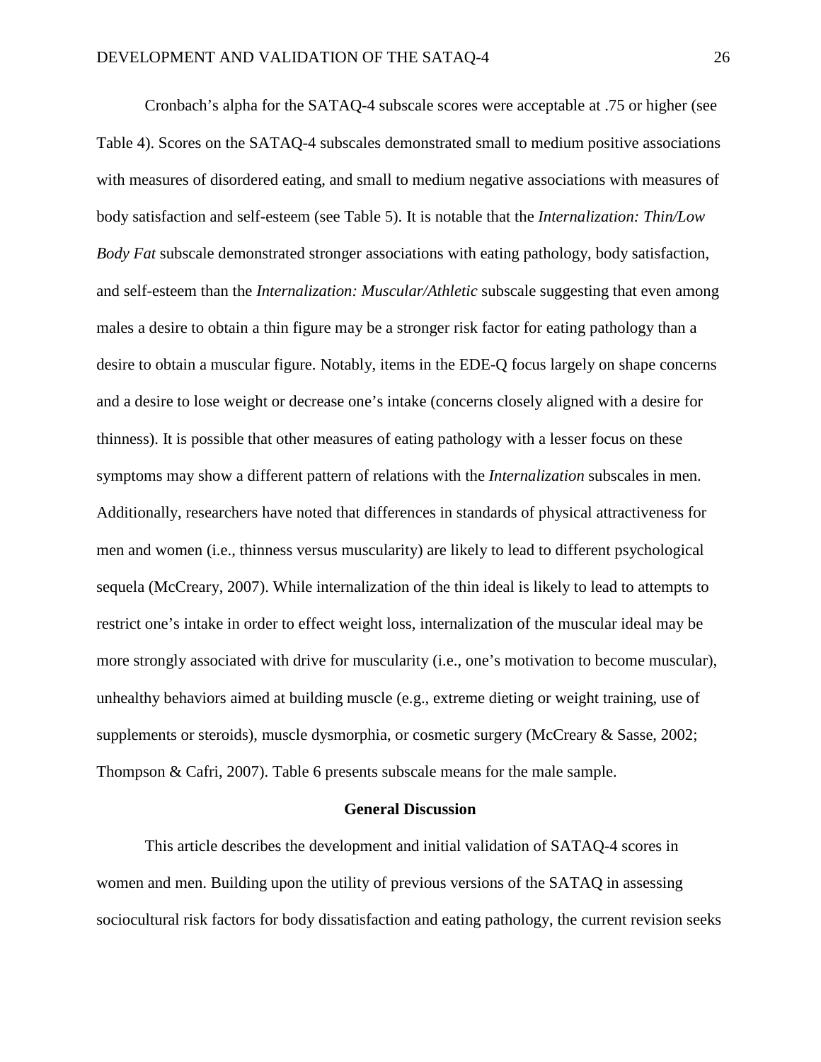Cronbach's alpha for the SATAQ-4 subscale scores were acceptable at .75 or higher (see Table 4). Scores on the SATAQ-4 subscales demonstrated small to medium positive associations with measures of disordered eating, and small to medium negative associations with measures of body satisfaction and self-esteem (see Table 5). It is notable that the *Internalization: Thin/Low Body Fat* subscale demonstrated stronger associations with eating pathology, body satisfaction, and self-esteem than the *Internalization: Muscular/Athletic* subscale suggesting that even among males a desire to obtain a thin figure may be a stronger risk factor for eating pathology than a desire to obtain a muscular figure. Notably, items in the EDE-Q focus largely on shape concerns and a desire to lose weight or decrease one's intake (concerns closely aligned with a desire for thinness). It is possible that other measures of eating pathology with a lesser focus on these symptoms may show a different pattern of relations with the *Internalization* subscales in men. Additionally, researchers have noted that differences in standards of physical attractiveness for men and women (i.e., thinness versus muscularity) are likely to lead to different psychological sequela (McCreary, 2007). While internalization of the thin ideal is likely to lead to attempts to restrict one's intake in order to effect weight loss, internalization of the muscular ideal may be more strongly associated with drive for muscularity (i.e., one's motivation to become muscular), unhealthy behaviors aimed at building muscle (e.g., extreme dieting or weight training, use of supplements or steroids), muscle dysmorphia, or cosmetic surgery (McCreary & Sasse, 2002; Thompson & Cafri, 2007). Table 6 presents subscale means for the male sample.

## General Discussion

This article describes the development and initial validation of SATAQ-4 scores in women and men. Building upon the utility of previous versions of the SATAQ in assessing sociocultural risk factors for body dissatisfaction and eating pathology, the current revision seeks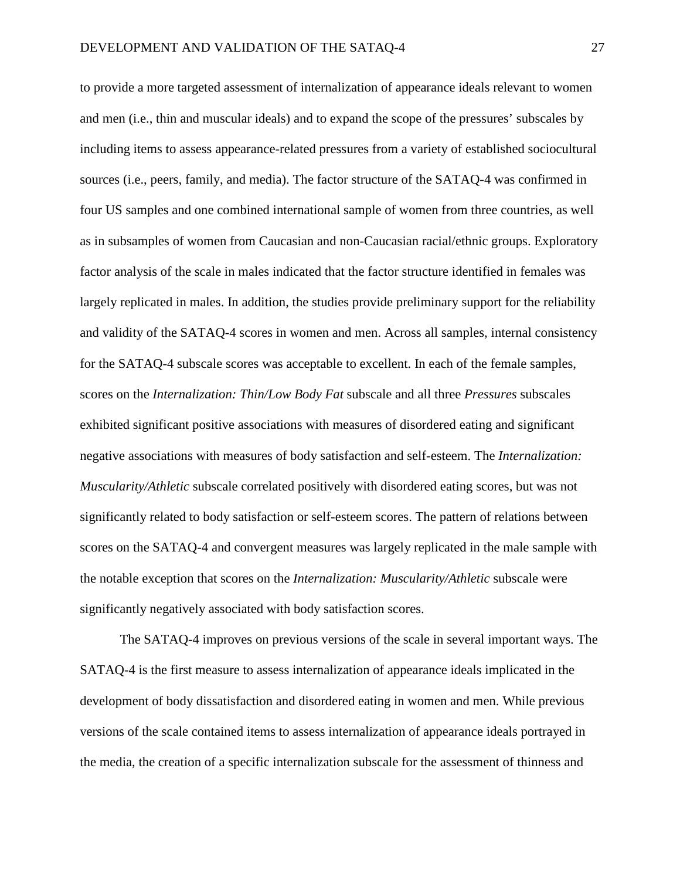to provide a more targeted assessment of internalization of appearance ideals relevant to women and men (i.e., thin and muscular ideals) and to expand the scope of the pressures' subscales by including items to assess appearance-related pressures from a variety of established sociocultural sources (i.e., peers, family, and media). The factor structure of the SATAQ-4 was confirmed in four US samples and one combined international sample of women from three countries, as well as in subsamples of women from Caucasian and non-Caucasian racial/ethnic groups. Exploratory factor analysis of the scale in males indicated that the factor structure identified in females was largely replicated in males. In addition, the studies provide preliminary support for the reliability and validity of the SATAQ-4 scores in women and men. Across all samples, internal consistency for the SATAQ-4 subscale scores was acceptable to excellent. In each of the female samples, scores on the *Internalization: Thin/Low Body Fat* subscale and all three *Pressures* subscales exhibited significant positive associations with measures of disordered eating and significant negative associations with measures of body satisfaction and self-esteem. The *Internalization: Muscularity/Athletic* subscale correlated positively with disordered eating scores, but was not significantly related to body satisfaction or self-esteem scores. The pattern of relations between scores on the SATAQ-4 and convergent measures was largely replicated in the male sample with the notable exception that scores on the *Internalization: Muscularity/Athletic* subscale were significantly negatively associated with body satisfaction scores.

The SATAQ-4 improves on previous versions of the scale in several important ways. The SATAQ-4 is the first measure to assess internalization of appearance ideals implicated in the development of body dissatisfaction and disordered eating in women and men. While previous versions of the scale contained items to assess internalization of appearance ideals portrayed in the media, the creation of a specific internalization subscale for the assessment of thinness and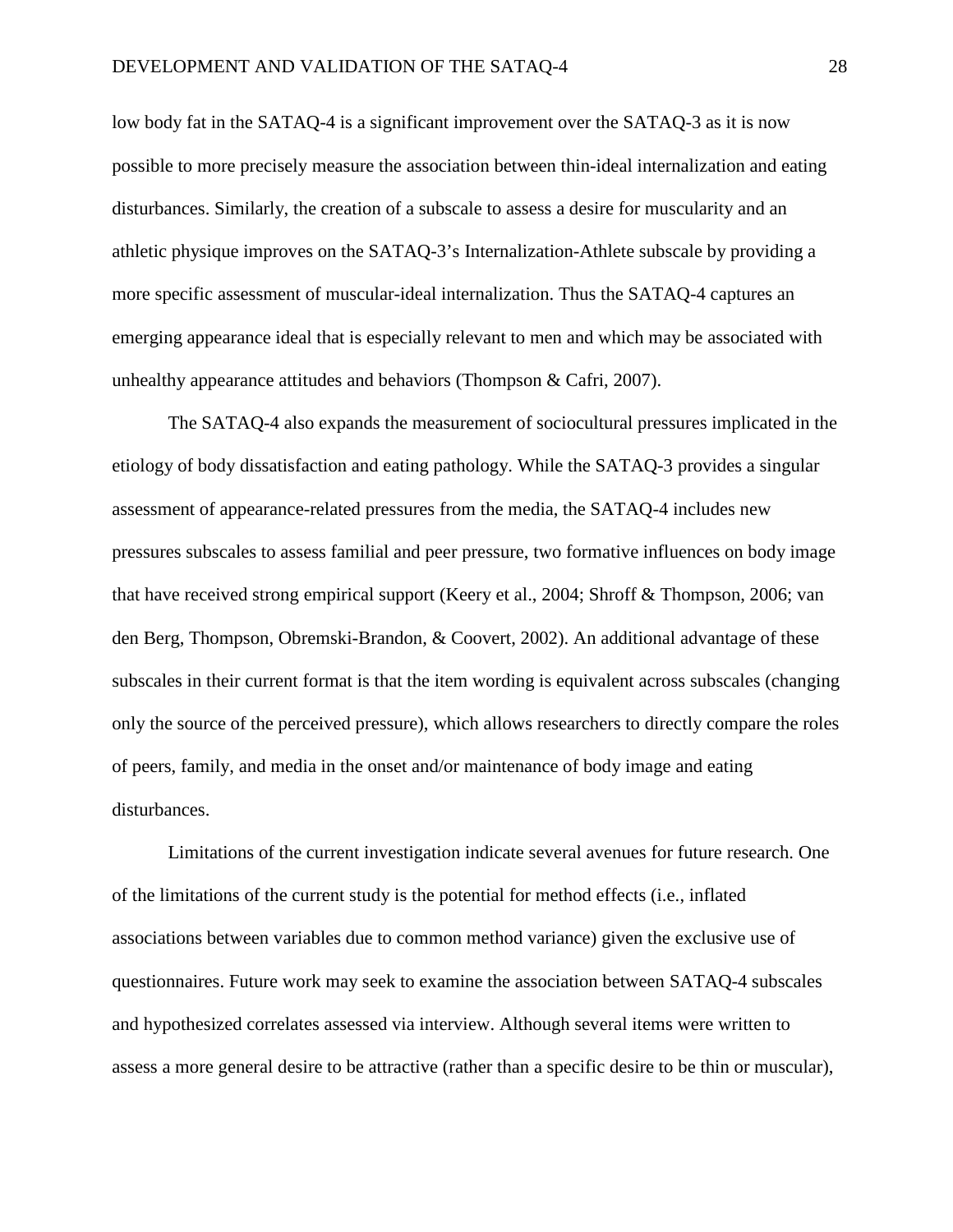low body fat in the SATAQ-4 is a significant improvement over the SATAQ-3 as it is now possible to more precisely measure the association between thin-ideal internalization and eating disturbances. Similarly, the creation of a subscale to assess a desire for muscularity and an athletic physique improves on the SATAQ-3's Internalization-Athlete subscale by providing a more specific assessment of muscular-ideal internalization. Thus the SATAQ-4 captures an emerging appearance ideal that is especially relevant to men and which may be associated with unhealthy appearance attitudes and behaviors (Thompson & Cafri, 2007).

The SATAQ-4 also expands the measurement of sociocultural pressures implicated in the etiology of body dissatisfaction and eating pathology. While the SATAQ-3 provides a singular assessment of appearance-related pressures from the media, the SATAQ-4 includes new pressures subscales to assess familial and peer pressure, two formative influences on body image that have received strong empirical support (Keery et al., 2004; Shroff & Thompson, 2006; van den Berg, Thompson, Obremski-Brandon, & Coovert, 2002). An additional advantage of these subscales in their current format is that the item wording is equivalent across subscales (changing only the source of the perceived pressure), which allows researchers to directly compare the roles of peers, family, and media in the onset and/or maintenance of body image and eating disturbances.

Limitations of the current investigation indicate several avenues for future research. One of the limitations of the current study is the potential for method effects (i.e., inflated associations between variables due to common method variance) given the exclusive use of questionnaires. Future work may seek to examine the association between SATAQ-4 subscales and hypothesized correlates assessed via interview. Although several items were written to assess a more general desire to be attractive (rather than a specific desire to be thin or muscular),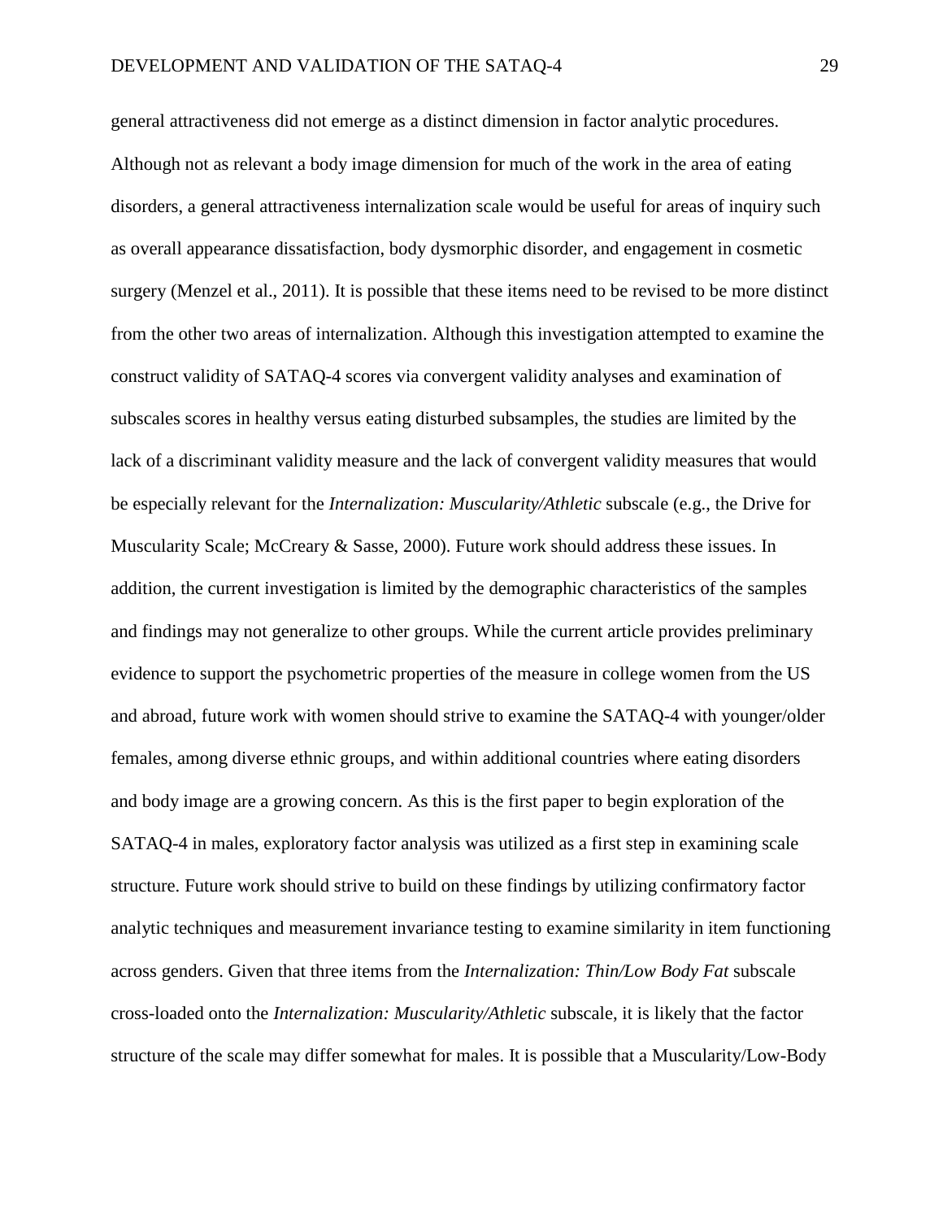general attractiveness did not emerge as a distinct dimension in factor analytic procedures. Although not as relevant a body image dimension for much of the work in the area of eating disorders, a general attractiveness internalization scale would be useful for areas of inquiry such as overall appearance dissatisfaction, body dysmorphic disorder, and engagement in cosmetic surgery (Menzel et al., 2011). It is possible that these items need to be revised to be more distinct from the other two areas of internalization. Although this investigation attempted to examine the construct validity of SATAQ-4 scores via convergent validity analyses and examination of subscales scores in healthy versus eating disturbed subsamples, the studies are limited by the lack of a discriminant validity measure and the lack of convergent validity measures that would be especially relevant for the *Internalization: Muscularity/Athletic* subscale (e.g., the Drive for Muscularity Scale; McCreary & Sasse, 2000). Future work should address these issues. In addition, the current investigation is limited by the demographic characteristics of the samples and findings may not generalize to other groups. While the current article provides preliminary evidence to support the psychometric properties of the measure in college women from the US and abroad, future work with women should strive to examine the SATAQ-4 with younger/older females, among diverse ethnic groups, and within additional countries where eating disorders and body image are a growing concern. As this is the first paper to begin exploration of the SATAQ-4 in males, exploratory factor analysis was utilized as a first step in examining scale structure. Future work should strive to build on these findings by utilizing confirmatory factor analytic techniques and measurement invariance testing to examine similarity in item functioning across genders. Given that three items from the *Internalization: Thin/Low Body Fat* subscale cross-loaded onto the *Internalization: Muscularity/Athletic* subscale, it is likely that the factor structure of the scale may differ somewhat for males. It is possible that a Muscularity/Low-Body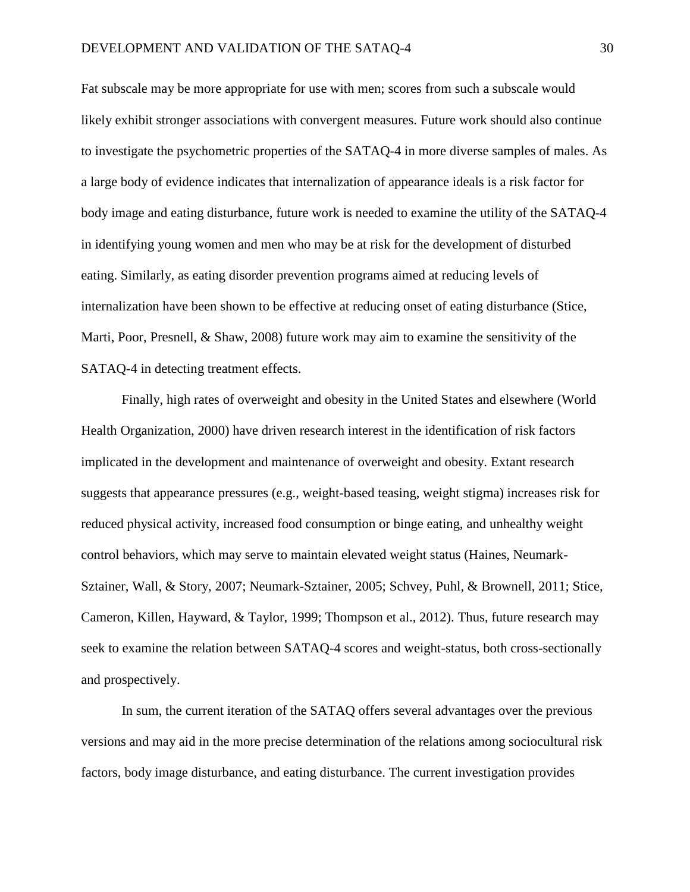Fat subscale may be more appropriate for use with men; scores from such a subscale would likely exhibit stronger associations with convergent measures. Future work should also continue to investigate the psychometric properties of the SATAQ-4 in more diverse samples of males. As a large body of evidence indicates that internalization of appearance ideals is a risk factor for body image and eating disturbance, future work is needed to examine the utility of the SATAQ-4 in identifying young women and men who may be at risk for the development of disturbed eating. Similarly, as eating disorder prevention programs aimed at reducing levels of internalization have been shown to be effective at reducing onset of eating disturbance (Stice, Marti, Poor, Presnell, & Shaw, 2008) future work may aim to examine the sensitivity of the SATAQ-4 in detecting treatment effects.

Finally, high rates of overweight and obesity in the United States and elsewhere (World Health Organization, 2000) have driven research interest in the identification of risk factors implicated in the development and maintenance of overweight and obesity. Extant research suggests that appearance pressures (e.g., weight-based teasing, weight stigma) increases risk for reduced physical activity, increased food consumption or binge eating, and unhealthy weight control behaviors, which may serve to maintain elevated weight status (Haines, Neumark-Sztainer, Wall, & Story, 2007; Neumark-Sztainer, 2005; Schvey, Puhl, & Brownell, 2011; Stice, Cameron, Killen, Hayward, & Taylor, 1999; Thompson et al., 2012). Thus, future research may seek to examine the relation between SATAQ-4 scores and weight-status, both cross-sectionally and prospectively.

In sum, the current iteration of the SATAQ offers several advantages over the previous versions and may aid in the more precise determination of the relations among sociocultural risk factors, body image disturbance, and eating disturbance. The current investigation provides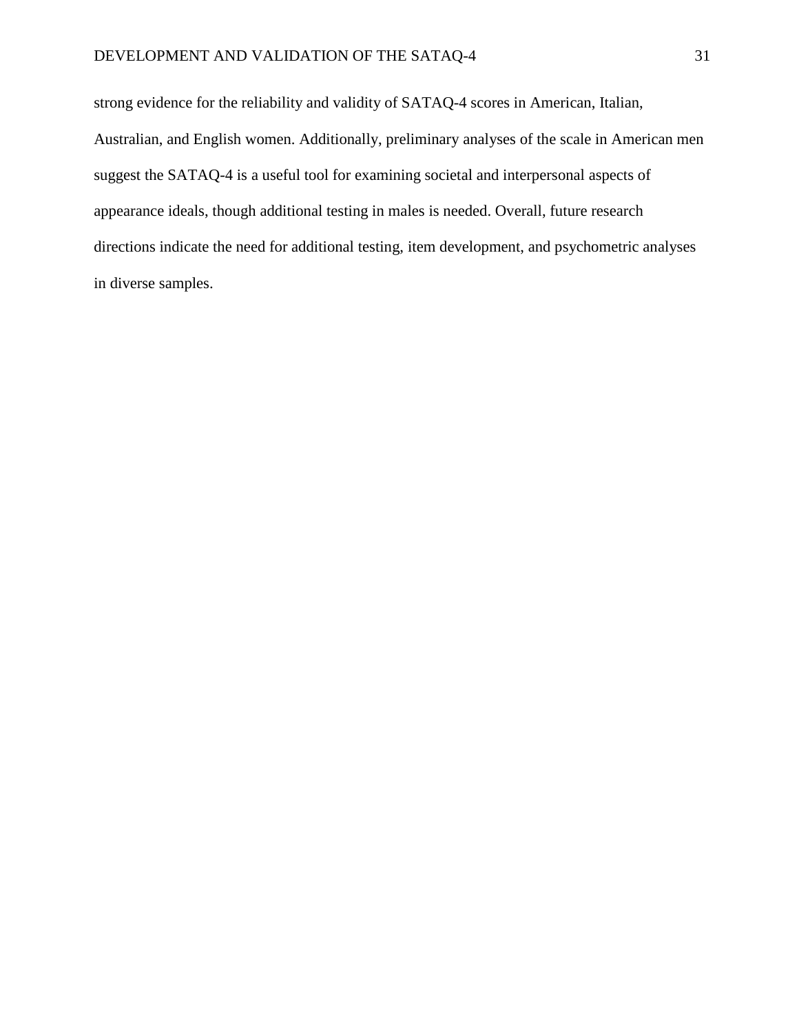strong evidence for the reliability and validity of SATAQ-4 scores in American, Italian, Australian, and English women. Additionally, preliminary analyses of the scale in American men suggest the SATAQ-4 is a useful tool for examining societal and interpersonal aspects of appearance ideals, though additional testing in males is needed. Overall, future research directions indicate the need for additional testing, item development, and psychometric analyses in diverse samples.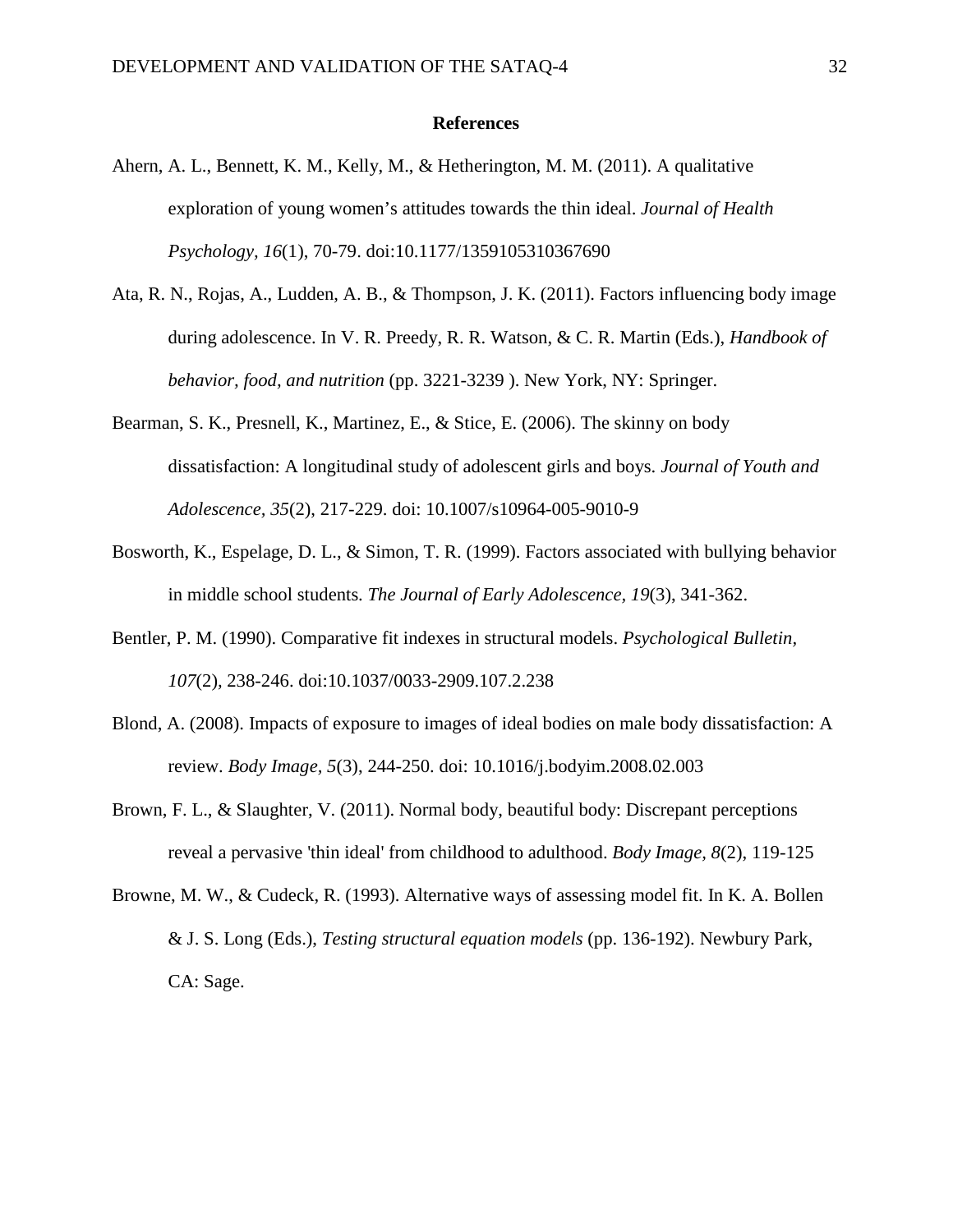## References

Ahern, A. L., Bennett, K. M., Kelly, M., & Hetherington, M. M. (2011). A qualitative exploration of young women's attitudes towards the thin ideal. *Journal of Health Psychology, 16*(1), 70-79. doi:10.1177/1359105310367690

Ata, R. N., Rojas, A., Ludden, A. B., & Thompson, J. K. (2011). Factors influencing body image during adolescence. In V. R. Preedy, R. R. Watson, & C. R. Martin (Eds.), *Handbook of behavior, food, and nutrition* (pp. 3221-3239 ). New York, NY: Springer.

Bearman, S. K., Presnell, K., Martinez, E., & Stice, E. (2006). The skinny on body dissatisfaction: A longitudinal study of adolescent girls and boys. *Journal of Youth and Adolescence, 35*(2), 217-229. doi: 10.1007/s10964-005-9010-9

Bosworth, K., Espelage, D. L., & Simon, T. R. (1999). Factors associated with bullying behavior in middle school students. *The Journal of Early Adolescence, 19*(3), 341-362.

Bentler, P. M. (1990). Comparative fit indexes in structural models. *Psychological Bulletin, 107*(2), 238-246. doi:10.1037/0033-2909.107.2.238

Blond, A. (2008). Impacts of exposure to images of ideal bodies on male body dissatisfaction: A review. *Body Image, 5*(3), 244-250. doi: 10.1016/j.bodyim.2008.02.003

Brown, F. L., & Slaughter, V. (2011). Normal body, beautiful body: Discrepant perceptions reveal a pervasive 'thin ideal' from childhood to adulthood. *Body Image, 8*(2), 119-125

Browne, M. W., & Cudeck, R. (1993). Alternative ways of assessing model fit. In K. A. Bollen & J. S. Long (Eds.), *Testing structural equation models* (pp. 136-192). Newbury Park, CA: Sage.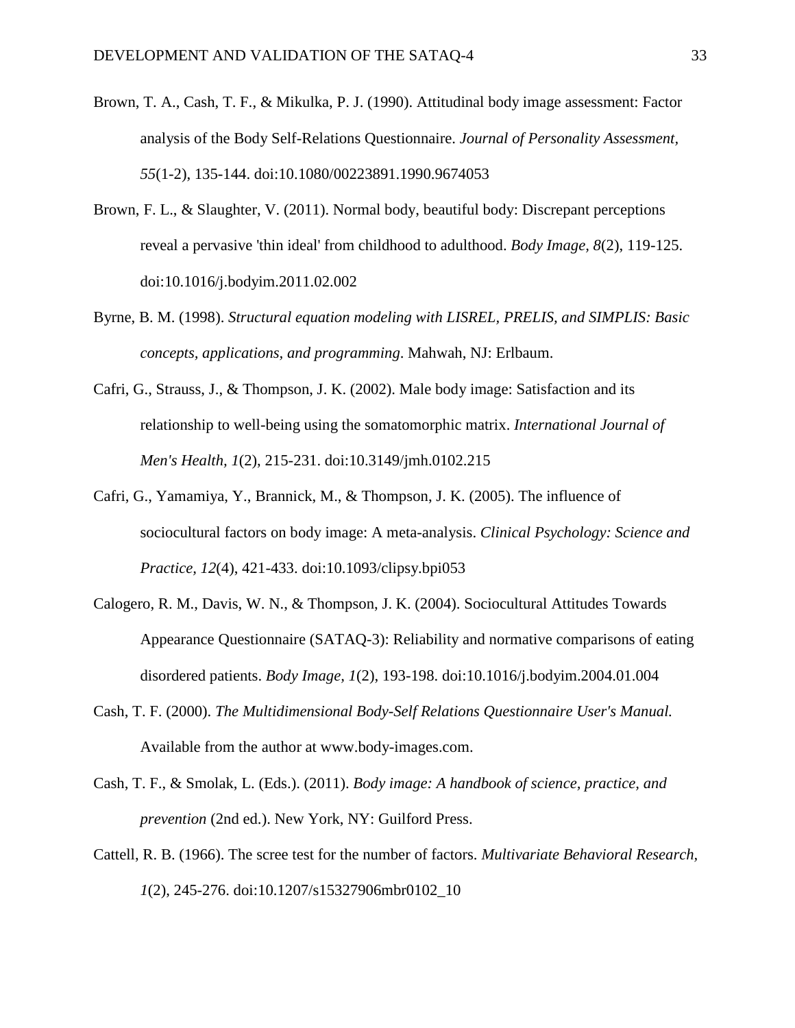Brown, T. A., Cash, T. F., & Mikulka, P. J. (1990). Attitudinal body image assessment: Factor analysis of the Body Self-Relations Questionnaire. *Journal of Personality Assessment, 55*(1-2), 135-144. doi:10.1080/00223891.1990.9674053

Brown, F. L., & Slaughter, V. (2011). Normal body, beautiful body: Discrepant perceptions reveal a pervasive 'thin ideal' from childhood to adulthood. *Body Image, 8*(2), 119-125. doi:10.1016/j.bodyim.2011.02.002

Byrne, B. M. (1998). *Structural equation modeling with LISREL, PRELIS, and SIMPLIS: Basic concepts, applications, and programming*. Mahwah, NJ: Erlbaum.

Cafri, G., Strauss, J., & Thompson, J. K. (2002). Male body image: Satisfaction and its relationship to well-being using the somatomorphic matrix. *International Journal of Men's Health, 1*(2), 215-231. doi:10.3149/jmh.0102.215

Cafri, G., Yamamiya, Y., Brannick, M., & Thompson, J. K. (2005). The influence of sociocultural factors on body image: A meta-analysis. *Clinical Psychology: Science and Practice, 12*(4), 421-433. doi:10.1093/clipsy.bpi053

Calogero, R. M., Davis, W. N., & Thompson, J. K. (2004). Sociocultural Attitudes Towards Appearance Questionnaire (SATAQ-3): Reliability and normative comparisons of eating disordered patients. *Body Image, 1*(2), 193-198. doi:10.1016/j.bodyim.2004.01.004

Cash, T. F. (2000). *The Multidimensional Body-Self Relations Questionnaire User's Manual.* Available from the author at www.body-images.com.

Cash, T. F., & Smolak, L. (Eds.). (2011). *Body image: A handbook of science, practice, and prevention* (2nd ed.). New York, NY: Guilford Press.

Cattell, R. B. (1966). The scree test for the number of factors. *Multivariate Behavioral Research, 1*(2), 245-276. doi:10.1207/s15327906mbr0102_10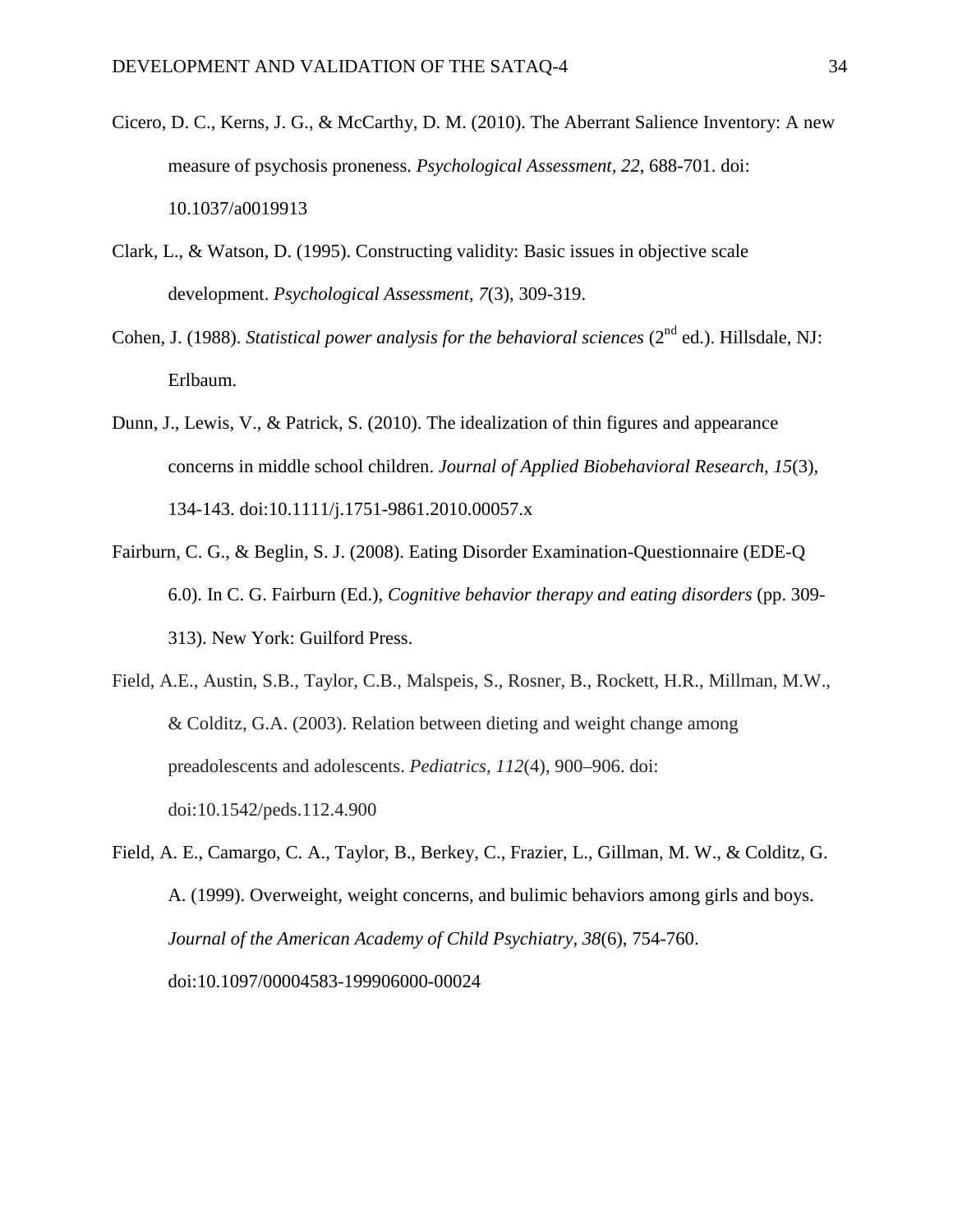Cicero, D. C., Kerns, J. G., & McCarthy, D. M. (2010). The Aberrant Salience Inventory: A new measure of psychosis proneness. *Psychological Assessment, 22*, 688-701. doi: 10.1037/a0019913

Clark, L., & Watson, D. (1995). Constructing validity: Basic issues in objective scale development. *Psychological Assessment, 7*(3), 309-319.

Cohen, J. (1988). *Statistical power analysis for the behavioral sciences* (2nd ed.). Hillsdale, NJ: Erlbaum.

Dunn, J., Lewis, V., & Patrick, S. (2010). The idealization of thin figures and appearance concerns in middle school children. *Journal of Applied Biobehavioral Research, 15*(3), 134-143. doi:10.1111/j.1751-9861.2010.00057.x

Fairburn, C. G., & Beglin, S. J. (2008). Eating Disorder Examination-Questionnaire (EDE-Q 6.0). In C. G. Fairburn (Ed.), *Cognitive behavior therapy and eating disorders* (pp. 309-313). New York: Guilford Press.

Field, A.E., Austin, S.B., Taylor, C.B., Malspeis, S., Rosner, B., Rockett, H.R., Millman, M.W., & Colditz, G.A. (2003). Relation between dieting and weight change among preadolescents and adolescents. *Pediatrics, 112*(4), 900–906. doi: doi:10.1542/peds.112.4.900

Field, A. E., Camargo, C. A., Taylor, B., Berkey, C., Frazier, L., Gillman, M. W., & Colditz, G. A. (1999). Overweight, weight concerns, and bulimic behaviors among girls and boys. *Journal of the American Academy of Child Psychiatry, 38*(6), 754-760. doi:10.1097/00004583-199906000-00024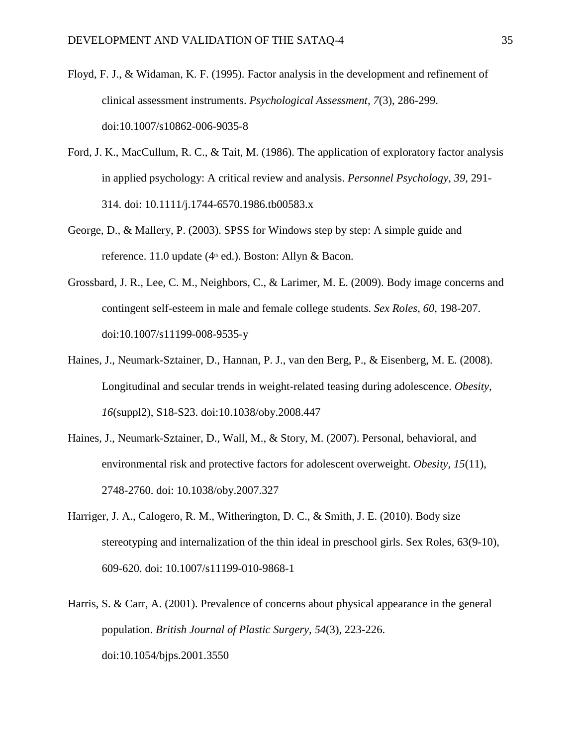Floyd, F. J., & Widaman, K. F. (1995). Factor analysis in the development and refinement of clinical assessment instruments. *Psychological Assessment, 7*(3), 286-299. doi:10.1007/s10862-006-9035-8

Ford, J. K., MacCullum, R. C., & Tait, M. (1986). The application of exploratory factor analysis in applied psychology: A critical review and analysis. *Personnel Psychology, 39*, 291-314. doi: 10.1111/j.1744-6570.1986.tb00583.x

George, D., & Mallery, P. (2003). SPSS for Windows step by step: A simple guide and reference. 11.0 update (4th ed.). Boston: Allyn & Bacon.

Grossbard, J. R., Lee, C. M., Neighbors, C., & Larimer, M. E. (2009). Body image concerns and contingent self-esteem in male and female college students. *Sex Roles*, *60*, 198-207. doi:10.1007/s11199-008-9535-y

Haines, J., Neumark-Sztainer, D., Hannan, P. J., van den Berg, P., & Eisenberg, M. E. (2008). Longitudinal and secular trends in weight-related teasing during adolescence. *Obesity, 16*(suppl2), S18-S23. doi:10.1038/oby.2008.447

Haines, J., Neumark-Sztainer, D., Wall, M., & Story, M. (2007). Personal, behavioral, and environmental risk and protective factors for adolescent overweight. *Obesity, 15*(11), 2748-2760. doi: 10.1038/oby.2007.327

Harriger, J. A., Calogero, R. M., Witherington, D. C., & Smith, J. E. (2010). Body size stereotyping and internalization of the thin ideal in preschool girls. Sex Roles, 63(9-10), 609-620. doi: 10.1007/s11199-010-9868-1

Harris, S. & Carr, A. (2001). Prevalence of concerns about physical appearance in the general population. *British Journal of Plastic Surgery, 54*(3), 223-226. doi:10.1054/bjps.2001.3550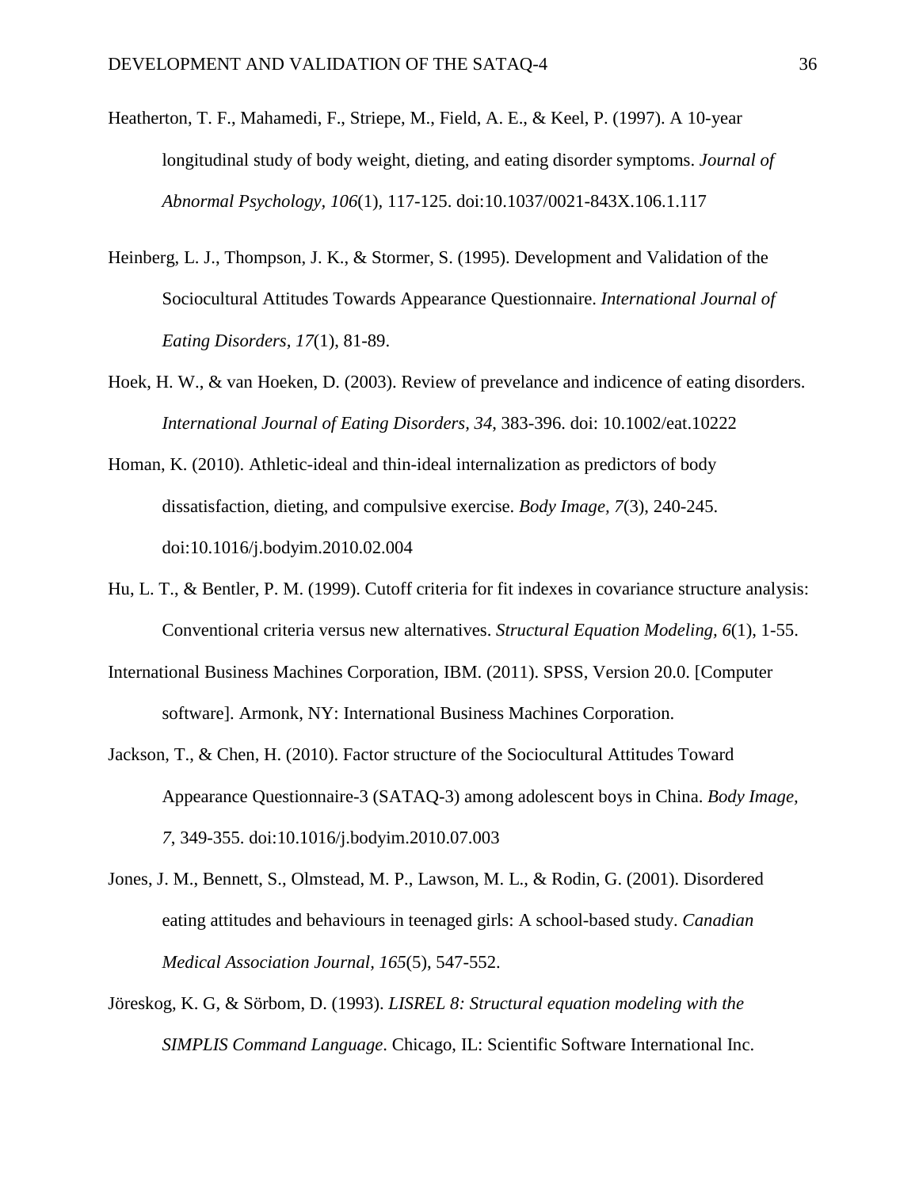Heatherton, T. F., Mahamedi, F., Striepe, M., Field, A. E., & Keel, P. (1997). A 10-year longitudinal study of body weight, dieting, and eating disorder symptoms. *Journal of Abnormal Psychology*, *106*(1), 117-125. doi:10.1037/0021-843X.106.1.117

Heinberg, L. J., Thompson, J. K., & Stormer, S. (1995). Development and Validation of the Sociocultural Attitudes Towards Appearance Questionnaire. *International Journal of Eating Disorders, 17*(1), 81-89.

Hoek, H. W., & van Hoeken, D. (2003). Review of prevelance and indicence of eating disorders. *International Journal of Eating Disorders, 34*, 383-396. doi: 10.1002/eat.10222

Homan, K. (2010). Athletic-ideal and thin-ideal internalization as predictors of body dissatisfaction, dieting, and compulsive exercise. *Body Image, 7*(3), 240-245. doi:10.1016/j.bodyim.2010.02.004

Hu, L. T., & Bentler, P. M. (1999). Cutoff criteria for fit indexes in covariance structure analysis: Conventional criteria versus new alternatives. *Structural Equation Modeling, 6*(1), 1-55.

International Business Machines Corporation, IBM. (2011). SPSS, Version 20.0. [Computer software]. Armonk, NY: International Business Machines Corporation.

Jackson, T., & Chen, H. (2010). Factor structure of the Sociocultural Attitudes Toward Appearance Questionnaire-3 (SATAQ-3) among adolescent boys in China. *Body Image, 7*, 349-355. doi:10.1016/j.bodyim.2010.07.003

Jones, J. M., Bennett, S., Olmstead, M. P., Lawson, M. L., & Rodin, G. (2001). Disordered eating attitudes and behaviours in teenaged girls: A school-based study. *Canadian Medical Association Journal, 165*(5), 547-552.

Jöreskog, K. G, & Sörbom, D. (1993). *LISREL 8: Structural equation modeling with the SIMPLIS Command Language*. Chicago, IL: Scientific Software International Inc.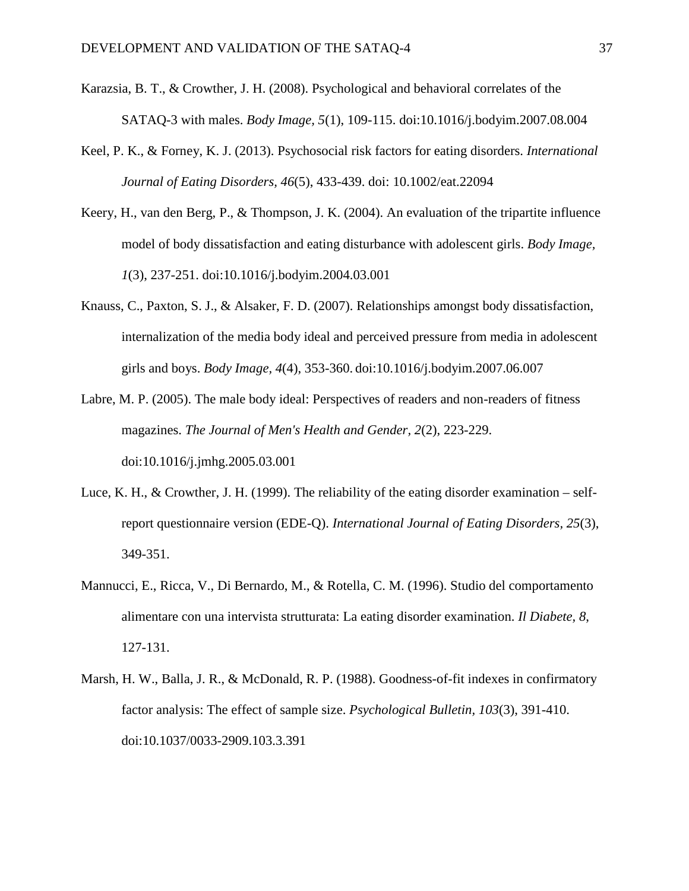Karazsia, B. T., & Crowther, J. H. (2008). Psychological and behavioral correlates of the SATAQ-3 with males. *Body Image, 5*(1), 109-115. doi:10.1016/j.bodyim.2007.08.004

Keel, P. K., & Forney, K. J. (2013). Psychosocial risk factors for eating disorders. *International Journal of Eating Disorders, 46*(5), 433-439. doi: 10.1002/eat.22094

Keery, H., van den Berg, P., & Thompson, J. K. (2004). An evaluation of the tripartite influence model of body dissatisfaction and eating disturbance with adolescent girls. *Body Image, 1*(3), 237-251. doi:10.1016/j.bodyim.2004.03.001

Knauss, C., Paxton, S. J., & Alsaker, F. D. (2007). Relationships amongst body dissatisfaction, internalization of the media body ideal and perceived pressure from media in adolescent girls and boys. *Body Image, 4*(4), 353-360. doi:10.1016/j.bodyim.2007.06.007

Labre, M. P. (2005). The male body ideal: Perspectives of readers and non-readers of fitness magazines. *The Journal of Men's Health and Gender, 2*(2), 223-229. doi:10.1016/j.jmhg.2005.03.001

Luce, K. H., & Crowther, J. H. (1999). The reliability of the eating disorder examination – self-report questionnaire version (EDE-Q). *International Journal of Eating Disorders, 25*(3), 349-351.

Mannucci, E., Ricca, V., Di Bernardo, M., & Rotella, C. M. (1996). Studio del comportamento alimentare con una intervista strutturata: La eating disorder examination. *Il Diabete, 8*, 127-131.

Marsh, H. W., Balla, J. R., & McDonald, R. P. (1988). Goodness-of-fit indexes in confirmatory factor analysis: The effect of sample size. *Psychological Bulletin, 103*(3), 391-410. doi:10.1037/0033-2909.103.3.391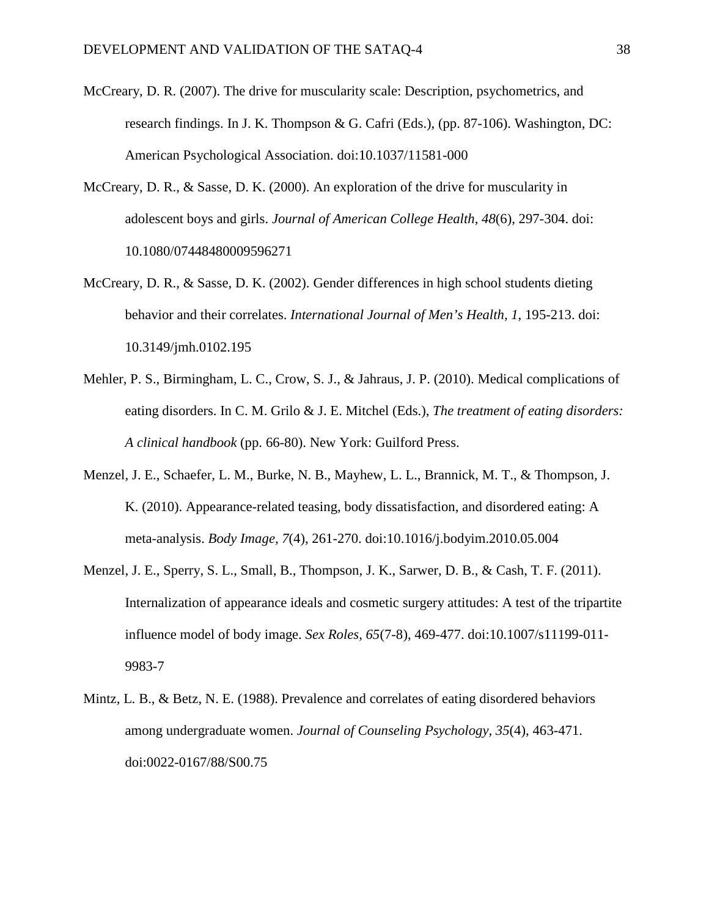McCreary, D. R. (2007). The drive for muscularity scale: Description, psychometrics, and research findings. In J. K. Thompson & G. Cafri (Eds.), (pp. 87-106). Washington, DC: American Psychological Association. doi:10.1037/11581-000

McCreary, D. R., & Sasse, D. K. (2000). An exploration of the drive for muscularity in adolescent boys and girls. *Journal of American College Health, 48*(6), 297-304. doi: 10.1080/07448480009596271

McCreary, D. R., & Sasse, D. K. (2002). Gender differences in high school students dieting behavior and their correlates. *International Journal of Men's Health, 1*, 195-213. doi: 10.3149/jmh.0102.195

Mehler, P. S., Birmingham, L. C., Crow, S. J., & Jahraus, J. P. (2010). Medical complications of eating disorders. In C. M. Grilo & J. E. Mitchel (Eds.), *The treatment of eating disorders: A clinical handbook* (pp. 66-80). New York: Guilford Press.

Menzel, J. E., Schaefer, L. M., Burke, N. B., Mayhew, L. L., Brannick, M. T., & Thompson, J. K. (2010). Appearance-related teasing, body dissatisfaction, and disordered eating: A meta-analysis. *Body Image, 7*(4), 261-270. doi:10.1016/j.bodyim.2010.05.004

Menzel, J. E., Sperry, S. L., Small, B., Thompson, J. K., Sarwer, D. B., & Cash, T. F. (2011). Internalization of appearance ideals and cosmetic surgery attitudes: A test of the tripartite influence model of body image. *Sex Roles, 65*(7-8), 469-477. doi:10.1007/s11199-011-9983-7

Mintz, L. B., & Betz, N. E. (1988). Prevalence and correlates of eating disordered behaviors among undergraduate women. *Journal of Counseling Psychology, 35*(4), 463-471. doi:0022-0167/88/S00.75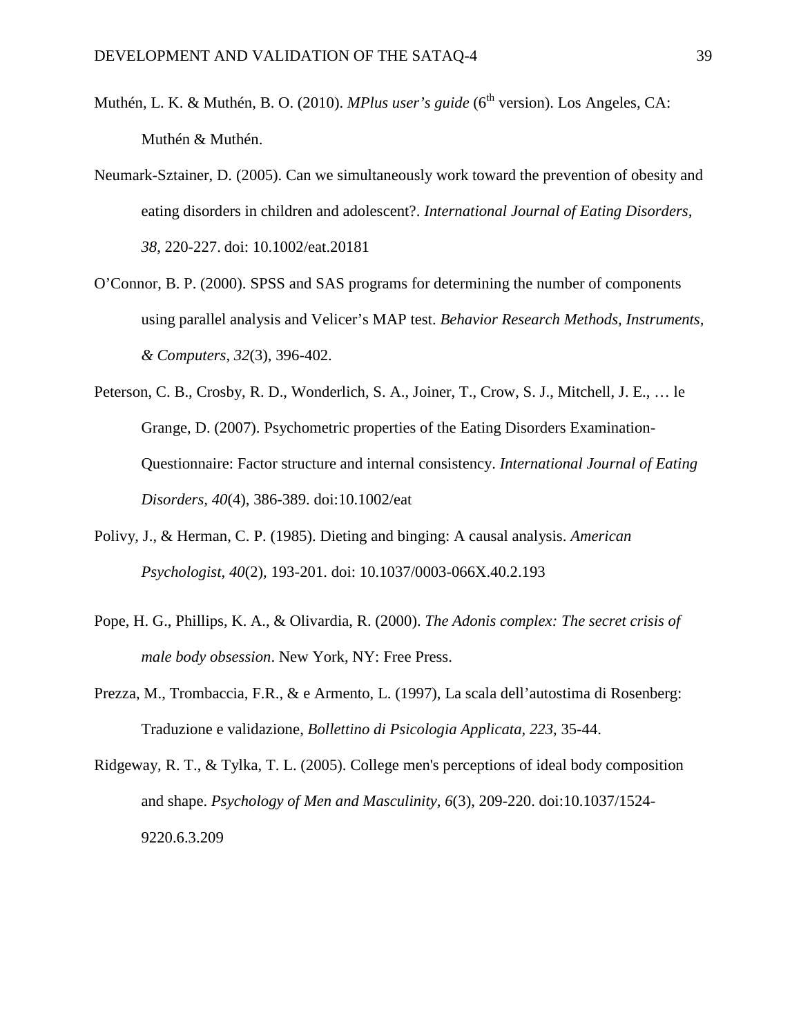Muthén, L. K. & Muthén, B. O. (2010). *MPlus user's guide* (6th version). Los Angeles, CA: Muthén & Muthén.

Neumark-Sztainer, D. (2005). Can we simultaneously work toward the prevention of obesity and eating disorders in children and adolescent?. *International Journal of Eating Disorders, 38*, 220-227. doi: 10.1002/eat.20181

O'Connor, B. P. (2000). SPSS and SAS programs for determining the number of components using parallel analysis and Velicer's MAP test. *Behavior Research Methods, Instruments, & Computers, 32*(3), 396-402.

Peterson, C. B., Crosby, R. D., Wonderlich, S. A., Joiner, T., Crow, S. J., Mitchell, J. E., … le Grange, D. (2007). Psychometric properties of the Eating Disorders Examination-Questionnaire: Factor structure and internal consistency. *International Journal of Eating Disorders, 40*(4), 386-389. doi:10.1002/eat

Polivy, J., & Herman, C. P. (1985). Dieting and binging: A causal analysis. *American Psychologist, 40*(2), 193-201. doi: 10.1037/0003-066X.40.2.193

Pope, H. G., Phillips, K. A., & Olivardia, R. (2000). *The Adonis complex: The secret crisis of male body obsession*. New York, NY: Free Press.

Prezza, M., Trombaccia, F.R., & e Armento, L. (1997), La scala dell'autostima di Rosenberg: Traduzione e validazione, *Bollettino di Psicologia Applicata, 223*, 35-44.

Ridgeway, R. T., & Tylka, T. L. (2005). College men's perceptions of ideal body composition and shape. *Psychology of Men and Masculinity, 6*(3), 209-220. doi:10.1037/1524-9220.6.3.209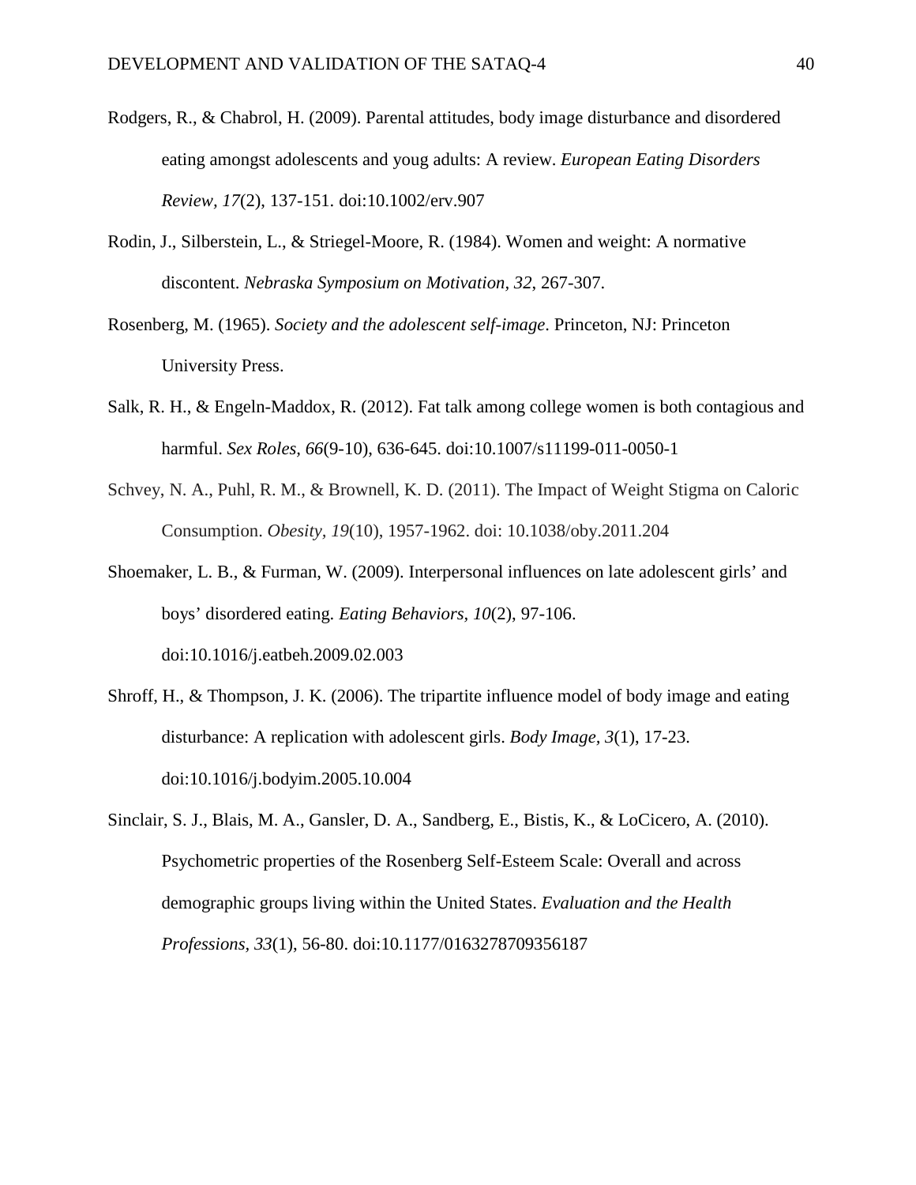Rodgers, R., & Chabrol, H. (2009). Parental attitudes, body image disturbance and disordered eating amongst adolescents and youg adults: A review. *European Eating Disorders Review, 17*(2), 137-151. doi:10.1002/erv.907

Rodin, J., Silberstein, L., & Striegel-Moore, R. (1984). Women and weight: A normative discontent. *Nebraska Symposium on Motivation, 32*, 267-307.

Rosenberg, M. (1965). *Society and the adolescent self-image*. Princeton, NJ: Princeton University Press.

Salk, R. H., & Engeln-Maddox, R. (2012). Fat talk among college women is both contagious and harmful. *Sex Roles, 66*(9-10), 636-645. doi:10.1007/s11199-011-0050-1

Schvey, N. A., Puhl, R. M., & Brownell, K. D. (2011). The Impact of Weight Stigma on Caloric Consumption. *Obesity, 19*(10), 1957-1962. doi: 10.1038/oby.2011.204

Shoemaker, L. B., & Furman, W. (2009). Interpersonal influences on late adolescent girls' and boys' disordered eating. *Eating Behaviors, 10*(2), 97-106. doi:10.1016/j.eatbeh.2009.02.003

Shroff, H., & Thompson, J. K. (2006). The tripartite influence model of body image and eating disturbance: A replication with adolescent girls. *Body Image, 3*(1), 17-23. doi:10.1016/j.bodyim.2005.10.004

Sinclair, S. J., Blais, M. A., Gansler, D. A., Sandberg, E., Bistis, K., & LoCicero, A. (2010). Psychometric properties of the Rosenberg Self-Esteem Scale: Overall and across demographic groups living within the United States. *Evaluation and the Health Professions, 33*(1), 56-80. doi:10.1177/0163278709356187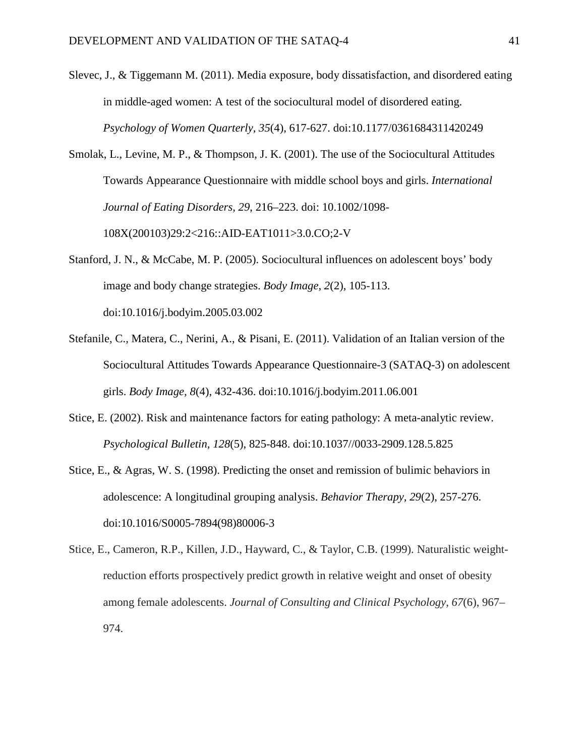Slevec, J., & Tiggemann M. (2011). Media exposure, body dissatisfaction, and disordered eating in middle-aged women: A test of the sociocultural model of disordered eating. *Psychology of Women Quarterly, 35*(4), 617-627. doi:10.1177/0361684311420249

Smolak, L., Levine, M. P., & Thompson, J. K. (2001). The use of the Sociocultural Attitudes Towards Appearance Questionnaire with middle school boys and girls. *International Journal of Eating Disorders, 29*, 216–223. doi: 10.1002/1098-108X(200103)29:2<216::AID-EAT1011>3.0.CO;2-V

Stanford, J. N., & McCabe, M. P. (2005). Sociocultural influences on adolescent boys' body image and body change strategies. *Body Image, 2*(2), 105-113. doi:10.1016/j.bodyim.2005.03.002

Stefanile, C., Matera, C., Nerini, A., & Pisani, E. (2011). Validation of an Italian version of the Sociocultural Attitudes Towards Appearance Questionnaire-3 (SATAQ-3) on adolescent girls. *Body Image, 8*(4), 432-436. doi:10.1016/j.bodyim.2011.06.001

Stice, E. (2002). Risk and maintenance factors for eating pathology: A meta-analytic review. *Psychological Bulletin, 128*(5), 825-848. doi:10.1037//0033-2909.128.5.825

Stice, E., & Agras, W. S. (1998). Predicting the onset and remission of bulimic behaviors in adolescence: A longitudinal grouping analysis. *Behavior Therapy, 29*(2), 257-276. doi:10.1016/S0005-7894(98)80006-3

Stice, E., Cameron, R.P., Killen, J.D., Hayward, C., & Taylor, C.B. (1999). Naturalistic weight-reduction efforts prospectively predict growth in relative weight and onset of obesity among female adolescents. *Journal of Consulting and Clinical Psychology, 67*(6), 967–974.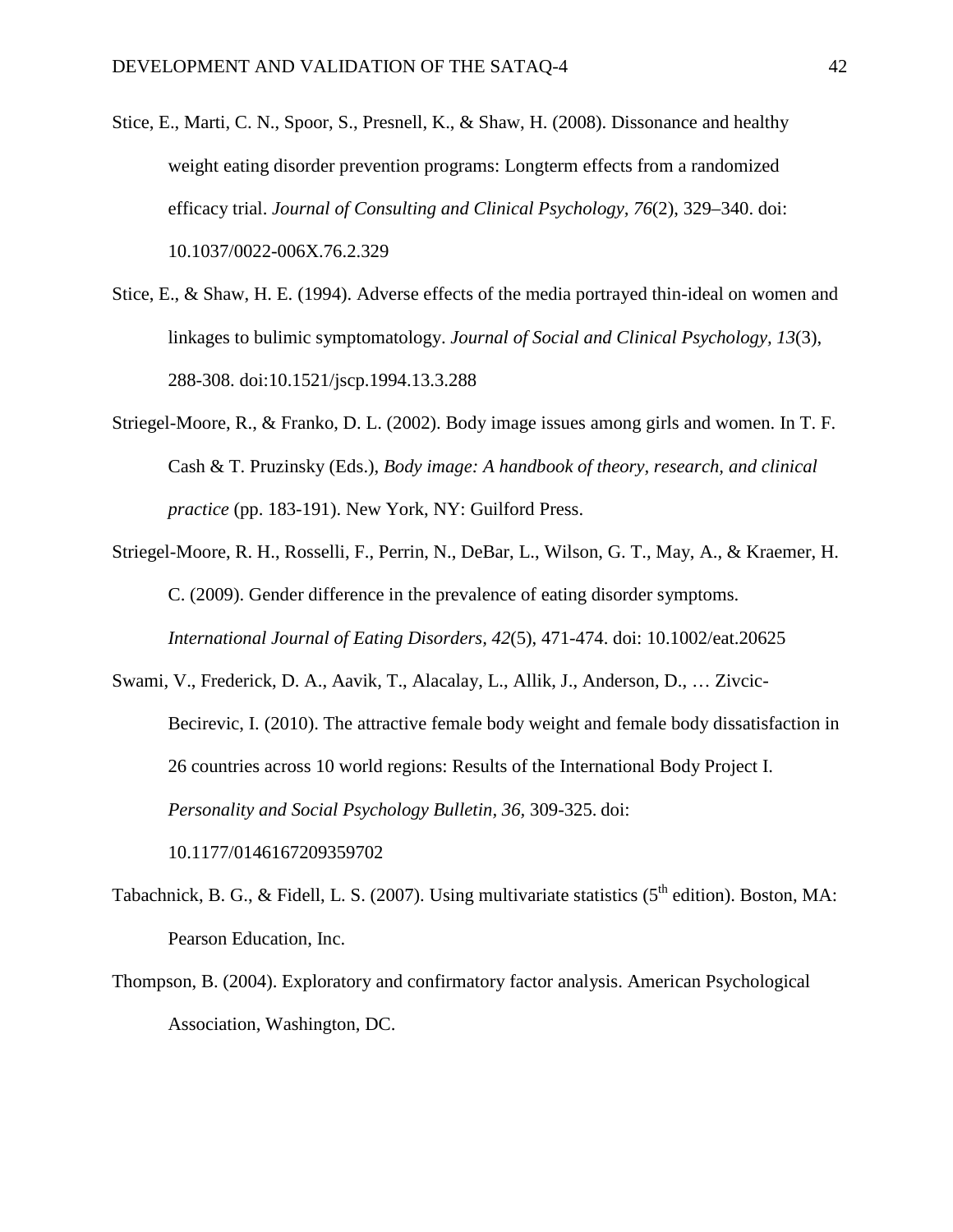Stice, E., Marti, C. N., Spoor, S., Presnell, K., & Shaw, H. (2008). Dissonance and healthy weight eating disorder prevention programs: Longterm effects from a randomized efficacy trial. *Journal of Consulting and Clinical Psychology, 76*(2), 329–340. doi: 10.1037/0022-006X.76.2.329

Stice, E., & Shaw, H. E. (1994). Adverse effects of the media portrayed thin-ideal on women and linkages to bulimic symptomatology. *Journal of Social and Clinical Psychology, 13*(3), 288-308. doi:10.1521/jscp.1994.13.3.288

Striegel-Moore, R., & Franko, D. L. (2002). Body image issues among girls and women. In T. F. Cash & T. Pruzinsky (Eds.), *Body image: A handbook of theory, research, and clinical practice* (pp. 183-191). New York, NY: Guilford Press.

Striegel-Moore, R. H., Rosselli, F., Perrin, N., DeBar, L., Wilson, G. T., May, A., & Kraemer, H. C. (2009). Gender difference in the prevalence of eating disorder symptoms. *International Journal of Eating Disorders, 42*(5), 471-474. doi: 10.1002/eat.20625

Swami, V., Frederick, D. A., Aavik, T., Alacalay, L., Allik, J., Anderson, D., … Zivcic-Becirevic, I. (2010). The attractive female body weight and female body dissatisfaction in 26 countries across 10 world regions: Results of the International Body Project I. *Personality and Social Psychology Bulletin, 36*, 309-325. doi: 10.1177/0146167209359702

Tabachnick, B. G., & Fidell, L. S. (2007). Using multivariate statistics (5th edition). Boston, MA: Pearson Education, Inc.

Thompson, B. (2004). Exploratory and confirmatory factor analysis. American Psychological Association, Washington, DC.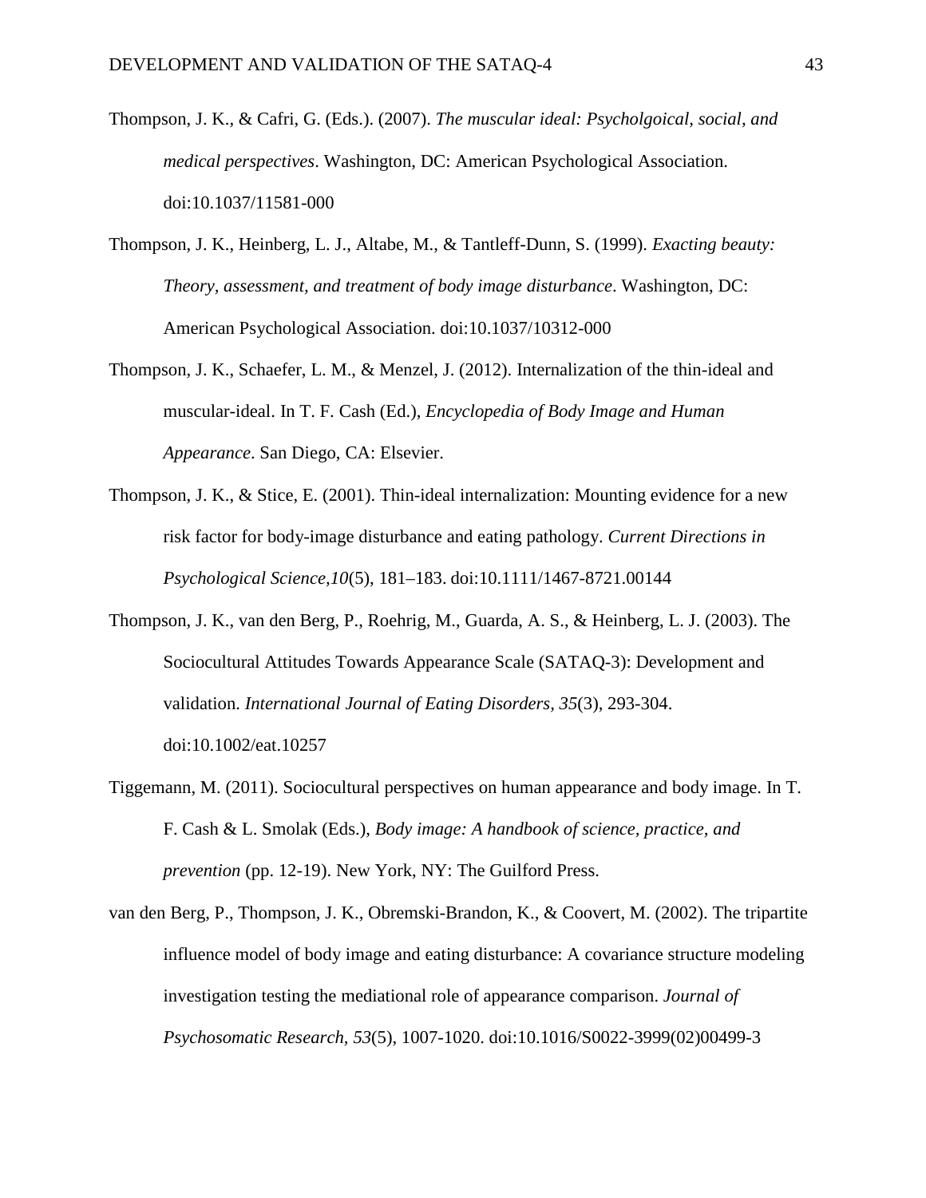Thompson, J. K., & Cafri, G. (Eds.). (2007). *The muscular ideal: Psycholgoical, social, and medical perspectives*. Washington, DC: American Psychological Association. doi:10.1037/11581-000

Thompson, J. K., Heinberg, L. J., Altabe, M., & Tantleff-Dunn, S. (1999). *Exacting beauty: Theory, assessment, and treatment of body image disturbance*. Washington, DC: American Psychological Association. doi:10.1037/10312-000

Thompson, J. K., Schaefer, L. M., & Menzel, J. (2012). Internalization of the thin-ideal and muscular-ideal. In T. F. Cash (Ed.), *Encyclopedia of Body Image and Human Appearance*. San Diego, CA: Elsevier.

Thompson, J. K., & Stice, E. (2001). Thin-ideal internalization: Mounting evidence for a new risk factor for body-image disturbance and eating pathology. *Current Directions in Psychological Science,10*(5), 181–183. doi:10.1111/1467-8721.00144

Thompson, J. K., van den Berg, P., Roehrig, M., Guarda, A. S., & Heinberg, L. J. (2003). The Sociocultural Attitudes Towards Appearance Scale (SATAQ-3): Development and validation. *International Journal of Eating Disorders, 35*(3), 293-304. doi:10.1002/eat.10257

Tiggemann, M. (2011). Sociocultural perspectives on human appearance and body image. In T. F. Cash & L. Smolak (Eds.), *Body image: A handbook of science, practice, and prevention* (pp. 12-19). New York, NY: The Guilford Press.

van den Berg, P., Thompson, J. K., Obremski-Brandon, K., & Coovert, M. (2002). The tripartite influence model of body image and eating disturbance: A covariance structure modeling investigation testing the mediational role of appearance comparison. *Journal of Psychosomatic Research, 53*(5), 1007-1020. doi:10.1016/S0022-3999(02)00499-3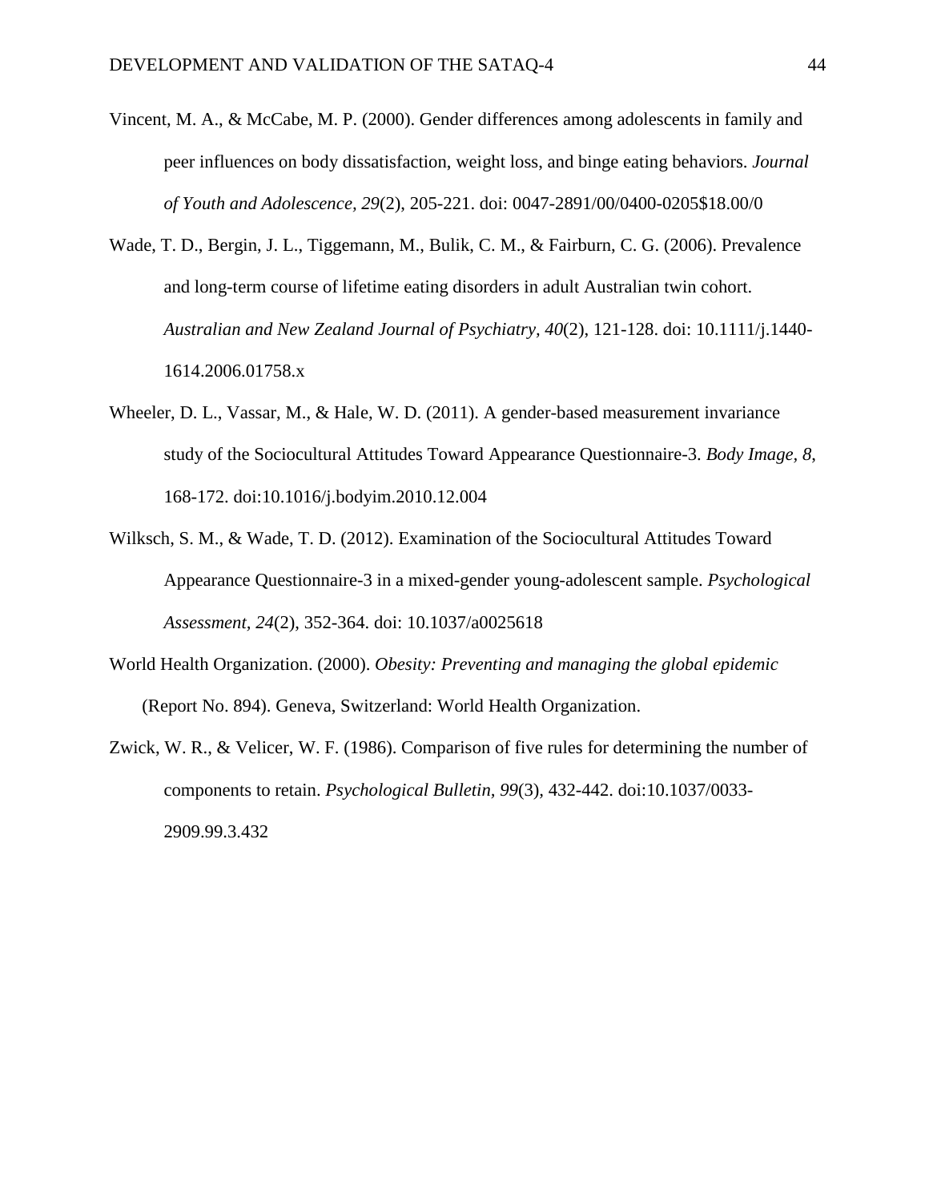Vincent, M. A., & McCabe, M. P. (2000). Gender differences among adolescents in family and peer influences on body dissatisfaction, weight loss, and binge eating behaviors. *Journal of Youth and Adolescence, 29*(2), 205-221. doi: 0047-2891/00/0400-0205$18.00/0

Wade, T. D., Bergin, J. L., Tiggemann, M., Bulik, C. M., & Fairburn, C. G. (2006). Prevalence and long-term course of lifetime eating disorders in adult Australian twin cohort. *Australian and New Zealand Journal of Psychiatry, 40*(2), 121-128. doi: 10.1111/j.1440-1614.2006.01758.x

Wheeler, D. L., Vassar, M., & Hale, W. D. (2011). A gender-based measurement invariance study of the Sociocultural Attitudes Toward Appearance Questionnaire-3. *Body Image, 8*, 168-172. doi:10.1016/j.bodyim.2010.12.004

Wilksch, S. M., & Wade, T. D. (2012). Examination of the Sociocultural Attitudes Toward Appearance Questionnaire-3 in a mixed-gender young-adolescent sample. *Psychological Assessment, 24*(2), 352-364. doi: 10.1037/a0025618

World Health Organization. (2000). *Obesity: Preventing and managing the global epidemic* (Report No. 894). Geneva, Switzerland: World Health Organization.

Zwick, W. R., & Velicer, W. F. (1986). Comparison of five rules for determining the number of components to retain. *Psychological Bulletin, 99*(3), 432-442. doi:10.1037/0033-2909.99.3.432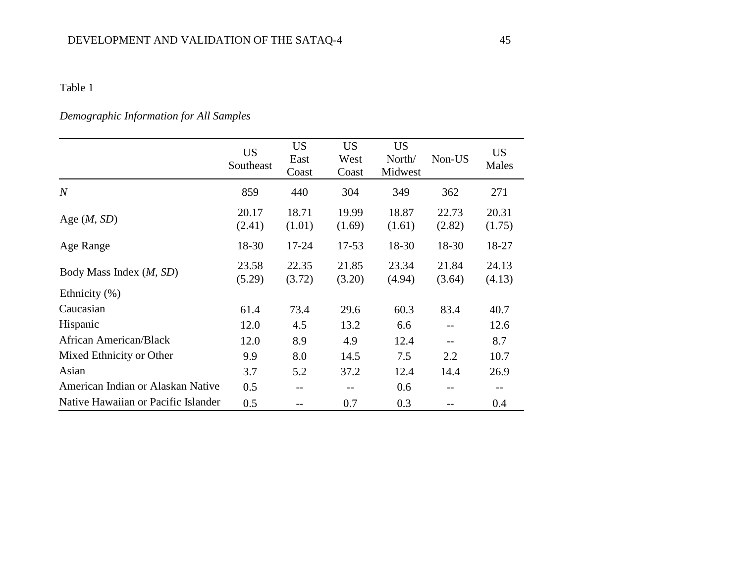Table 1

*Demographic Information for All Samples*

| | US Southeast | US East Coast | US West Coast | US North/ Midwest | Non-US | US Males |
|---|---|---|---|---|---|---|
| *N* | 859 | 440 | 304 | 349 | 362 | 271 |
| Age (*M*, *SD*) | 20.17 (2.41) | 18.71 (1.01) | 19.99 (1.69) | 18.87 (1.61) | 22.73 (2.82) | 20.31 (1.75) |
| Age Range | 18-30 | 17-24 | 17-53 | 18-30 | 18-30 | 18-27 |
| Body Mass Index (*M*, *SD*) | 23.58 (5.29) | 22.35 (3.72) | 21.85 (3.20) | 23.34 (4.94) | 21.84 (3.64) | 24.13 (4.13) |
| Ethnicity (%) | | | | | | |
| Caucasian | 61.4 | 73.4 | 29.6 | 60.3 | 83.4 | 40.7 |
| Hispanic | 12.0 | 4.5 | 13.2 | 6.6 | -- | 12.6 |
| African American/Black | 12.0 | 8.9 | 4.9 | 12.4 | -- | 8.7 |
| Mixed Ethnicity or Other | 9.9 | 8.0 | 14.5 | 7.5 | 2.2 | 10.7 |
| Asian | 3.7 | 5.2 | 37.2 | 12.4 | 14.4 | 26.9 |
| American Indian or Alaskan Native | 0.5 | -- | -- | 0.6 | -- | -- |
| Native Hawaiian or Pacific Islander | 0.5 | -- | 0.7 | 0.3 | -- | 0.4 |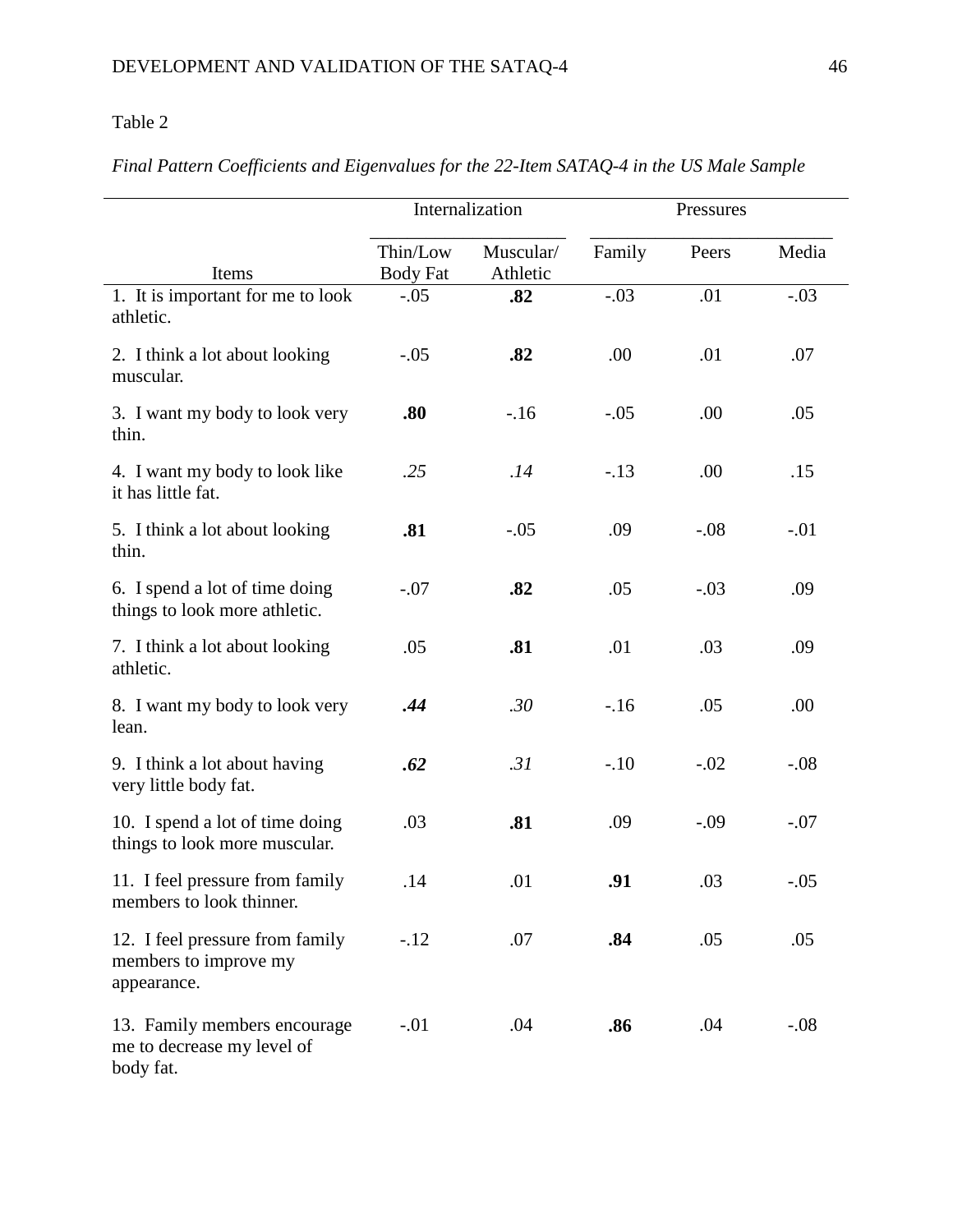Table 2

*Final Pattern Coefficients and Eigenvalues for the 22-Item SATAQ-4 in the US Male Sample*

| | Internalization | | Pressures | | |
|---|---|---|---|---|---|
| Items | Thin/Low Body Fat | Muscular/ Athletic | Family | Peers | Media |
| 1. It is important for me to look athletic. | -.05 | **.82** | -.03 | .01 | -.03 |
| 2. I think a lot about looking muscular. | -.05 | **.82** | .00 | .01 | .07 |
| 3. I want my body to look very thin. | **.80** | -.16 | -.05 | .00 | .05 |
| 4. I want my body to look like it has little fat. | *.25* | *.14* | -.13 | .00 | .15 |
| 5. I think a lot about looking thin. | **.81** | -.05 | .09 | -.08 | -.01 |
| 6. I spend a lot of time doing things to look more athletic. | -.07 | **.82** | .05 | -.03 | .09 |
| 7. I think a lot about looking athletic. | .05 | **.81** | .01 | .03 | .09 |
| 8. I want my body to look very lean. | ***.44*** | *.30* | -.16 | .05 | .00 |
| 9. I think a lot about having very little body fat. | ***.62*** | *.31* | -.10 | -.02 | -.08 |
| 10. I spend a lot of time doing things to look more muscular. | .03 | **.81** | .09 | -.09 | -.07 |
| 11. I feel pressure from family members to look thinner. | .14 | .01 | **.91** | .03 | -.05 |
| 12. I feel pressure from family members to improve my appearance. | -.12 | .07 | **.84** | .05 | .05 |
| 13. Family members encourage me to decrease my level of body fat. | -.01 | .04 | **.86** | .04 | -.08 |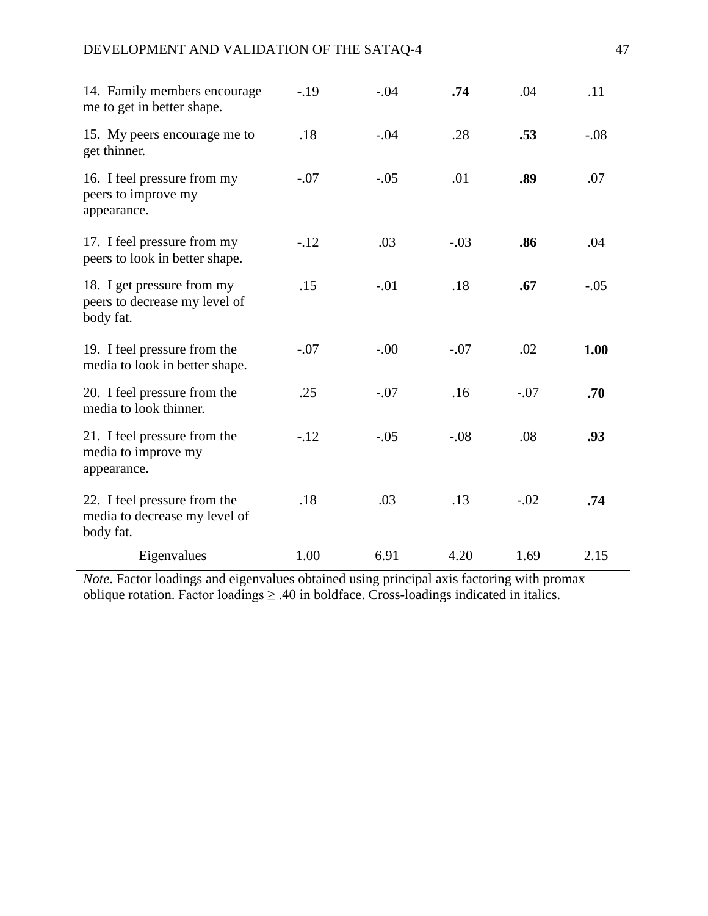| | | | | | |
|---|---|---|---|---|---|
| 14. Family members encourage me to get in better shape. | -.19 | -.04 | **.74** | .04 | .11 |
| 15. My peers encourage me to get thinner. | .18 | -.04 | .28 | **.53** | -.08 |
| 16. I feel pressure from my peers to improve my appearance. | -.07 | -.05 | .01 | **.89** | .07 |
| 17. I feel pressure from my peers to look in better shape. | -.12 | .03 | -.03 | **.86** | .04 |
| 18. I get pressure from my peers to decrease my level of body fat. | .15 | -.01 | .18 | **.67** | -.05 |
| 19. I feel pressure from the media to look in better shape. | -.07 | -.00 | -.07 | .02 | **1.00** |
| 20. I feel pressure from the media to look thinner. | .25 | -.07 | .16 | -.07 | **.70** |
| 21. I feel pressure from the media to improve my appearance. | -.12 | -.05 | -.08 | .08 | **.93** |
| 22. I feel pressure from the media to decrease my level of body fat. | .18 | .03 | .13 | -.02 | **.74** |
| Eigenvalues | 1.00 | 6.91 | 4.20 | 1.69 | 2.15 |

*Note*. Factor loadings and eigenvalues obtained using principal axis factoring with promax oblique rotation. Factor loadings ≥ .40 in boldface. Cross-loadings indicated in italics.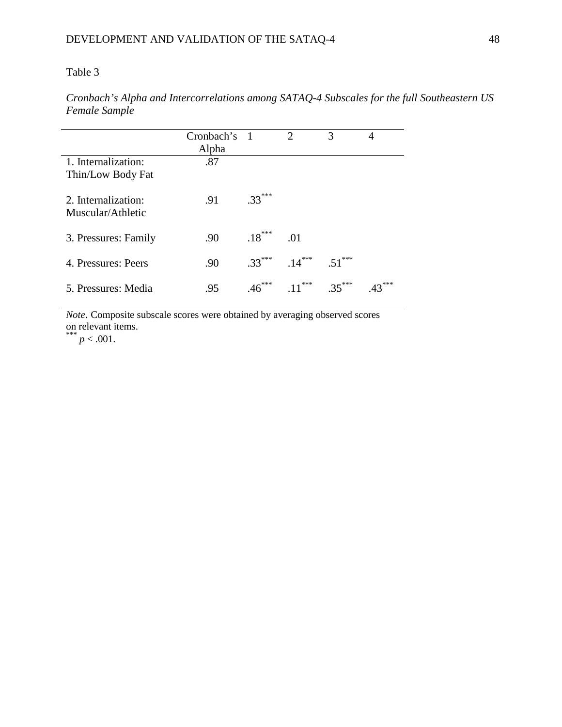Table 3

*Cronbach's Alpha and Intercorrelations among SATAQ-4 Subscales for the full Southeastern US Female Sample*

| | Cronbach's Alpha | 1 | 2 | 3 | 4 |
|---|---|---|---|---|---|
| 1. Internalization: Thin/Low Body Fat | .87 | | | | |
| 2. Internalization: Muscular/Athletic | .91 | .33*** | | | |
| 3. Pressures: Family | .90 | .18*** | .01 | | |
| 4. Pressures: Peers | .90 | .33*** | .14*** | .51*** | |
| 5. Pressures: Media | .95 | .46*** | .11*** | .35*** | .43*** |

*Note*. Composite subscale scores were obtained by averaging observed scores on relevant items.

*** $p < .001$.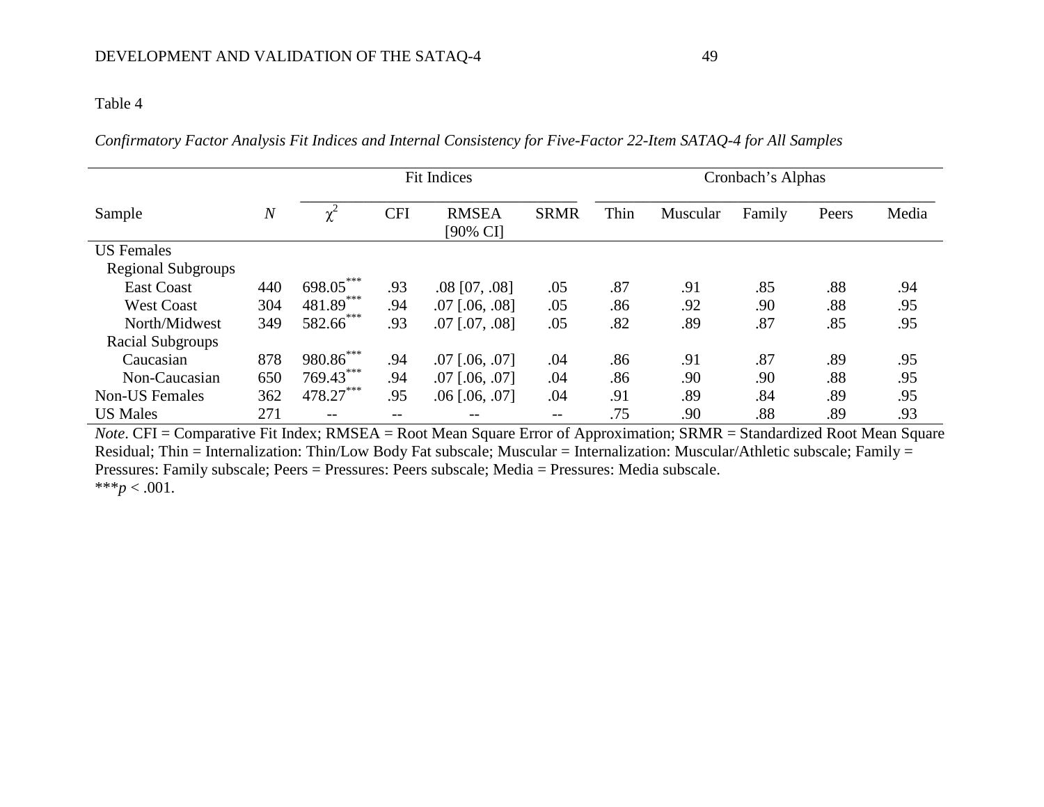Table 4

*Confirmatory Factor Analysis Fit Indices and Internal Consistency for Five-Factor 22-Item SATAQ-4 for All Samples*

| | | Fit Indices | | | | Cronbach's Alphas | | | | |
|---|---|---|---|---|---|---|---|---|---|---|
| Sample | *N* | $\chi^2$ | CFI | RMSEA [90% CI] | SRMR | Thin | Muscular | Family | Peers | Media |
| US Females | | | | | | | | | | |
| Regional Subgroups | | | | | | | | | | |
| East Coast | 440 | 698.05*** | .93 | .08 [07, .08] | .05 | .87 | .91 | .85 | .88 | .94 |
| West Coast | 304 | 481.89*** | .94 | .07 [.06, .08] | .05 | .86 | .92 | .90 | .88 | .95 |
| North/Midwest | 349 | 582.66*** | .93 | .07 [.07, .08] | .05 | .82 | .89 | .87 | .85 | .95 |
| Racial Subgroups | | | | | | | | | | |
| Caucasian | 878 | 980.86*** | .94 | .07 [.06, .07] | .04 | .86 | .91 | .87 | .89 | .95 |
| Non-Caucasian | 650 | 769.43*** | .94 | .07 [.06, .07] | .04 | .86 | .90 | .90 | .88 | .95 |
| Non-US Females | 362 | 478.27*** | .95 | .06 [.06, .07] | .04 | .91 | .89 | .84 | .89 | .95 |
| US Males | 271 | -- | -- | -- | -- | .75 | .90 | .88 | .89 | .93 |

*Note*. CFI = Comparative Fit Index; RMSEA = Root Mean Square Error of Approximation; SRMR = Standardized Root Mean Square Residual; Thin = Internalization: Thin/Low Body Fat subscale; Muscular = Internalization: Muscular/Athletic subscale; Family = Pressures: Family subscale; Peers = Pressures: Peers subscale; Media = Pressures: Media subscale.
***$p < .001$.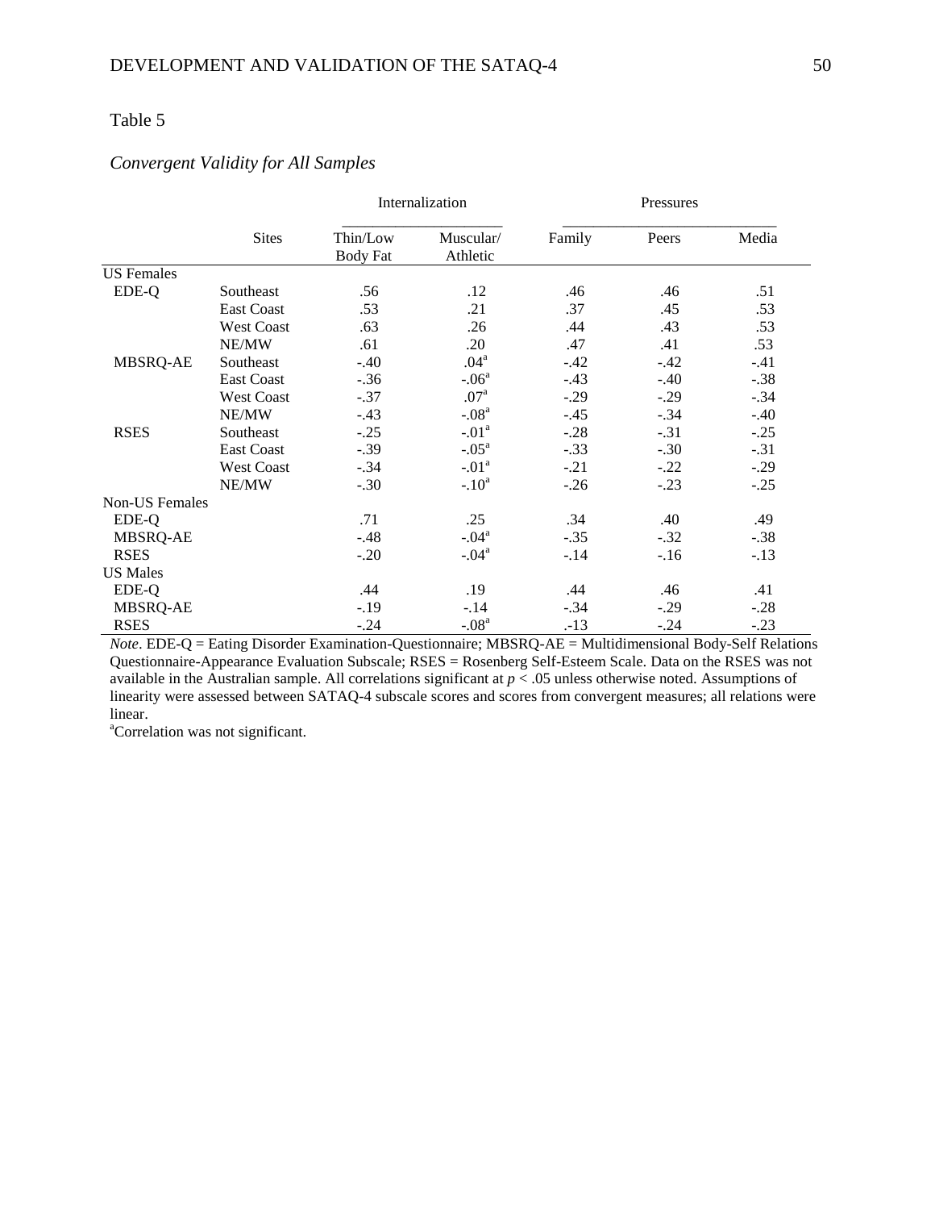Table 5

*Convergent Validity for All Samples*

| | Sites | Internalization | | Pressures | | |
|---|---|---|---|---|---|---|
| | | Thin/Low Body Fat | Muscular/ Athletic | Family | Peers | Media |
| US Females | | | | | | |
| EDE-Q | Southeast | .56 | .12 | .46 | .46 | .51 |
| | East Coast | .53 | .21 | .37 | .45 | .53 |
| | West Coast | .63 | .26 | .44 | .43 | .53 |
| | NE/MW | .61 | .20 | .47 | .41 | .53 |
| MBSRQ-AE | Southeast | -.40 | .04[a] | -.42 | -.42 | -.41 |
| | East Coast | -.36 | -.06[a] | -.43 | -.40 | -.38 |
| | West Coast | -.37 | .07[a] | -.29 | -.29 | -.34 |
| | NE/MW | -.43 | -.08[a] | -.45 | -.34 | -.40 |
| RSES | Southeast | -.25 | -.01[a] | -.28 | -.31 | -.25 |
| | East Coast | -.39 | -.05[a] | -.33 | -.30 | -.31 |
| | West Coast | -.34 | -.01[a] | -.21 | -.22 | -.29 |
| | NE/MW | -.30 | -.10[a] | -.26 | -.23 | -.25 |
| Non-US Females | | | | | | |
| EDE-Q | | .71 | .25 | .34 | .40 | .49 |
| MBSRQ-AE | | -.48 | -.04[a] | -.35 | -.32 | -.38 |
| RSES | | -.20 | -.04[a] | -.14 | -.16 | -.13 |
| US Males | | | | | | |
| EDE-Q | | .44 | .19 | .44 | .46 | .41 |
| MBSRQ-AE | | -.19 | -.14 | -.34 | -.29 | -.28 |
| RSES | | -.24 | -.08[a] | .-13 | -.24 | -.23 |

*Note*. EDE-Q = Eating Disorder Examination-Questionnaire; MBSRQ-AE = Multidimensional Body-Self Relations Questionnaire-Appearance Evaluation Subscale; RSES = Rosenberg Self-Esteem Scale. Data on the RSES was not available in the Australian sample. All correlations significant at $p < .05$ unless otherwise noted. Assumptions of linearity were assessed between SATAQ-4 subscale scores and scores from convergent measures; all relations were linear.

[a]Correlation was not significant.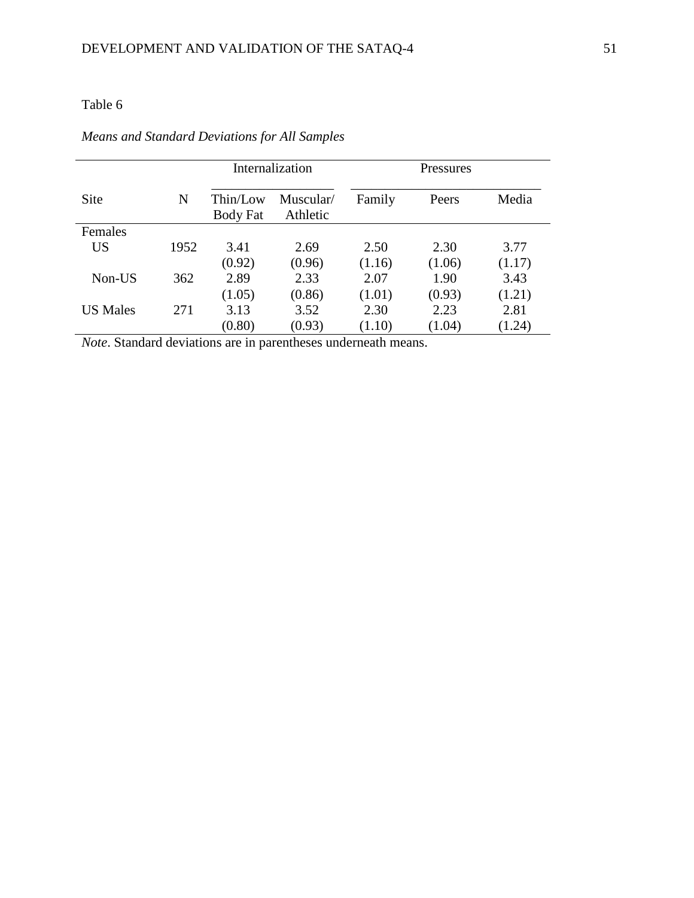Table 6

*Means and Standard Deviations for All Samples*

| Site | N | Internalization | | Pressures | | |
|---|---|---|---|---|---|---|
| | | Thin/Low Body Fat | Muscular/ Athletic | Family | Peers | Media |
| Females | | | | | | |
| US | 1952 | 3.41 | 2.69 | 2.50 | 2.30 | 3.77 |
| | | (0.92) | (0.96) | (1.16) | (1.06) | (1.17) |
| Non-US | 362 | 2.89 | 2.33 | 2.07 | 1.90 | 3.43 |
| | | (1.05) | (0.86) | (1.01) | (0.93) | (1.21) |
| US Males | 271 | 3.13 | 3.52 | 2.30 | 2.23 | 2.81 |
| | | (0.80) | (0.93) | (1.10) | (1.04) | (1.24) |

*Note*. Standard deviations are in parentheses underneath means.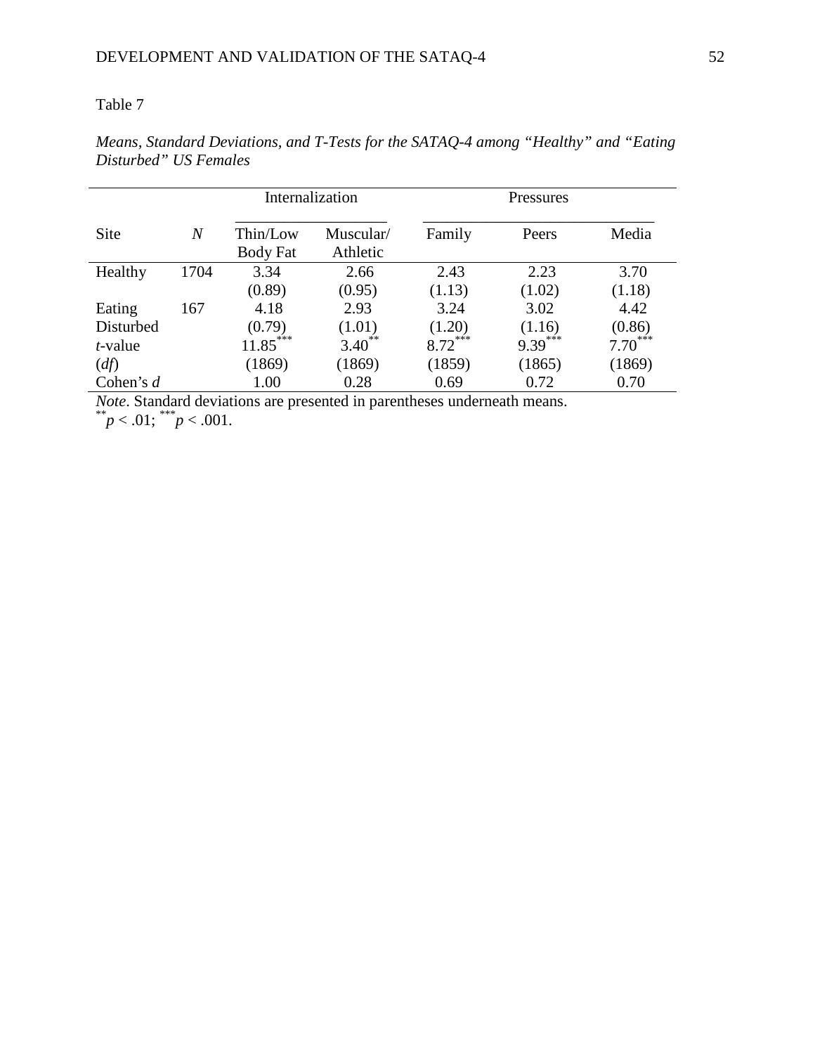Table 7

*Means, Standard Deviations, and T-Tests for the SATAQ-4 among "Healthy" and "Eating Disturbed" US Females*

| Site | $N$ | Internalization | | Pressures | | |
|---|---|---|---|---|---|---|
| | | Thin/Low Body Fat | Muscular/ Athletic | Family | Peers | Media |
| Healthy | 1704 | 3.34 | 2.66 | 2.43 | 2.23 | 3.70 |
| | | (0.89) | (0.95) | (1.13) | (1.02) | (1.18) |
| Eating Disturbed | 167 | 4.18 | 2.93 | 3.24 | 3.02 | 4.42 |
| | | (0.79) | (1.01) | (1.20) | (1.16) | (0.86) |
| *t*-value | | 11.85*** | 3.40** | 8.72*** | 9.39*** | 7.70*** |
| (*df*) | | (1869) | (1869) | (1859) | (1865) | (1869) |
| Cohen's *d* | | 1.00 | 0.28 | 0.69 | 0.72 | 0.70 |

*Note*. Standard deviations are presented in parentheses underneath means.
** $p < .01$; *** $p < .001$.